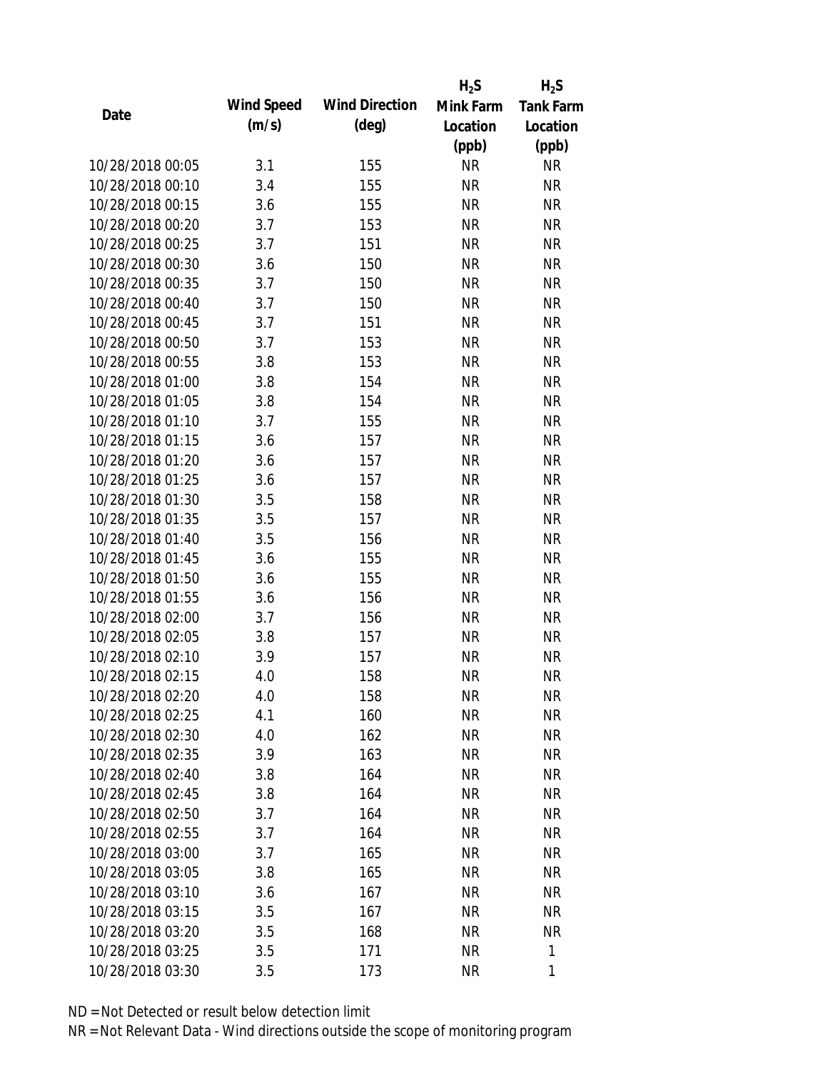| Date | Wind Speed (m/s) | Wind Direction (deg) | $H_2S$ Mink Farm Location (ppb) | $H_2S$ Tank Farm Location (ppb) |
|---|---|---|---|---|
| 10/28/2018 00:05 | 3.1 | 155 | NR | NR |
| 10/28/2018 00:10 | 3.4 | 155 | NR | NR |
| 10/28/2018 00:15 | 3.6 | 155 | NR | NR |
| 10/28/2018 00:20 | 3.7 | 153 | NR | NR |
| 10/28/2018 00:25 | 3.7 | 151 | NR | NR |
| 10/28/2018 00:30 | 3.6 | 150 | NR | NR |
| 10/28/2018 00:35 | 3.7 | 150 | NR | NR |
| 10/28/2018 00:40 | 3.7 | 150 | NR | NR |
| 10/28/2018 00:45 | 3.7 | 151 | NR | NR |
| 10/28/2018 00:50 | 3.7 | 153 | NR | NR |
| 10/28/2018 00:55 | 3.8 | 153 | NR | NR |
| 10/28/2018 01:00 | 3.8 | 154 | NR | NR |
| 10/28/2018 01:05 | 3.8 | 154 | NR | NR |
| 10/28/2018 01:10 | 3.7 | 155 | NR | NR |
| 10/28/2018 01:15 | 3.6 | 157 | NR | NR |
| 10/28/2018 01:20 | 3.6 | 157 | NR | NR |
| 10/28/2018 01:25 | 3.6 | 157 | NR | NR |
| 10/28/2018 01:30 | 3.5 | 158 | NR | NR |
| 10/28/2018 01:35 | 3.5 | 157 | NR | NR |
| 10/28/2018 01:40 | 3.5 | 156 | NR | NR |
| 10/28/2018 01:45 | 3.6 | 155 | NR | NR |
| 10/28/2018 01:50 | 3.6 | 155 | NR | NR |
| 10/28/2018 01:55 | 3.6 | 156 | NR | NR |
| 10/28/2018 02:00 | 3.7 | 156 | NR | NR |
| 10/28/2018 02:05 | 3.8 | 157 | NR | NR |
| 10/28/2018 02:10 | 3.9 | 157 | NR | NR |
| 10/28/2018 02:15 | 4.0 | 158 | NR | NR |
| 10/28/2018 02:20 | 4.0 | 158 | NR | NR |
| 10/28/2018 02:25 | 4.1 | 160 | NR | NR |
| 10/28/2018 02:30 | 4.0 | 162 | NR | NR |
| 10/28/2018 02:35 | 3.9 | 163 | NR | NR |
| 10/28/2018 02:40 | 3.8 | 164 | NR | NR |
| 10/28/2018 02:45 | 3.8 | 164 | NR | NR |
| 10/28/2018 02:50 | 3.7 | 164 | NR | NR |
| 10/28/2018 02:55 | 3.7 | 164 | NR | NR |
| 10/28/2018 03:00 | 3.7 | 165 | NR | NR |
| 10/28/2018 03:05 | 3.8 | 165 | NR | NR |
| 10/28/2018 03:10 | 3.6 | 167 | NR | NR |
| 10/28/2018 03:15 | 3.5 | 167 | NR | NR |
| 10/28/2018 03:20 | 3.5 | 168 | NR | NR |
| 10/28/2018 03:25 | 3.5 | 171 | NR | 1 |
| 10/28/2018 03:30 | 3.5 | 173 | NR | 1 |

ND = Not Detected or result below detection limit

NR = Not Relevant Data - Wind directions outside the scope of monitoring program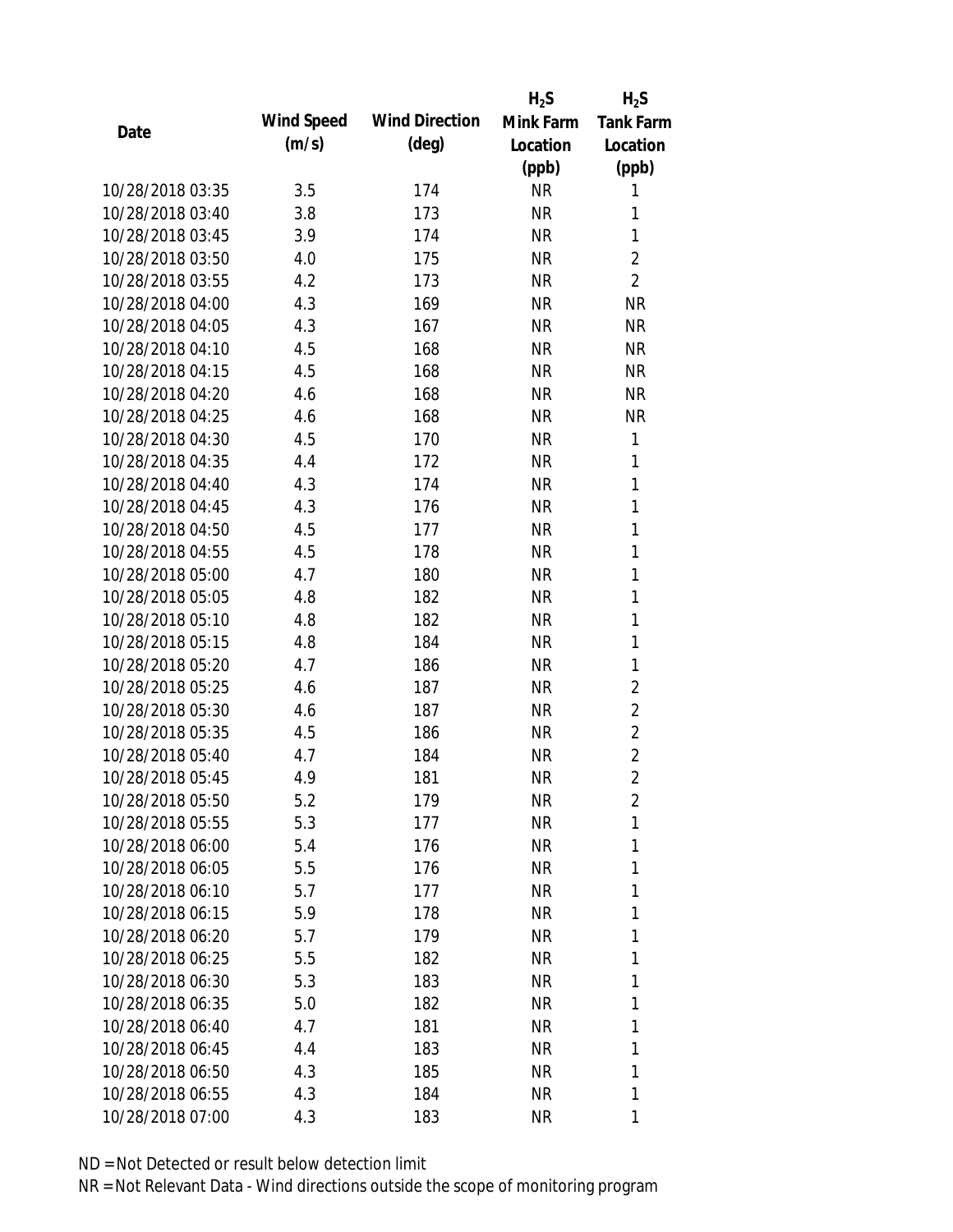| Date | Wind Speed (m/s) | Wind Direction (deg) | $H_2S$ Mink Farm Location (ppb) | $H_2S$ Tank Farm Location (ppb) |
|---|---|---|---|---|
| 10/28/2018 03:35 | 3.5 | 174 | NR | 1 |
| 10/28/2018 03:40 | 3.8 | 173 | NR | 1 |
| 10/28/2018 03:45 | 3.9 | 174 | NR | 1 |
| 10/28/2018 03:50 | 4.0 | 175 | NR | 2 |
| 10/28/2018 03:55 | 4.2 | 173 | NR | 2 |
| 10/28/2018 04:00 | 4.3 | 169 | NR | NR |
| 10/28/2018 04:05 | 4.3 | 167 | NR | NR |
| 10/28/2018 04:10 | 4.5 | 168 | NR | NR |
| 10/28/2018 04:15 | 4.5 | 168 | NR | NR |
| 10/28/2018 04:20 | 4.6 | 168 | NR | NR |
| 10/28/2018 04:25 | 4.6 | 168 | NR | NR |
| 10/28/2018 04:30 | 4.5 | 170 | NR | 1 |
| 10/28/2018 04:35 | 4.4 | 172 | NR | 1 |
| 10/28/2018 04:40 | 4.3 | 174 | NR | 1 |
| 10/28/2018 04:45 | 4.3 | 176 | NR | 1 |
| 10/28/2018 04:50 | 4.5 | 177 | NR | 1 |
| 10/28/2018 04:55 | 4.5 | 178 | NR | 1 |
| 10/28/2018 05:00 | 4.7 | 180 | NR | 1 |
| 10/28/2018 05:05 | 4.8 | 182 | NR | 1 |
| 10/28/2018 05:10 | 4.8 | 182 | NR | 1 |
| 10/28/2018 05:15 | 4.8 | 184 | NR | 1 |
| 10/28/2018 05:20 | 4.7 | 186 | NR | 1 |
| 10/28/2018 05:25 | 4.6 | 187 | NR | 2 |
| 10/28/2018 05:30 | 4.6 | 187 | NR | 2 |
| 10/28/2018 05:35 | 4.5 | 186 | NR | 2 |
| 10/28/2018 05:40 | 4.7 | 184 | NR | 2 |
| 10/28/2018 05:45 | 4.9 | 181 | NR | 2 |
| 10/28/2018 05:50 | 5.2 | 179 | NR | 2 |
| 10/28/2018 05:55 | 5.3 | 177 | NR | 1 |
| 10/28/2018 06:00 | 5.4 | 176 | NR | 1 |
| 10/28/2018 06:05 | 5.5 | 176 | NR | 1 |
| 10/28/2018 06:10 | 5.7 | 177 | NR | 1 |
| 10/28/2018 06:15 | 5.9 | 178 | NR | 1 |
| 10/28/2018 06:20 | 5.7 | 179 | NR | 1 |
| 10/28/2018 06:25 | 5.5 | 182 | NR | 1 |
| 10/28/2018 06:30 | 5.3 | 183 | NR | 1 |
| 10/28/2018 06:35 | 5.0 | 182 | NR | 1 |
| 10/28/2018 06:40 | 4.7 | 181 | NR | 1 |
| 10/28/2018 06:45 | 4.4 | 183 | NR | 1 |
| 10/28/2018 06:50 | 4.3 | 185 | NR | 1 |
| 10/28/2018 06:55 | 4.3 | 184 | NR | 1 |
| 10/28/2018 07:00 | 4.3 | 183 | NR | 1 |

ND = Not Detected or result below detection limit

NR = Not Relevant Data - Wind directions outside the scope of monitoring program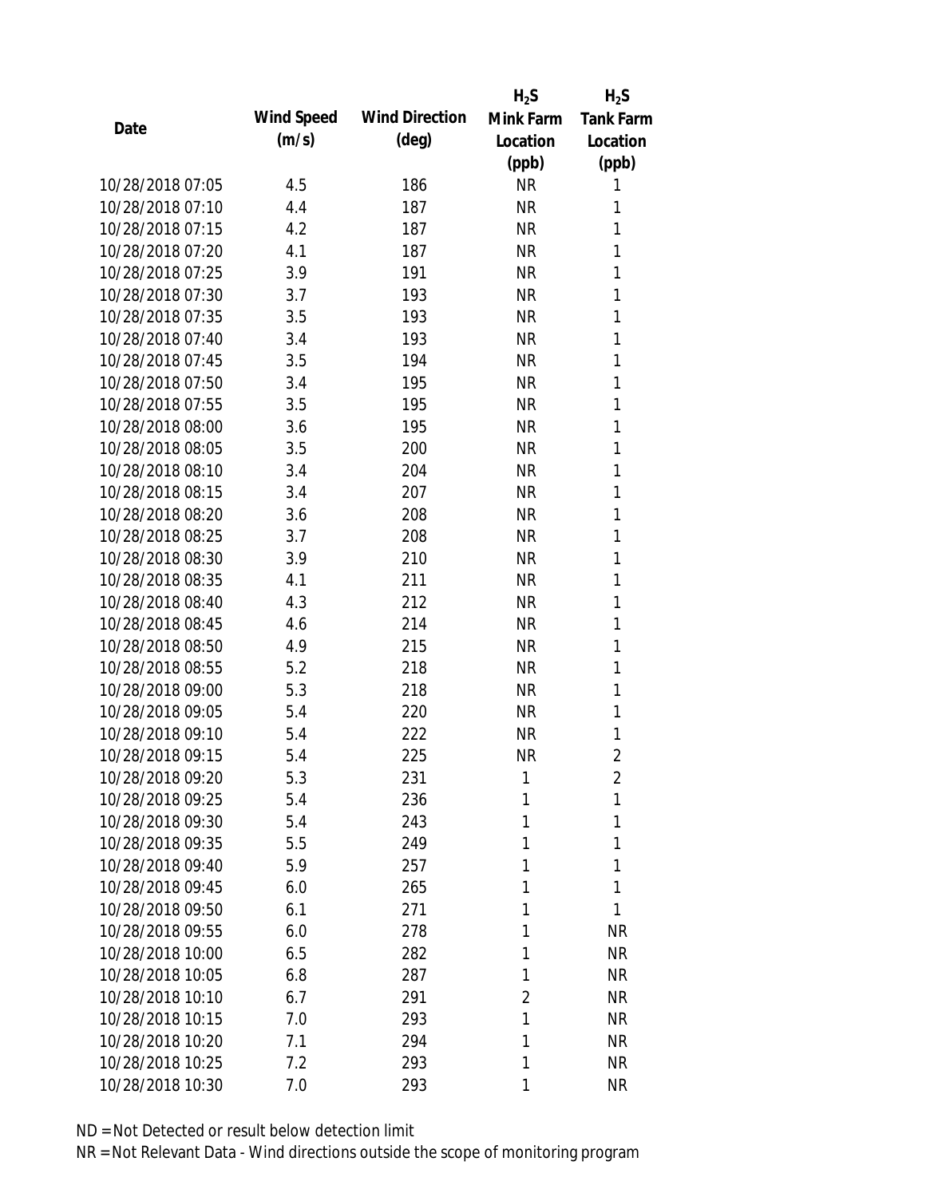| Date | Wind Speed (m/s) | Wind Direction (deg) | $H_2S$ Mink Farm Location (ppb) | $H_2S$ Tank Farm Location (ppb) |
|---|---|---|---|---|
| 10/28/2018 07:05 | 4.5 | 186 | NR | 1 |
| 10/28/2018 07:10 | 4.4 | 187 | NR | 1 |
| 10/28/2018 07:15 | 4.2 | 187 | NR | 1 |
| 10/28/2018 07:20 | 4.1 | 187 | NR | 1 |
| 10/28/2018 07:25 | 3.9 | 191 | NR | 1 |
| 10/28/2018 07:30 | 3.7 | 193 | NR | 1 |
| 10/28/2018 07:35 | 3.5 | 193 | NR | 1 |
| 10/28/2018 07:40 | 3.4 | 193 | NR | 1 |
| 10/28/2018 07:45 | 3.5 | 194 | NR | 1 |
| 10/28/2018 07:50 | 3.4 | 195 | NR | 1 |
| 10/28/2018 07:55 | 3.5 | 195 | NR | 1 |
| 10/28/2018 08:00 | 3.6 | 195 | NR | 1 |
| 10/28/2018 08:05 | 3.5 | 200 | NR | 1 |
| 10/28/2018 08:10 | 3.4 | 204 | NR | 1 |
| 10/28/2018 08:15 | 3.4 | 207 | NR | 1 |
| 10/28/2018 08:20 | 3.6 | 208 | NR | 1 |
| 10/28/2018 08:25 | 3.7 | 208 | NR | 1 |
| 10/28/2018 08:30 | 3.9 | 210 | NR | 1 |
| 10/28/2018 08:35 | 4.1 | 211 | NR | 1 |
| 10/28/2018 08:40 | 4.3 | 212 | NR | 1 |
| 10/28/2018 08:45 | 4.6 | 214 | NR | 1 |
| 10/28/2018 08:50 | 4.9 | 215 | NR | 1 |
| 10/28/2018 08:55 | 5.2 | 218 | NR | 1 |
| 10/28/2018 09:00 | 5.3 | 218 | NR | 1 |
| 10/28/2018 09:05 | 5.4 | 220 | NR | 1 |
| 10/28/2018 09:10 | 5.4 | 222 | NR | 1 |
| 10/28/2018 09:15 | 5.4 | 225 | NR | 2 |
| 10/28/2018 09:20 | 5.3 | 231 | 1 | 2 |
| 10/28/2018 09:25 | 5.4 | 236 | 1 | 1 |
| 10/28/2018 09:30 | 5.4 | 243 | 1 | 1 |
| 10/28/2018 09:35 | 5.5 | 249 | 1 | 1 |
| 10/28/2018 09:40 | 5.9 | 257 | 1 | 1 |
| 10/28/2018 09:45 | 6.0 | 265 | 1 | 1 |
| 10/28/2018 09:50 | 6.1 | 271 | 1 | 1 |
| 10/28/2018 09:55 | 6.0 | 278 | 1 | NR |
| 10/28/2018 10:00 | 6.5 | 282 | 1 | NR |
| 10/28/2018 10:05 | 6.8 | 287 | 1 | NR |
| 10/28/2018 10:10 | 6.7 | 291 | 2 | NR |
| 10/28/2018 10:15 | 7.0 | 293 | 1 | NR |
| 10/28/2018 10:20 | 7.1 | 294 | 1 | NR |
| 10/28/2018 10:25 | 7.2 | 293 | 1 | NR |
| 10/28/2018 10:30 | 7.0 | 293 | 1 | NR |

ND = Not Detected or result below detection limit

NR = Not Relevant Data - Wind directions outside the scope of monitoring program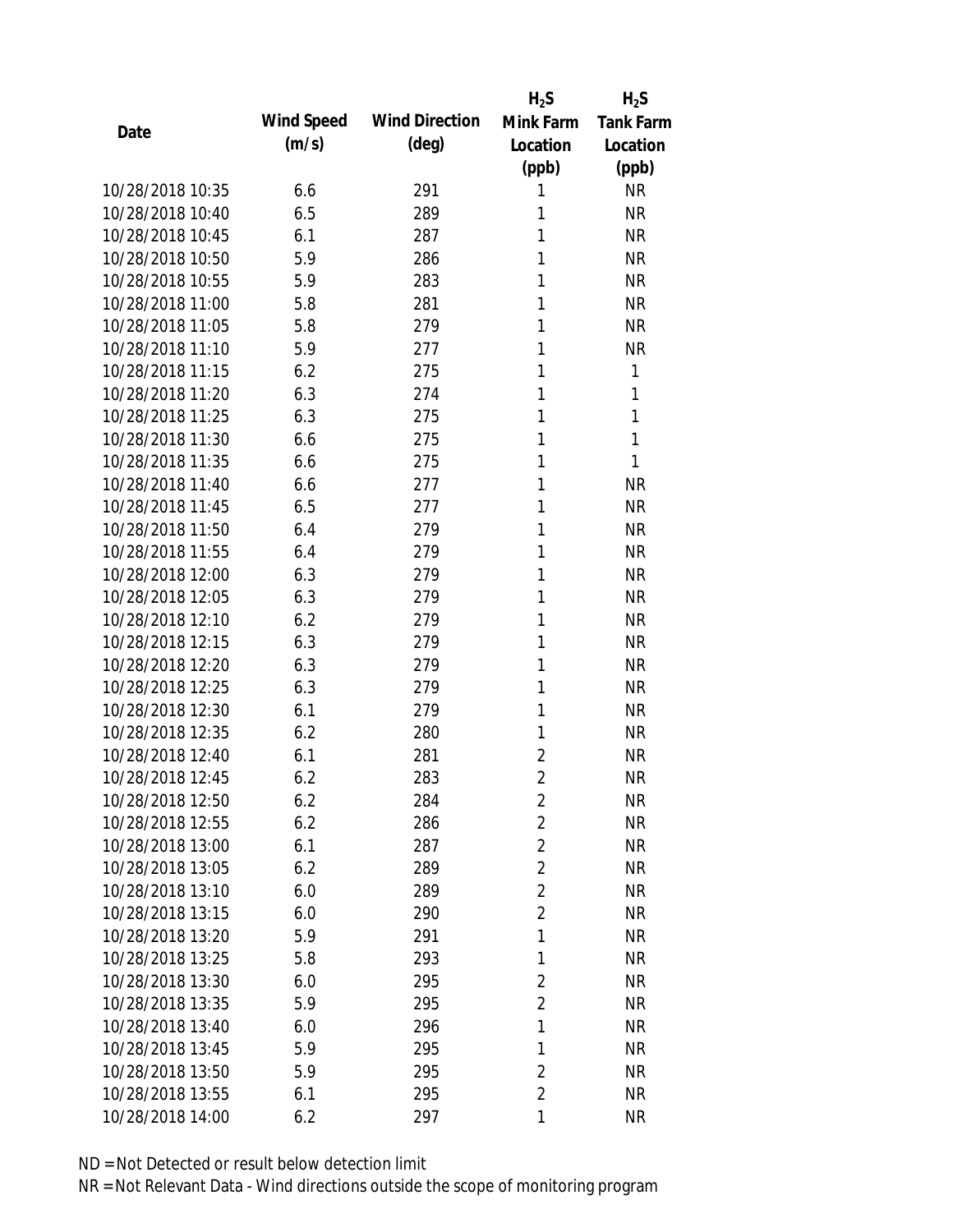| Date | Wind Speed (m/s) | Wind Direction (deg) | $H_2S$ Mink Farm Location (ppb) | $H_2S$ Tank Farm Location (ppb) |
|---|---|---|---|---|
| 10/28/2018 10:35 | 6.6 | 291 | 1 | NR |
| 10/28/2018 10:40 | 6.5 | 289 | 1 | NR |
| 10/28/2018 10:45 | 6.1 | 287 | 1 | NR |
| 10/28/2018 10:50 | 5.9 | 286 | 1 | NR |
| 10/28/2018 10:55 | 5.9 | 283 | 1 | NR |
| 10/28/2018 11:00 | 5.8 | 281 | 1 | NR |
| 10/28/2018 11:05 | 5.8 | 279 | 1 | NR |
| 10/28/2018 11:10 | 5.9 | 277 | 1 | NR |
| 10/28/2018 11:15 | 6.2 | 275 | 1 | 1 |
| 10/28/2018 11:20 | 6.3 | 274 | 1 | 1 |
| 10/28/2018 11:25 | 6.3 | 275 | 1 | 1 |
| 10/28/2018 11:30 | 6.6 | 275 | 1 | 1 |
| 10/28/2018 11:35 | 6.6 | 275 | 1 | 1 |
| 10/28/2018 11:40 | 6.6 | 277 | 1 | NR |
| 10/28/2018 11:45 | 6.5 | 277 | 1 | NR |
| 10/28/2018 11:50 | 6.4 | 279 | 1 | NR |
| 10/28/2018 11:55 | 6.4 | 279 | 1 | NR |
| 10/28/2018 12:00 | 6.3 | 279 | 1 | NR |
| 10/28/2018 12:05 | 6.3 | 279 | 1 | NR |
| 10/28/2018 12:10 | 6.2 | 279 | 1 | NR |
| 10/28/2018 12:15 | 6.3 | 279 | 1 | NR |
| 10/28/2018 12:20 | 6.3 | 279 | 1 | NR |
| 10/28/2018 12:25 | 6.3 | 279 | 1 | NR |
| 10/28/2018 12:30 | 6.1 | 279 | 1 | NR |
| 10/28/2018 12:35 | 6.2 | 280 | 1 | NR |
| 10/28/2018 12:40 | 6.1 | 281 | 2 | NR |
| 10/28/2018 12:45 | 6.2 | 283 | 2 | NR |
| 10/28/2018 12:50 | 6.2 | 284 | 2 | NR |
| 10/28/2018 12:55 | 6.2 | 286 | 2 | NR |
| 10/28/2018 13:00 | 6.1 | 287 | 2 | NR |
| 10/28/2018 13:05 | 6.2 | 289 | 2 | NR |
| 10/28/2018 13:10 | 6.0 | 289 | 2 | NR |
| 10/28/2018 13:15 | 6.0 | 290 | 2 | NR |
| 10/28/2018 13:20 | 5.9 | 291 | 1 | NR |
| 10/28/2018 13:25 | 5.8 | 293 | 1 | NR |
| 10/28/2018 13:30 | 6.0 | 295 | 2 | NR |
| 10/28/2018 13:35 | 5.9 | 295 | 2 | NR |
| 10/28/2018 13:40 | 6.0 | 296 | 1 | NR |
| 10/28/2018 13:45 | 5.9 | 295 | 1 | NR |
| 10/28/2018 13:50 | 5.9 | 295 | 2 | NR |
| 10/28/2018 13:55 | 6.1 | 295 | 2 | NR |
| 10/28/2018 14:00 | 6.2 | 297 | 1 | NR |

ND = Not Detected or result below detection limit

NR = Not Relevant Data - Wind directions outside the scope of monitoring program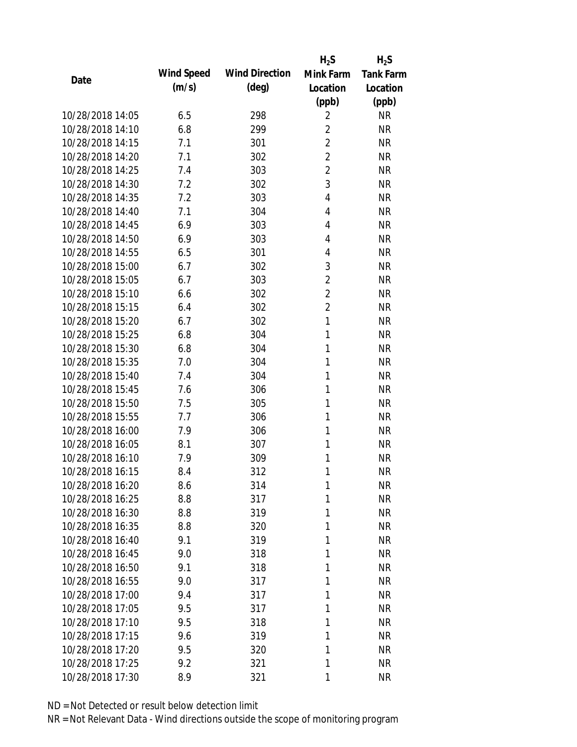| Date | Wind Speed (m/s) | Wind Direction (deg) | $H_2S$ Mink Farm Location (ppb) | $H_2S$ Tank Farm Location (ppb) |
|---|---|---|---|---|
| 10/28/2018 14:05 | 6.5 | 298 | 2 | NR |
| 10/28/2018 14:10 | 6.8 | 299 | 2 | NR |
| 10/28/2018 14:15 | 7.1 | 301 | 2 | NR |
| 10/28/2018 14:20 | 7.1 | 302 | 2 | NR |
| 10/28/2018 14:25 | 7.4 | 303 | 2 | NR |
| 10/28/2018 14:30 | 7.2 | 302 | 3 | NR |
| 10/28/2018 14:35 | 7.2 | 303 | 4 | NR |
| 10/28/2018 14:40 | 7.1 | 304 | 4 | NR |
| 10/28/2018 14:45 | 6.9 | 303 | 4 | NR |
| 10/28/2018 14:50 | 6.9 | 303 | 4 | NR |
| 10/28/2018 14:55 | 6.5 | 301 | 4 | NR |
| 10/28/2018 15:00 | 6.7 | 302 | 3 | NR |
| 10/28/2018 15:05 | 6.7 | 303 | 2 | NR |
| 10/28/2018 15:10 | 6.6 | 302 | 2 | NR |
| 10/28/2018 15:15 | 6.4 | 302 | 2 | NR |
| 10/28/2018 15:20 | 6.7 | 302 | 1 | NR |
| 10/28/2018 15:25 | 6.8 | 304 | 1 | NR |
| 10/28/2018 15:30 | 6.8 | 304 | 1 | NR |
| 10/28/2018 15:35 | 7.0 | 304 | 1 | NR |
| 10/28/2018 15:40 | 7.4 | 304 | 1 | NR |
| 10/28/2018 15:45 | 7.6 | 306 | 1 | NR |
| 10/28/2018 15:50 | 7.5 | 305 | 1 | NR |
| 10/28/2018 15:55 | 7.7 | 306 | 1 | NR |
| 10/28/2018 16:00 | 7.9 | 306 | 1 | NR |
| 10/28/2018 16:05 | 8.1 | 307 | 1 | NR |
| 10/28/2018 16:10 | 7.9 | 309 | 1 | NR |
| 10/28/2018 16:15 | 8.4 | 312 | 1 | NR |
| 10/28/2018 16:20 | 8.6 | 314 | 1 | NR |
| 10/28/2018 16:25 | 8.8 | 317 | 1 | NR |
| 10/28/2018 16:30 | 8.8 | 319 | 1 | NR |
| 10/28/2018 16:35 | 8.8 | 320 | 1 | NR |
| 10/28/2018 16:40 | 9.1 | 319 | 1 | NR |
| 10/28/2018 16:45 | 9.0 | 318 | 1 | NR |
| 10/28/2018 16:50 | 9.1 | 318 | 1 | NR |
| 10/28/2018 16:55 | 9.0 | 317 | 1 | NR |
| 10/28/2018 17:00 | 9.4 | 317 | 1 | NR |
| 10/28/2018 17:05 | 9.5 | 317 | 1 | NR |
| 10/28/2018 17:10 | 9.5 | 318 | 1 | NR |
| 10/28/2018 17:15 | 9.6 | 319 | 1 | NR |
| 10/28/2018 17:20 | 9.5 | 320 | 1 | NR |
| 10/28/2018 17:25 | 9.2 | 321 | 1 | NR |
| 10/28/2018 17:30 | 8.9 | 321 | 1 | NR |

ND = Not Detected or result below detection limit

NR = Not Relevant Data - Wind directions outside the scope of monitoring program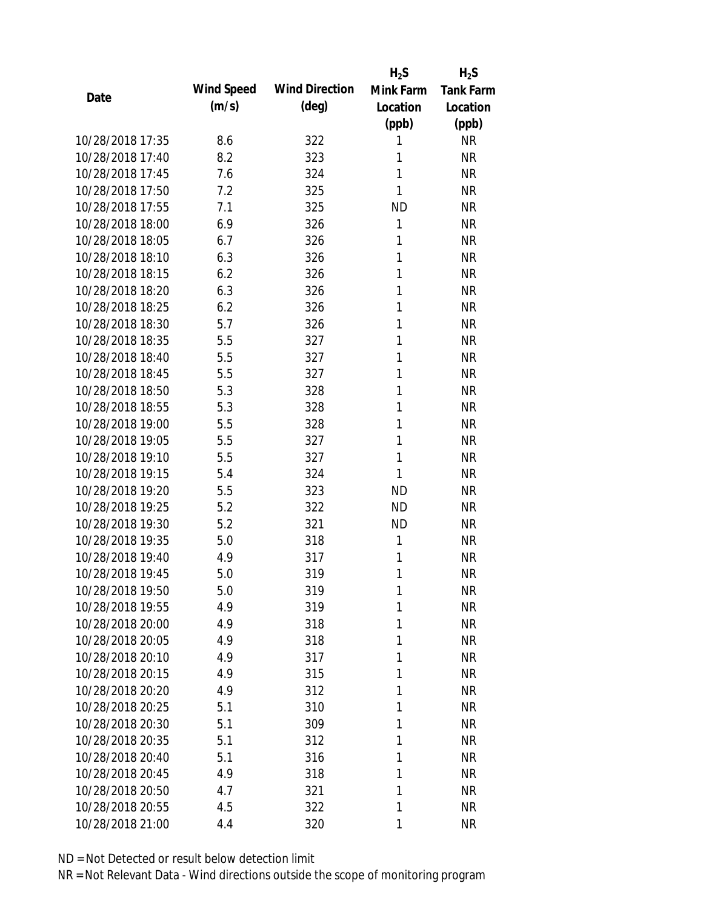| Date | Wind Speed (m/s) | Wind Direction (deg) | $H_2S$ Mink Farm Location (ppb) | $H_2S$ Tank Farm Location (ppb) |
|---|---|---|---|---|
| 10/28/2018 17:35 | 8.6 | 322 | 1 | NR |
| 10/28/2018 17:40 | 8.2 | 323 | 1 | NR |
| 10/28/2018 17:45 | 7.6 | 324 | 1 | NR |
| 10/28/2018 17:50 | 7.2 | 325 | 1 | NR |
| 10/28/2018 17:55 | 7.1 | 325 | ND | NR |
| 10/28/2018 18:00 | 6.9 | 326 | 1 | NR |
| 10/28/2018 18:05 | 6.7 | 326 | 1 | NR |
| 10/28/2018 18:10 | 6.3 | 326 | 1 | NR |
| 10/28/2018 18:15 | 6.2 | 326 | 1 | NR |
| 10/28/2018 18:20 | 6.3 | 326 | 1 | NR |
| 10/28/2018 18:25 | 6.2 | 326 | 1 | NR |
| 10/28/2018 18:30 | 5.7 | 326 | 1 | NR |
| 10/28/2018 18:35 | 5.5 | 327 | 1 | NR |
| 10/28/2018 18:40 | 5.5 | 327 | 1 | NR |
| 10/28/2018 18:45 | 5.5 | 327 | 1 | NR |
| 10/28/2018 18:50 | 5.3 | 328 | 1 | NR |
| 10/28/2018 18:55 | 5.3 | 328 | 1 | NR |
| 10/28/2018 19:00 | 5.5 | 328 | 1 | NR |
| 10/28/2018 19:05 | 5.5 | 327 | 1 | NR |
| 10/28/2018 19:10 | 5.5 | 327 | 1 | NR |
| 10/28/2018 19:15 | 5.4 | 324 | 1 | NR |
| 10/28/2018 19:20 | 5.5 | 323 | ND | NR |
| 10/28/2018 19:25 | 5.2 | 322 | ND | NR |
| 10/28/2018 19:30 | 5.2 | 321 | ND | NR |
| 10/28/2018 19:35 | 5.0 | 318 | 1 | NR |
| 10/28/2018 19:40 | 4.9 | 317 | 1 | NR |
| 10/28/2018 19:45 | 5.0 | 319 | 1 | NR |
| 10/28/2018 19:50 | 5.0 | 319 | 1 | NR |
| 10/28/2018 19:55 | 4.9 | 319 | 1 | NR |
| 10/28/2018 20:00 | 4.9 | 318 | 1 | NR |
| 10/28/2018 20:05 | 4.9 | 318 | 1 | NR |
| 10/28/2018 20:10 | 4.9 | 317 | 1 | NR |
| 10/28/2018 20:15 | 4.9 | 315 | 1 | NR |
| 10/28/2018 20:20 | 4.9 | 312 | 1 | NR |
| 10/28/2018 20:25 | 5.1 | 310 | 1 | NR |
| 10/28/2018 20:30 | 5.1 | 309 | 1 | NR |
| 10/28/2018 20:35 | 5.1 | 312 | 1 | NR |
| 10/28/2018 20:40 | 5.1 | 316 | 1 | NR |
| 10/28/2018 20:45 | 4.9 | 318 | 1 | NR |
| 10/28/2018 20:50 | 4.7 | 321 | 1 | NR |
| 10/28/2018 20:55 | 4.5 | 322 | 1 | NR |
| 10/28/2018 21:00 | 4.4 | 320 | 1 | NR |

ND = Not Detected or result below detection limit

NR = Not Relevant Data - Wind directions outside the scope of monitoring program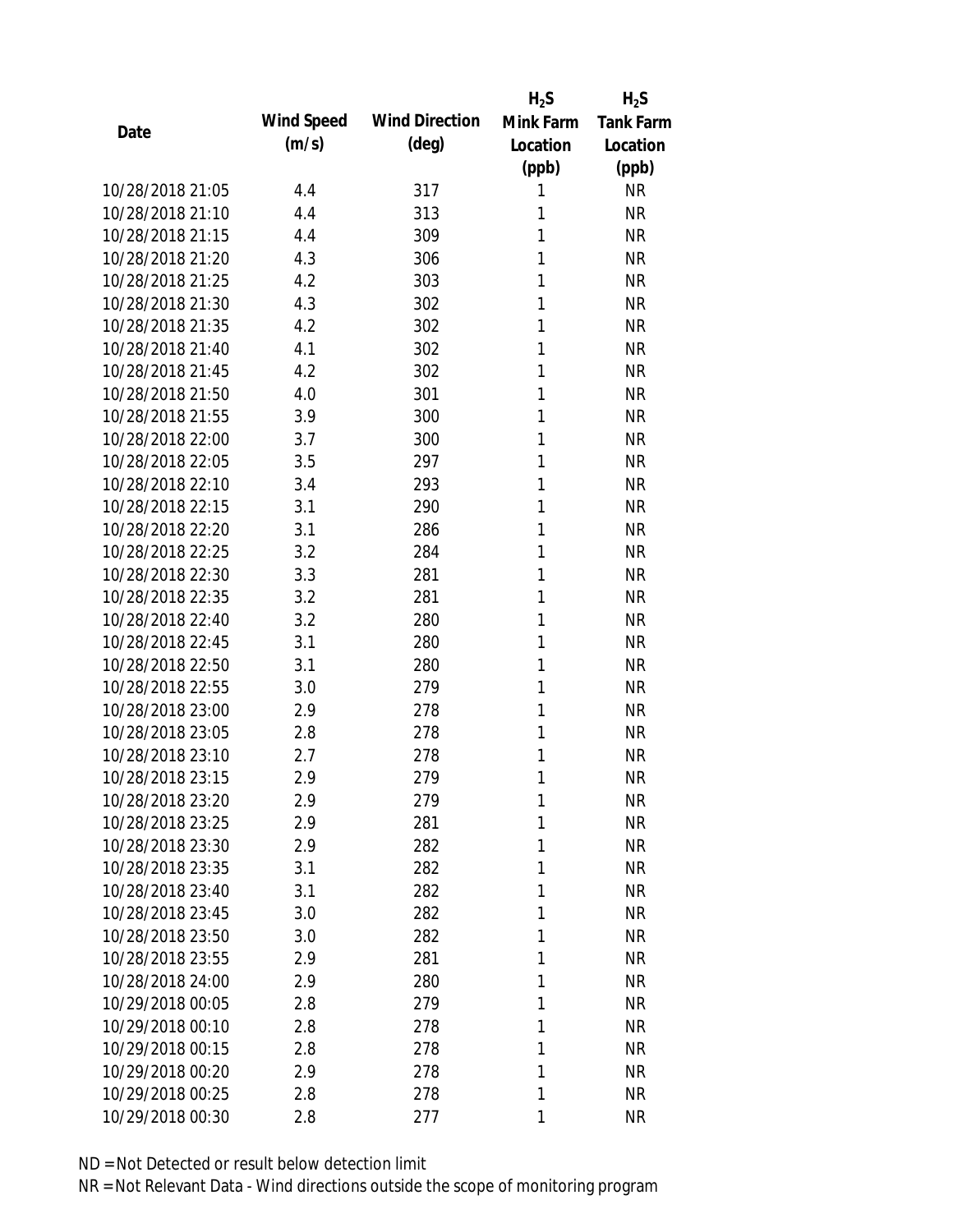| Date | Wind Speed (m/s) | Wind Direction (deg) | $H_2S$ Mink Farm Location (ppb) | $H_2S$ Tank Farm Location (ppb) |
|---|---|---|---|---|
| 10/28/2018 21:05 | 4.4 | 317 | 1 | NR |
| 10/28/2018 21:10 | 4.4 | 313 | 1 | NR |
| 10/28/2018 21:15 | 4.4 | 309 | 1 | NR |
| 10/28/2018 21:20 | 4.3 | 306 | 1 | NR |
| 10/28/2018 21:25 | 4.2 | 303 | 1 | NR |
| 10/28/2018 21:30 | 4.3 | 302 | 1 | NR |
| 10/28/2018 21:35 | 4.2 | 302 | 1 | NR |
| 10/28/2018 21:40 | 4.1 | 302 | 1 | NR |
| 10/28/2018 21:45 | 4.2 | 302 | 1 | NR |
| 10/28/2018 21:50 | 4.0 | 301 | 1 | NR |
| 10/28/2018 21:55 | 3.9 | 300 | 1 | NR |
| 10/28/2018 22:00 | 3.7 | 300 | 1 | NR |
| 10/28/2018 22:05 | 3.5 | 297 | 1 | NR |
| 10/28/2018 22:10 | 3.4 | 293 | 1 | NR |
| 10/28/2018 22:15 | 3.1 | 290 | 1 | NR |
| 10/28/2018 22:20 | 3.1 | 286 | 1 | NR |
| 10/28/2018 22:25 | 3.2 | 284 | 1 | NR |
| 10/28/2018 22:30 | 3.3 | 281 | 1 | NR |
| 10/28/2018 22:35 | 3.2 | 281 | 1 | NR |
| 10/28/2018 22:40 | 3.2 | 280 | 1 | NR |
| 10/28/2018 22:45 | 3.1 | 280 | 1 | NR |
| 10/28/2018 22:50 | 3.1 | 280 | 1 | NR |
| 10/28/2018 22:55 | 3.0 | 279 | 1 | NR |
| 10/28/2018 23:00 | 2.9 | 278 | 1 | NR |
| 10/28/2018 23:05 | 2.8 | 278 | 1 | NR |
| 10/28/2018 23:10 | 2.7 | 278 | 1 | NR |
| 10/28/2018 23:15 | 2.9 | 279 | 1 | NR |
| 10/28/2018 23:20 | 2.9 | 279 | 1 | NR |
| 10/28/2018 23:25 | 2.9 | 281 | 1 | NR |
| 10/28/2018 23:30 | 2.9 | 282 | 1 | NR |
| 10/28/2018 23:35 | 3.1 | 282 | 1 | NR |
| 10/28/2018 23:40 | 3.1 | 282 | 1 | NR |
| 10/28/2018 23:45 | 3.0 | 282 | 1 | NR |
| 10/28/2018 23:50 | 3.0 | 282 | 1 | NR |
| 10/28/2018 23:55 | 2.9 | 281 | 1 | NR |
| 10/28/2018 24:00 | 2.9 | 280 | 1 | NR |
| 10/29/2018 00:05 | 2.8 | 279 | 1 | NR |
| 10/29/2018 00:10 | 2.8 | 278 | 1 | NR |
| 10/29/2018 00:15 | 2.8 | 278 | 1 | NR |
| 10/29/2018 00:20 | 2.9 | 278 | 1 | NR |
| 10/29/2018 00:25 | 2.8 | 278 | 1 | NR |
| 10/29/2018 00:30 | 2.8 | 277 | 1 | NR |

ND = Not Detected or result below detection limit

NR = Not Relevant Data - Wind directions outside the scope of monitoring program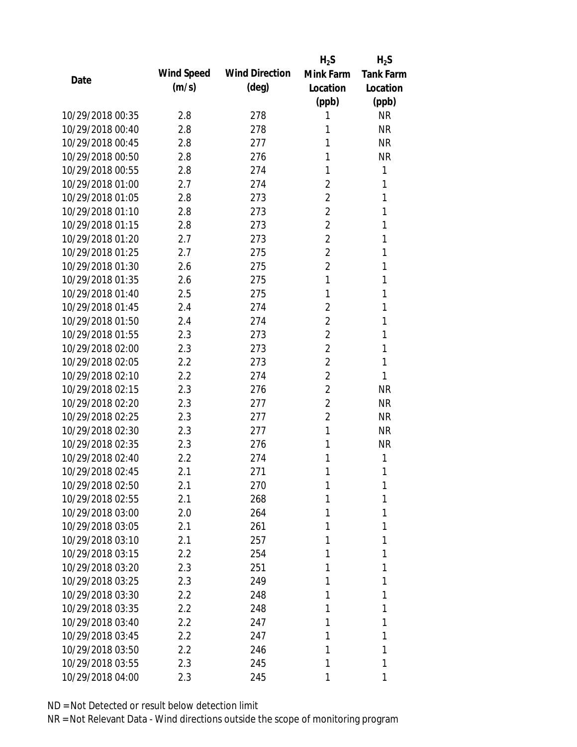| Date | Wind Speed (m/s) | Wind Direction (deg) | $H_2S$ Mink Farm Location (ppb) | $H_2S$ Tank Farm Location (ppb) |
|---|---|---|---|---|
| 10/29/2018 00:35 | 2.8 | 278 | 1 | NR |
| 10/29/2018 00:40 | 2.8 | 278 | 1 | NR |
| 10/29/2018 00:45 | 2.8 | 277 | 1 | NR |
| 10/29/2018 00:50 | 2.8 | 276 | 1 | NR |
| 10/29/2018 00:55 | 2.8 | 274 | 1 | 1 |
| 10/29/2018 01:00 | 2.7 | 274 | 2 | 1 |
| 10/29/2018 01:05 | 2.8 | 273 | 2 | 1 |
| 10/29/2018 01:10 | 2.8 | 273 | 2 | 1 |
| 10/29/2018 01:15 | 2.8 | 273 | 2 | 1 |
| 10/29/2018 01:20 | 2.7 | 273 | 2 | 1 |
| 10/29/2018 01:25 | 2.7 | 275 | 2 | 1 |
| 10/29/2018 01:30 | 2.6 | 275 | 2 | 1 |
| 10/29/2018 01:35 | 2.6 | 275 | 1 | 1 |
| 10/29/2018 01:40 | 2.5 | 275 | 1 | 1 |
| 10/29/2018 01:45 | 2.4 | 274 | 2 | 1 |
| 10/29/2018 01:50 | 2.4 | 274 | 2 | 1 |
| 10/29/2018 01:55 | 2.3 | 273 | 2 | 1 |
| 10/29/2018 02:00 | 2.3 | 273 | 2 | 1 |
| 10/29/2018 02:05 | 2.2 | 273 | 2 | 1 |
| 10/29/2018 02:10 | 2.2 | 274 | 2 | 1 |
| 10/29/2018 02:15 | 2.3 | 276 | 2 | NR |
| 10/29/2018 02:20 | 2.3 | 277 | 2 | NR |
| 10/29/2018 02:25 | 2.3 | 277 | 2 | NR |
| 10/29/2018 02:30 | 2.3 | 277 | 1 | NR |
| 10/29/2018 02:35 | 2.3 | 276 | 1 | NR |
| 10/29/2018 02:40 | 2.2 | 274 | 1 | 1 |
| 10/29/2018 02:45 | 2.1 | 271 | 1 | 1 |
| 10/29/2018 02:50 | 2.1 | 270 | 1 | 1 |
| 10/29/2018 02:55 | 2.1 | 268 | 1 | 1 |
| 10/29/2018 03:00 | 2.0 | 264 | 1 | 1 |
| 10/29/2018 03:05 | 2.1 | 261 | 1 | 1 |
| 10/29/2018 03:10 | 2.1 | 257 | 1 | 1 |
| 10/29/2018 03:15 | 2.2 | 254 | 1 | 1 |
| 10/29/2018 03:20 | 2.3 | 251 | 1 | 1 |
| 10/29/2018 03:25 | 2.3 | 249 | 1 | 1 |
| 10/29/2018 03:30 | 2.2 | 248 | 1 | 1 |
| 10/29/2018 03:35 | 2.2 | 248 | 1 | 1 |
| 10/29/2018 03:40 | 2.2 | 247 | 1 | 1 |
| 10/29/2018 03:45 | 2.2 | 247 | 1 | 1 |
| 10/29/2018 03:50 | 2.2 | 246 | 1 | 1 |
| 10/29/2018 03:55 | 2.3 | 245 | 1 | 1 |
| 10/29/2018 04:00 | 2.3 | 245 | 1 | 1 |

ND = Not Detected or result below detection limit

NR = Not Relevant Data - Wind directions outside the scope of monitoring program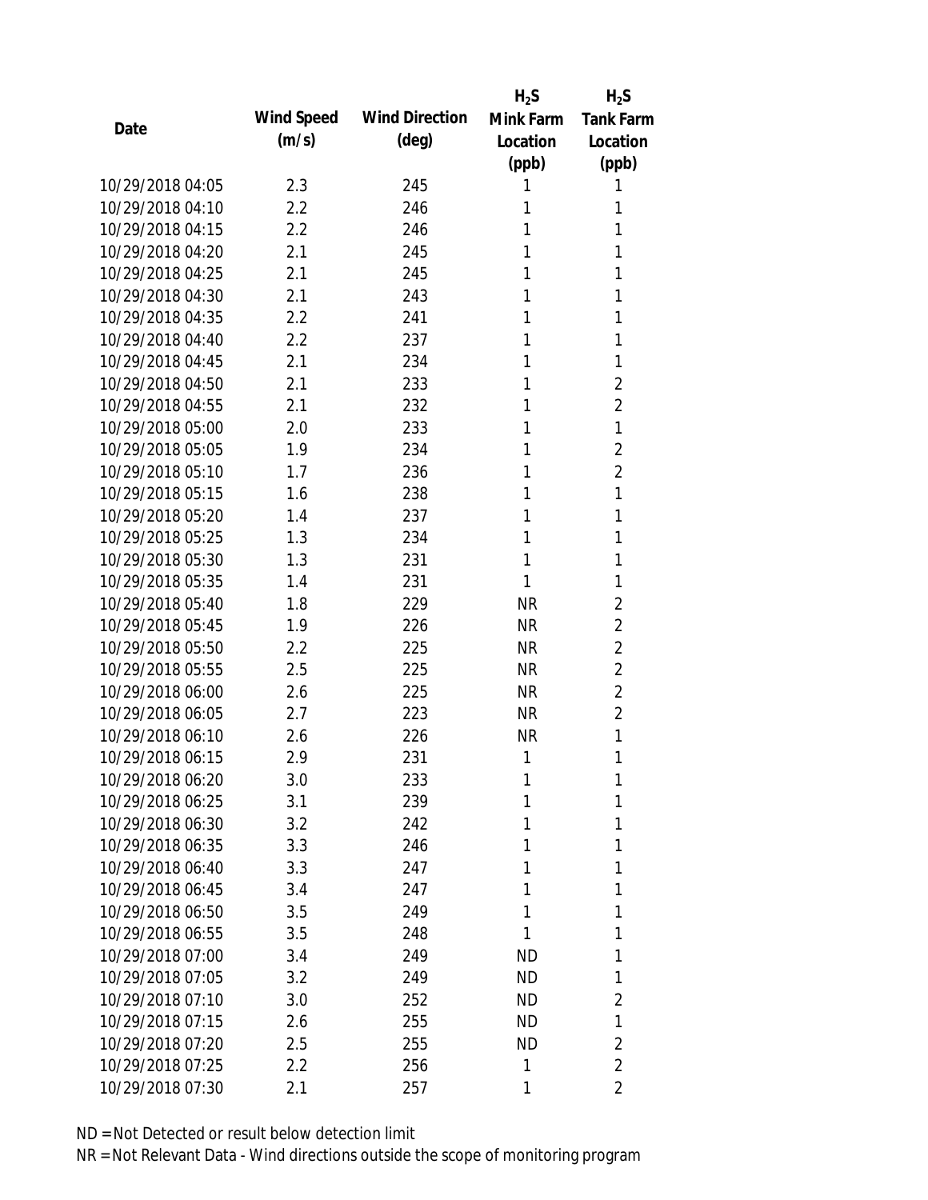| Date | Wind Speed (m/s) | Wind Direction (deg) | $H_2S$ Mink Farm Location (ppb) | $H_2S$ Tank Farm Location (ppb) |
|---|---|---|---|---|
| 10/29/2018 04:05 | 2.3 | 245 | 1 | 1 |
| 10/29/2018 04:10 | 2.2 | 246 | 1 | 1 |
| 10/29/2018 04:15 | 2.2 | 246 | 1 | 1 |
| 10/29/2018 04:20 | 2.1 | 245 | 1 | 1 |
| 10/29/2018 04:25 | 2.1 | 245 | 1 | 1 |
| 10/29/2018 04:30 | 2.1 | 243 | 1 | 1 |
| 10/29/2018 04:35 | 2.2 | 241 | 1 | 1 |
| 10/29/2018 04:40 | 2.2 | 237 | 1 | 1 |
| 10/29/2018 04:45 | 2.1 | 234 | 1 | 1 |
| 10/29/2018 04:50 | 2.1 | 233 | 1 | 2 |
| 10/29/2018 04:55 | 2.1 | 232 | 1 | 2 |
| 10/29/2018 05:00 | 2.0 | 233 | 1 | 1 |
| 10/29/2018 05:05 | 1.9 | 234 | 1 | 2 |
| 10/29/2018 05:10 | 1.7 | 236 | 1 | 2 |
| 10/29/2018 05:15 | 1.6 | 238 | 1 | 1 |
| 10/29/2018 05:20 | 1.4 | 237 | 1 | 1 |
| 10/29/2018 05:25 | 1.3 | 234 | 1 | 1 |
| 10/29/2018 05:30 | 1.3 | 231 | 1 | 1 |
| 10/29/2018 05:35 | 1.4 | 231 | 1 | 1 |
| 10/29/2018 05:40 | 1.8 | 229 | NR | 2 |
| 10/29/2018 05:45 | 1.9 | 226 | NR | 2 |
| 10/29/2018 05:50 | 2.2 | 225 | NR | 2 |
| 10/29/2018 05:55 | 2.5 | 225 | NR | 2 |
| 10/29/2018 06:00 | 2.6 | 225 | NR | 2 |
| 10/29/2018 06:05 | 2.7 | 223 | NR | 2 |
| 10/29/2018 06:10 | 2.6 | 226 | NR | 1 |
| 10/29/2018 06:15 | 2.9 | 231 | 1 | 1 |
| 10/29/2018 06:20 | 3.0 | 233 | 1 | 1 |
| 10/29/2018 06:25 | 3.1 | 239 | 1 | 1 |
| 10/29/2018 06:30 | 3.2 | 242 | 1 | 1 |
| 10/29/2018 06:35 | 3.3 | 246 | 1 | 1 |
| 10/29/2018 06:40 | 3.3 | 247 | 1 | 1 |
| 10/29/2018 06:45 | 3.4 | 247 | 1 | 1 |
| 10/29/2018 06:50 | 3.5 | 249 | 1 | 1 |
| 10/29/2018 06:55 | 3.5 | 248 | 1 | 1 |
| 10/29/2018 07:00 | 3.4 | 249 | ND | 1 |
| 10/29/2018 07:05 | 3.2 | 249 | ND | 1 |
| 10/29/2018 07:10 | 3.0 | 252 | ND | 2 |
| 10/29/2018 07:15 | 2.6 | 255 | ND | 1 |
| 10/29/2018 07:20 | 2.5 | 255 | ND | 2 |
| 10/29/2018 07:25 | 2.2 | 256 | 1 | 2 |
| 10/29/2018 07:30 | 2.1 | 257 | 1 | 2 |

ND = Not Detected or result below detection limit

NR = Not Relevant Data - Wind directions outside the scope of monitoring program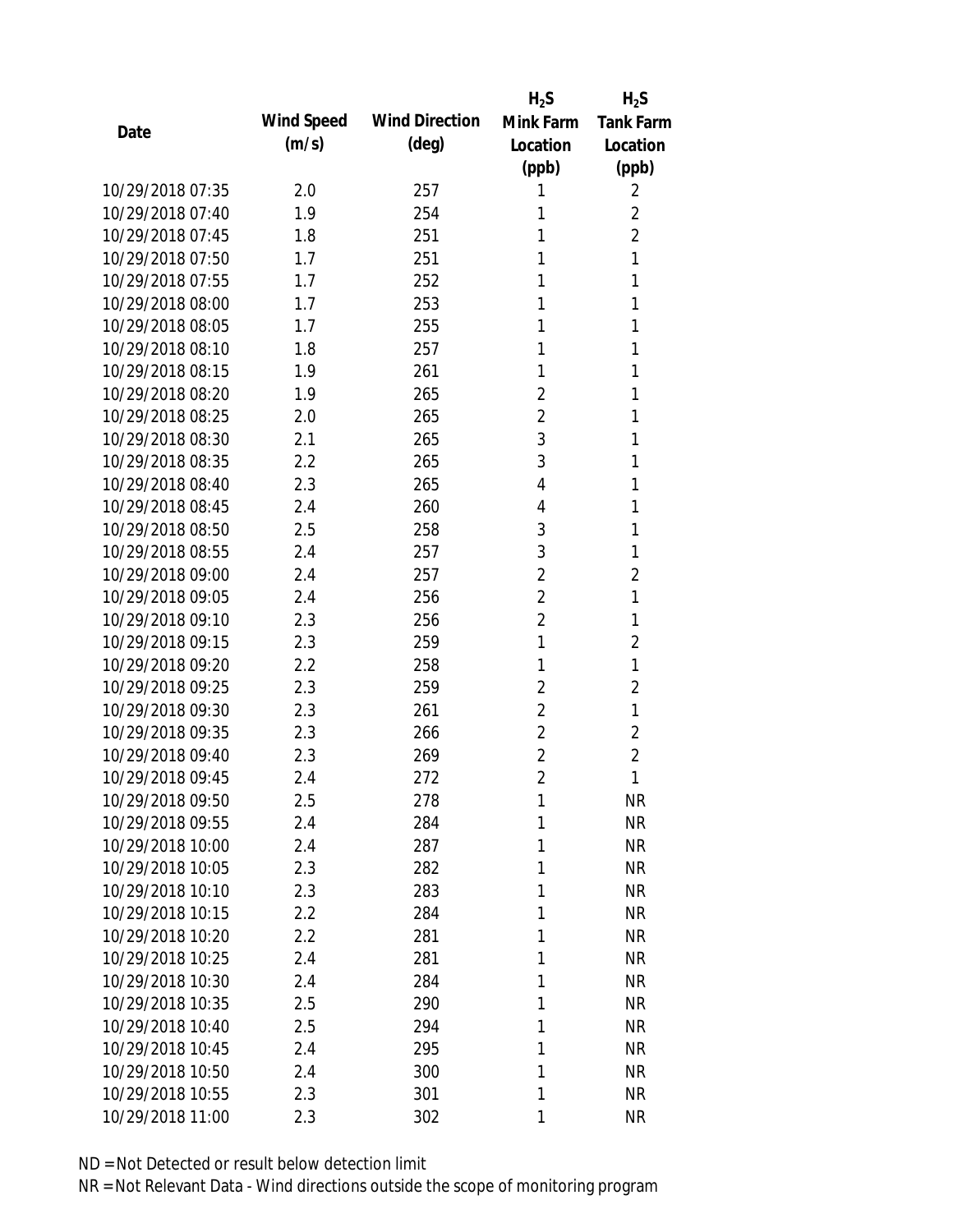| Date | Wind Speed (m/s) | Wind Direction (deg) | $H_2S$ Mink Farm Location (ppb) | $H_2S$ Tank Farm Location (ppb) |
|---|---|---|---|---|
| 10/29/2018 07:35 | 2.0 | 257 | 1 | 2 |
| 10/29/2018 07:40 | 1.9 | 254 | 1 | 2 |
| 10/29/2018 07:45 | 1.8 | 251 | 1 | 2 |
| 10/29/2018 07:50 | 1.7 | 251 | 1 | 1 |
| 10/29/2018 07:55 | 1.7 | 252 | 1 | 1 |
| 10/29/2018 08:00 | 1.7 | 253 | 1 | 1 |
| 10/29/2018 08:05 | 1.7 | 255 | 1 | 1 |
| 10/29/2018 08:10 | 1.8 | 257 | 1 | 1 |
| 10/29/2018 08:15 | 1.9 | 261 | 1 | 1 |
| 10/29/2018 08:20 | 1.9 | 265 | 2 | 1 |
| 10/29/2018 08:25 | 2.0 | 265 | 2 | 1 |
| 10/29/2018 08:30 | 2.1 | 265 | 3 | 1 |
| 10/29/2018 08:35 | 2.2 | 265 | 3 | 1 |
| 10/29/2018 08:40 | 2.3 | 265 | 4 | 1 |
| 10/29/2018 08:45 | 2.4 | 260 | 4 | 1 |
| 10/29/2018 08:50 | 2.5 | 258 | 3 | 1 |
| 10/29/2018 08:55 | 2.4 | 257 | 3 | 1 |
| 10/29/2018 09:00 | 2.4 | 257 | 2 | 2 |
| 10/29/2018 09:05 | 2.4 | 256 | 2 | 1 |
| 10/29/2018 09:10 | 2.3 | 256 | 2 | 1 |
| 10/29/2018 09:15 | 2.3 | 259 | 1 | 2 |
| 10/29/2018 09:20 | 2.2 | 258 | 1 | 1 |
| 10/29/2018 09:25 | 2.3 | 259 | 2 | 2 |
| 10/29/2018 09:30 | 2.3 | 261 | 2 | 1 |
| 10/29/2018 09:35 | 2.3 | 266 | 2 | 2 |
| 10/29/2018 09:40 | 2.3 | 269 | 2 | 2 |
| 10/29/2018 09:45 | 2.4 | 272 | 2 | 1 |
| 10/29/2018 09:50 | 2.5 | 278 | 1 | NR |
| 10/29/2018 09:55 | 2.4 | 284 | 1 | NR |
| 10/29/2018 10:00 | 2.4 | 287 | 1 | NR |
| 10/29/2018 10:05 | 2.3 | 282 | 1 | NR |
| 10/29/2018 10:10 | 2.3 | 283 | 1 | NR |
| 10/29/2018 10:15 | 2.2 | 284 | 1 | NR |
| 10/29/2018 10:20 | 2.2 | 281 | 1 | NR |
| 10/29/2018 10:25 | 2.4 | 281 | 1 | NR |
| 10/29/2018 10:30 | 2.4 | 284 | 1 | NR |
| 10/29/2018 10:35 | 2.5 | 290 | 1 | NR |
| 10/29/2018 10:40 | 2.5 | 294 | 1 | NR |
| 10/29/2018 10:45 | 2.4 | 295 | 1 | NR |
| 10/29/2018 10:50 | 2.4 | 300 | 1 | NR |
| 10/29/2018 10:55 | 2.3 | 301 | 1 | NR |
| 10/29/2018 11:00 | 2.3 | 302 | 1 | NR |

ND = Not Detected or result below detection limit

NR = Not Relevant Data - Wind directions outside the scope of monitoring program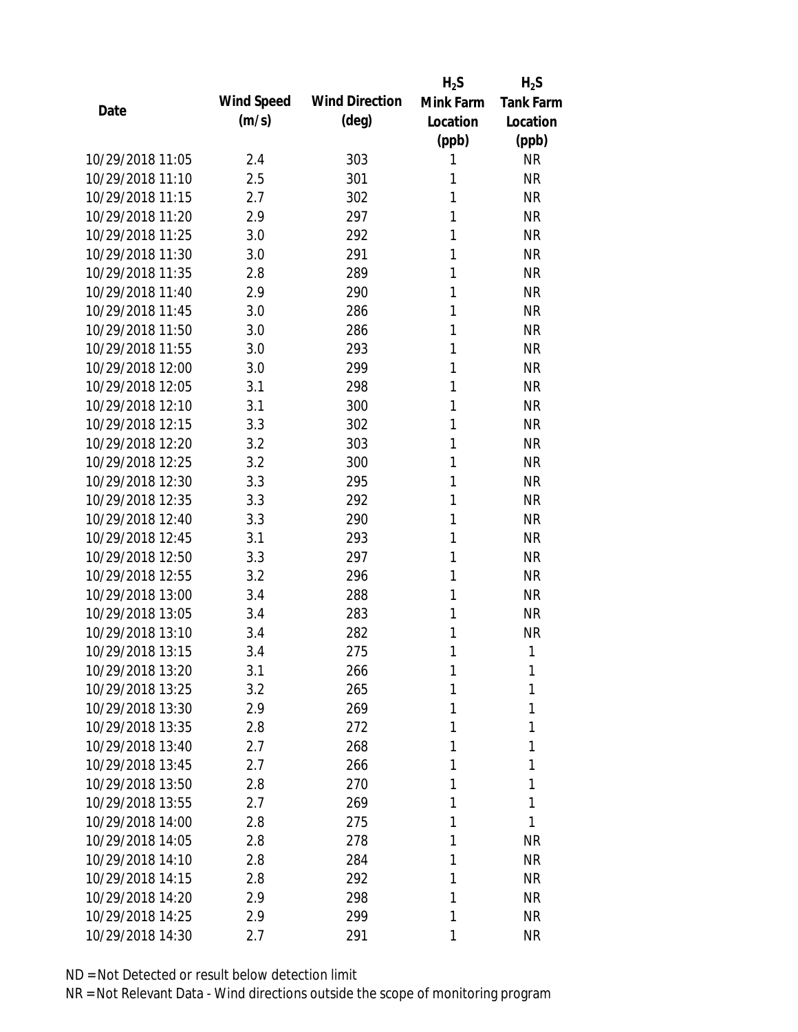| Date | Wind Speed (m/s) | Wind Direction (deg) | $H_2S$ Mink Farm Location (ppb) | $H_2S$ Tank Farm Location (ppb) |
|---|---|---|---|---|
| 10/29/2018 11:05 | 2.4 | 303 | 1 | NR |
| 10/29/2018 11:10 | 2.5 | 301 | 1 | NR |
| 10/29/2018 11:15 | 2.7 | 302 | 1 | NR |
| 10/29/2018 11:20 | 2.9 | 297 | 1 | NR |
| 10/29/2018 11:25 | 3.0 | 292 | 1 | NR |
| 10/29/2018 11:30 | 3.0 | 291 | 1 | NR |
| 10/29/2018 11:35 | 2.8 | 289 | 1 | NR |
| 10/29/2018 11:40 | 2.9 | 290 | 1 | NR |
| 10/29/2018 11:45 | 3.0 | 286 | 1 | NR |
| 10/29/2018 11:50 | 3.0 | 286 | 1 | NR |
| 10/29/2018 11:55 | 3.0 | 293 | 1 | NR |
| 10/29/2018 12:00 | 3.0 | 299 | 1 | NR |
| 10/29/2018 12:05 | 3.1 | 298 | 1 | NR |
| 10/29/2018 12:10 | 3.1 | 300 | 1 | NR |
| 10/29/2018 12:15 | 3.3 | 302 | 1 | NR |
| 10/29/2018 12:20 | 3.2 | 303 | 1 | NR |
| 10/29/2018 12:25 | 3.2 | 300 | 1 | NR |
| 10/29/2018 12:30 | 3.3 | 295 | 1 | NR |
| 10/29/2018 12:35 | 3.3 | 292 | 1 | NR |
| 10/29/2018 12:40 | 3.3 | 290 | 1 | NR |
| 10/29/2018 12:45 | 3.1 | 293 | 1 | NR |
| 10/29/2018 12:50 | 3.3 | 297 | 1 | NR |
| 10/29/2018 12:55 | 3.2 | 296 | 1 | NR |
| 10/29/2018 13:00 | 3.4 | 288 | 1 | NR |
| 10/29/2018 13:05 | 3.4 | 283 | 1 | NR |
| 10/29/2018 13:10 | 3.4 | 282 | 1 | NR |
| 10/29/2018 13:15 | 3.4 | 275 | 1 | 1 |
| 10/29/2018 13:20 | 3.1 | 266 | 1 | 1 |
| 10/29/2018 13:25 | 3.2 | 265 | 1 | 1 |
| 10/29/2018 13:30 | 2.9 | 269 | 1 | 1 |
| 10/29/2018 13:35 | 2.8 | 272 | 1 | 1 |
| 10/29/2018 13:40 | 2.7 | 268 | 1 | 1 |
| 10/29/2018 13:45 | 2.7 | 266 | 1 | 1 |
| 10/29/2018 13:50 | 2.8 | 270 | 1 | 1 |
| 10/29/2018 13:55 | 2.7 | 269 | 1 | 1 |
| 10/29/2018 14:00 | 2.8 | 275 | 1 | 1 |
| 10/29/2018 14:05 | 2.8 | 278 | 1 | NR |
| 10/29/2018 14:10 | 2.8 | 284 | 1 | NR |
| 10/29/2018 14:15 | 2.8 | 292 | 1 | NR |
| 10/29/2018 14:20 | 2.9 | 298 | 1 | NR |
| 10/29/2018 14:25 | 2.9 | 299 | 1 | NR |
| 10/29/2018 14:30 | 2.7 | 291 | 1 | NR |

ND = Not Detected or result below detection limit

NR = Not Relevant Data - Wind directions outside the scope of monitoring program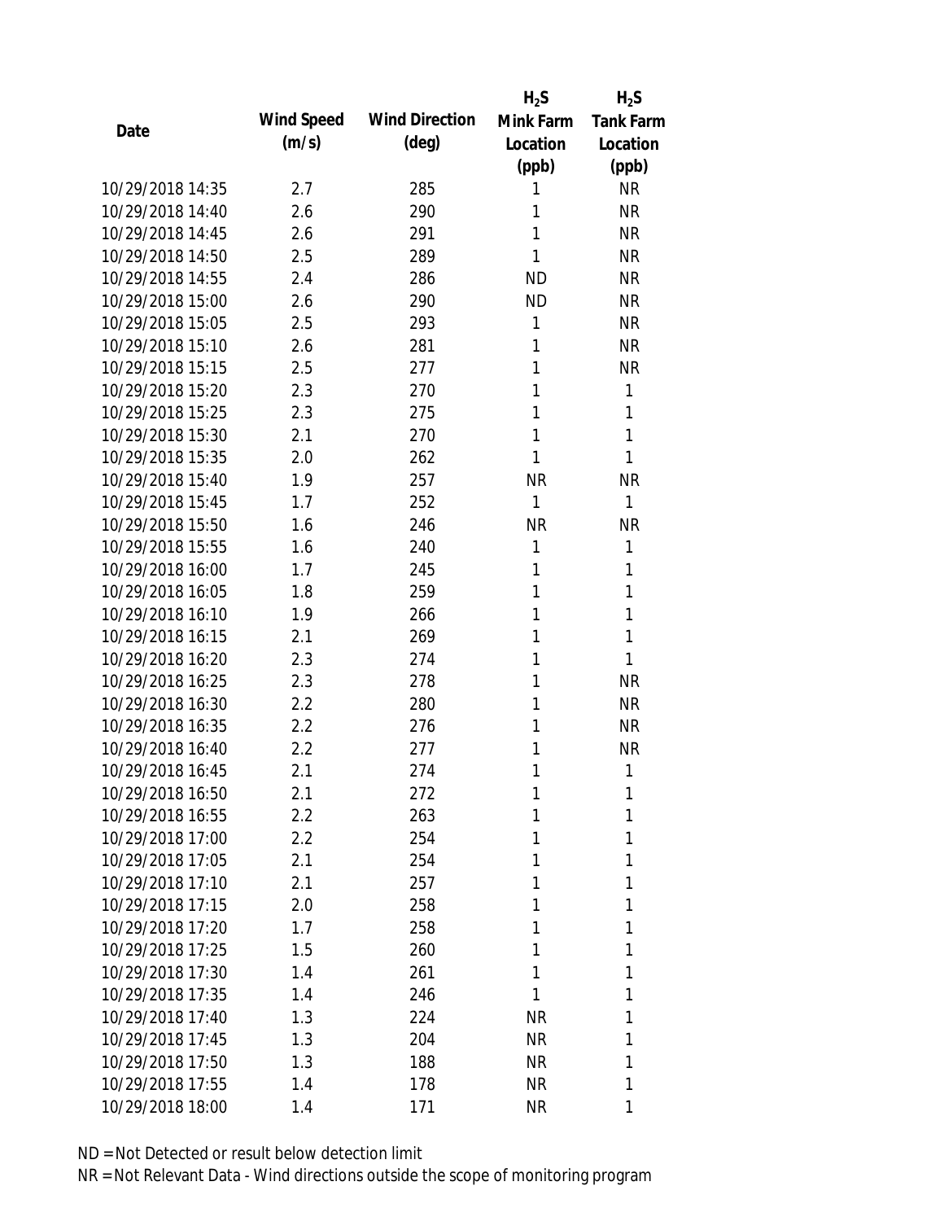| Date | Wind Speed (m/s) | Wind Direction (deg) | $H_2S$ Mink Farm Location (ppb) | $H_2S$ Tank Farm Location (ppb) |
|---|---|---|---|---|
| 10/29/2018 14:35 | 2.7 | 285 | 1 | NR |
| 10/29/2018 14:40 | 2.6 | 290 | 1 | NR |
| 10/29/2018 14:45 | 2.6 | 291 | 1 | NR |
| 10/29/2018 14:50 | 2.5 | 289 | 1 | NR |
| 10/29/2018 14:55 | 2.4 | 286 | ND | NR |
| 10/29/2018 15:00 | 2.6 | 290 | ND | NR |
| 10/29/2018 15:05 | 2.5 | 293 | 1 | NR |
| 10/29/2018 15:10 | 2.6 | 281 | 1 | NR |
| 10/29/2018 15:15 | 2.5 | 277 | 1 | NR |
| 10/29/2018 15:20 | 2.3 | 270 | 1 | 1 |
| 10/29/2018 15:25 | 2.3 | 275 | 1 | 1 |
| 10/29/2018 15:30 | 2.1 | 270 | 1 | 1 |
| 10/29/2018 15:35 | 2.0 | 262 | 1 | 1 |
| 10/29/2018 15:40 | 1.9 | 257 | NR | NR |
| 10/29/2018 15:45 | 1.7 | 252 | 1 | 1 |
| 10/29/2018 15:50 | 1.6 | 246 | NR | NR |
| 10/29/2018 15:55 | 1.6 | 240 | 1 | 1 |
| 10/29/2018 16:00 | 1.7 | 245 | 1 | 1 |
| 10/29/2018 16:05 | 1.8 | 259 | 1 | 1 |
| 10/29/2018 16:10 | 1.9 | 266 | 1 | 1 |
| 10/29/2018 16:15 | 2.1 | 269 | 1 | 1 |
| 10/29/2018 16:20 | 2.3 | 274 | 1 | 1 |
| 10/29/2018 16:25 | 2.3 | 278 | 1 | NR |
| 10/29/2018 16:30 | 2.2 | 280 | 1 | NR |
| 10/29/2018 16:35 | 2.2 | 276 | 1 | NR |
| 10/29/2018 16:40 | 2.2 | 277 | 1 | NR |
| 10/29/2018 16:45 | 2.1 | 274 | 1 | 1 |
| 10/29/2018 16:50 | 2.1 | 272 | 1 | 1 |
| 10/29/2018 16:55 | 2.2 | 263 | 1 | 1 |
| 10/29/2018 17:00 | 2.2 | 254 | 1 | 1 |
| 10/29/2018 17:05 | 2.1 | 254 | 1 | 1 |
| 10/29/2018 17:10 | 2.1 | 257 | 1 | 1 |
| 10/29/2018 17:15 | 2.0 | 258 | 1 | 1 |
| 10/29/2018 17:20 | 1.7 | 258 | 1 | 1 |
| 10/29/2018 17:25 | 1.5 | 260 | 1 | 1 |
| 10/29/2018 17:30 | 1.4 | 261 | 1 | 1 |
| 10/29/2018 17:35 | 1.4 | 246 | 1 | 1 |
| 10/29/2018 17:40 | 1.3 | 224 | NR | 1 |
| 10/29/2018 17:45 | 1.3 | 204 | NR | 1 |
| 10/29/2018 17:50 | 1.3 | 188 | NR | 1 |
| 10/29/2018 17:55 | 1.4 | 178 | NR | 1 |
| 10/29/2018 18:00 | 1.4 | 171 | NR | 1 |

ND = Not Detected or result below detection limit

NR = Not Relevant Data - Wind directions outside the scope of monitoring program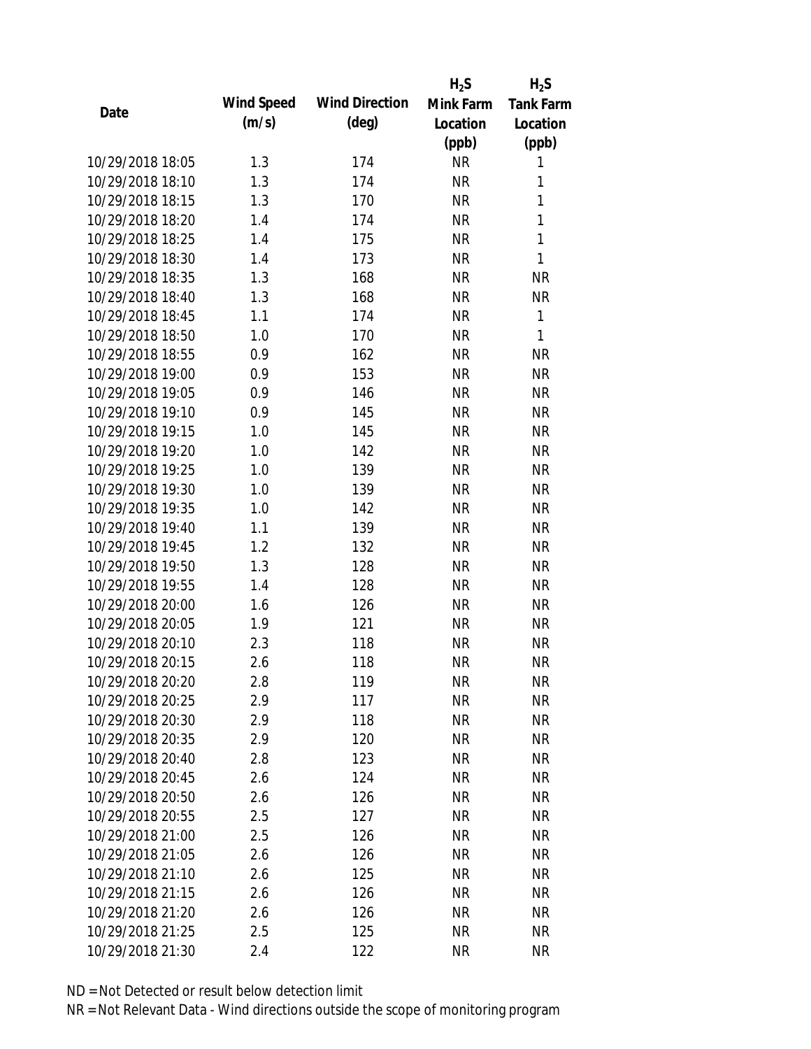| Date | Wind Speed (m/s) | Wind Direction (deg) | $H_2S$ Mink Farm Location (ppb) | $H_2S$ Tank Farm Location (ppb) |
|---|---|---|---|---|
| 10/29/2018 18:05 | 1.3 | 174 | NR | 1 |
| 10/29/2018 18:10 | 1.3 | 174 | NR | 1 |
| 10/29/2018 18:15 | 1.3 | 170 | NR | 1 |
| 10/29/2018 18:20 | 1.4 | 174 | NR | 1 |
| 10/29/2018 18:25 | 1.4 | 175 | NR | 1 |
| 10/29/2018 18:30 | 1.4 | 173 | NR | 1 |
| 10/29/2018 18:35 | 1.3 | 168 | NR | NR |
| 10/29/2018 18:40 | 1.3 | 168 | NR | NR |
| 10/29/2018 18:45 | 1.1 | 174 | NR | 1 |
| 10/29/2018 18:50 | 1.0 | 170 | NR | 1 |
| 10/29/2018 18:55 | 0.9 | 162 | NR | NR |
| 10/29/2018 19:00 | 0.9 | 153 | NR | NR |
| 10/29/2018 19:05 | 0.9 | 146 | NR | NR |
| 10/29/2018 19:10 | 0.9 | 145 | NR | NR |
| 10/29/2018 19:15 | 1.0 | 145 | NR | NR |
| 10/29/2018 19:20 | 1.0 | 142 | NR | NR |
| 10/29/2018 19:25 | 1.0 | 139 | NR | NR |
| 10/29/2018 19:30 | 1.0 | 139 | NR | NR |
| 10/29/2018 19:35 | 1.0 | 142 | NR | NR |
| 10/29/2018 19:40 | 1.1 | 139 | NR | NR |
| 10/29/2018 19:45 | 1.2 | 132 | NR | NR |
| 10/29/2018 19:50 | 1.3 | 128 | NR | NR |
| 10/29/2018 19:55 | 1.4 | 128 | NR | NR |
| 10/29/2018 20:00 | 1.6 | 126 | NR | NR |
| 10/29/2018 20:05 | 1.9 | 121 | NR | NR |
| 10/29/2018 20:10 | 2.3 | 118 | NR | NR |
| 10/29/2018 20:15 | 2.6 | 118 | NR | NR |
| 10/29/2018 20:20 | 2.8 | 119 | NR | NR |
| 10/29/2018 20:25 | 2.9 | 117 | NR | NR |
| 10/29/2018 20:30 | 2.9 | 118 | NR | NR |
| 10/29/2018 20:35 | 2.9 | 120 | NR | NR |
| 10/29/2018 20:40 | 2.8 | 123 | NR | NR |
| 10/29/2018 20:45 | 2.6 | 124 | NR | NR |
| 10/29/2018 20:50 | 2.6 | 126 | NR | NR |
| 10/29/2018 20:55 | 2.5 | 127 | NR | NR |
| 10/29/2018 21:00 | 2.5 | 126 | NR | NR |
| 10/29/2018 21:05 | 2.6 | 126 | NR | NR |
| 10/29/2018 21:10 | 2.6 | 125 | NR | NR |
| 10/29/2018 21:15 | 2.6 | 126 | NR | NR |
| 10/29/2018 21:20 | 2.6 | 126 | NR | NR |
| 10/29/2018 21:25 | 2.5 | 125 | NR | NR |
| 10/29/2018 21:30 | 2.4 | 122 | NR | NR |

ND = Not Detected or result below detection limit

NR = Not Relevant Data - Wind directions outside the scope of monitoring program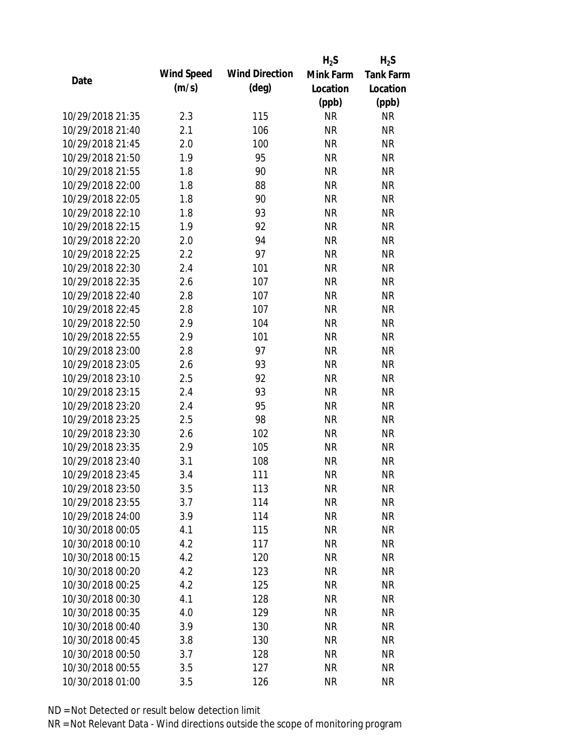| Date | Wind Speed (m/s) | Wind Direction (deg) | $H_2S$ Mink Farm Location (ppb) | $H_2S$ Tank Farm Location (ppb) |
|---|---|---|---|---|
| 10/29/2018 21:35 | 2.3 | 115 | NR | NR |
| 10/29/2018 21:40 | 2.1 | 106 | NR | NR |
| 10/29/2018 21:45 | 2.0 | 100 | NR | NR |
| 10/29/2018 21:50 | 1.9 | 95 | NR | NR |
| 10/29/2018 21:55 | 1.8 | 90 | NR | NR |
| 10/29/2018 22:00 | 1.8 | 88 | NR | NR |
| 10/29/2018 22:05 | 1.8 | 90 | NR | NR |
| 10/29/2018 22:10 | 1.8 | 93 | NR | NR |
| 10/29/2018 22:15 | 1.9 | 92 | NR | NR |
| 10/29/2018 22:20 | 2.0 | 94 | NR | NR |
| 10/29/2018 22:25 | 2.2 | 97 | NR | NR |
| 10/29/2018 22:30 | 2.4 | 101 | NR | NR |
| 10/29/2018 22:35 | 2.6 | 107 | NR | NR |
| 10/29/2018 22:40 | 2.8 | 107 | NR | NR |
| 10/29/2018 22:45 | 2.8 | 107 | NR | NR |
| 10/29/2018 22:50 | 2.9 | 104 | NR | NR |
| 10/29/2018 22:55 | 2.9 | 101 | NR | NR |
| 10/29/2018 23:00 | 2.8 | 97 | NR | NR |
| 10/29/2018 23:05 | 2.6 | 93 | NR | NR |
| 10/29/2018 23:10 | 2.5 | 92 | NR | NR |
| 10/29/2018 23:15 | 2.4 | 93 | NR | NR |
| 10/29/2018 23:20 | 2.4 | 95 | NR | NR |
| 10/29/2018 23:25 | 2.5 | 98 | NR | NR |
| 10/29/2018 23:30 | 2.6 | 102 | NR | NR |
| 10/29/2018 23:35 | 2.9 | 105 | NR | NR |
| 10/29/2018 23:40 | 3.1 | 108 | NR | NR |
| 10/29/2018 23:45 | 3.4 | 111 | NR | NR |
| 10/29/2018 23:50 | 3.5 | 113 | NR | NR |
| 10/29/2018 23:55 | 3.7 | 114 | NR | NR |
| 10/29/2018 24:00 | 3.9 | 114 | NR | NR |
| 10/30/2018 00:05 | 4.1 | 115 | NR | NR |
| 10/30/2018 00:10 | 4.2 | 117 | NR | NR |
| 10/30/2018 00:15 | 4.2 | 120 | NR | NR |
| 10/30/2018 00:20 | 4.2 | 123 | NR | NR |
| 10/30/2018 00:25 | 4.2 | 125 | NR | NR |
| 10/30/2018 00:30 | 4.1 | 128 | NR | NR |
| 10/30/2018 00:35 | 4.0 | 129 | NR | NR |
| 10/30/2018 00:40 | 3.9 | 130 | NR | NR |
| 10/30/2018 00:45 | 3.8 | 130 | NR | NR |
| 10/30/2018 00:50 | 3.7 | 128 | NR | NR |
| 10/30/2018 00:55 | 3.5 | 127 | NR | NR |
| 10/30/2018 01:00 | 3.5 | 126 | NR | NR |

ND = Not Detected or result below detection limit

NR = Not Relevant Data - Wind directions outside the scope of monitoring program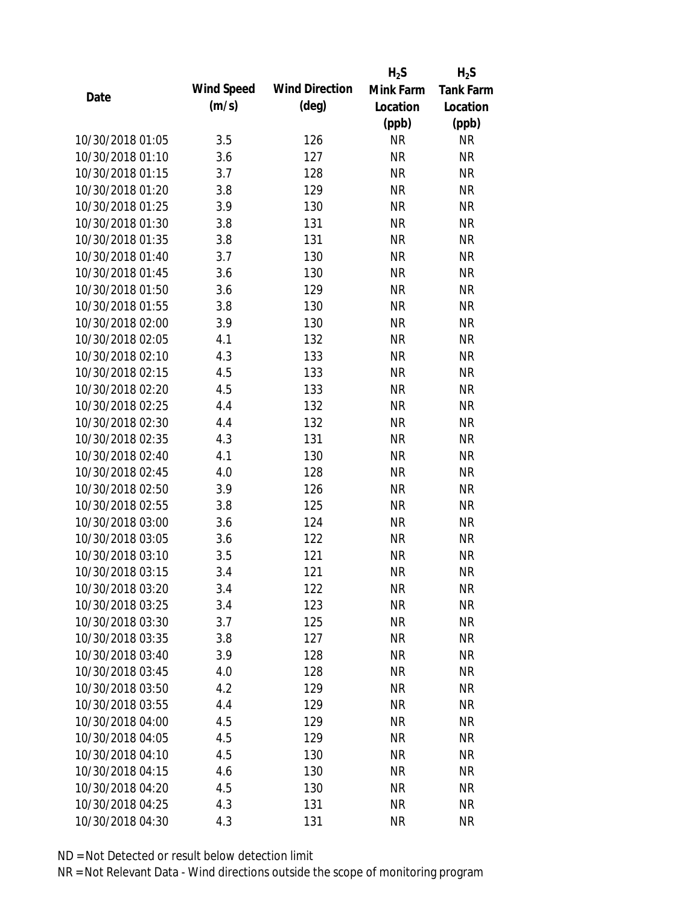| Date | Wind Speed (m/s) | Wind Direction (deg) | $H_2S$ Mink Farm Location (ppb) | $H_2S$ Tank Farm Location (ppb) |
|---|---|---|---|---|
| 10/30/2018 01:05 | 3.5 | 126 | NR | NR |
| 10/30/2018 01:10 | 3.6 | 127 | NR | NR |
| 10/30/2018 01:15 | 3.7 | 128 | NR | NR |
| 10/30/2018 01:20 | 3.8 | 129 | NR | NR |
| 10/30/2018 01:25 | 3.9 | 130 | NR | NR |
| 10/30/2018 01:30 | 3.8 | 131 | NR | NR |
| 10/30/2018 01:35 | 3.8 | 131 | NR | NR |
| 10/30/2018 01:40 | 3.7 | 130 | NR | NR |
| 10/30/2018 01:45 | 3.6 | 130 | NR | NR |
| 10/30/2018 01:50 | 3.6 | 129 | NR | NR |
| 10/30/2018 01:55 | 3.8 | 130 | NR | NR |
| 10/30/2018 02:00 | 3.9 | 130 | NR | NR |
| 10/30/2018 02:05 | 4.1 | 132 | NR | NR |
| 10/30/2018 02:10 | 4.3 | 133 | NR | NR |
| 10/30/2018 02:15 | 4.5 | 133 | NR | NR |
| 10/30/2018 02:20 | 4.5 | 133 | NR | NR |
| 10/30/2018 02:25 | 4.4 | 132 | NR | NR |
| 10/30/2018 02:30 | 4.4 | 132 | NR | NR |
| 10/30/2018 02:35 | 4.3 | 131 | NR | NR |
| 10/30/2018 02:40 | 4.1 | 130 | NR | NR |
| 10/30/2018 02:45 | 4.0 | 128 | NR | NR |
| 10/30/2018 02:50 | 3.9 | 126 | NR | NR |
| 10/30/2018 02:55 | 3.8 | 125 | NR | NR |
| 10/30/2018 03:00 | 3.6 | 124 | NR | NR |
| 10/30/2018 03:05 | 3.6 | 122 | NR | NR |
| 10/30/2018 03:10 | 3.5 | 121 | NR | NR |
| 10/30/2018 03:15 | 3.4 | 121 | NR | NR |
| 10/30/2018 03:20 | 3.4 | 122 | NR | NR |
| 10/30/2018 03:25 | 3.4 | 123 | NR | NR |
| 10/30/2018 03:30 | 3.7 | 125 | NR | NR |
| 10/30/2018 03:35 | 3.8 | 127 | NR | NR |
| 10/30/2018 03:40 | 3.9 | 128 | NR | NR |
| 10/30/2018 03:45 | 4.0 | 128 | NR | NR |
| 10/30/2018 03:50 | 4.2 | 129 | NR | NR |
| 10/30/2018 03:55 | 4.4 | 129 | NR | NR |
| 10/30/2018 04:00 | 4.5 | 129 | NR | NR |
| 10/30/2018 04:05 | 4.5 | 129 | NR | NR |
| 10/30/2018 04:10 | 4.5 | 130 | NR | NR |
| 10/30/2018 04:15 | 4.6 | 130 | NR | NR |
| 10/30/2018 04:20 | 4.5 | 130 | NR | NR |
| 10/30/2018 04:25 | 4.3 | 131 | NR | NR |
| 10/30/2018 04:30 | 4.3 | 131 | NR | NR |

ND = Not Detected or result below detection limit

NR = Not Relevant Data - Wind directions outside the scope of monitoring program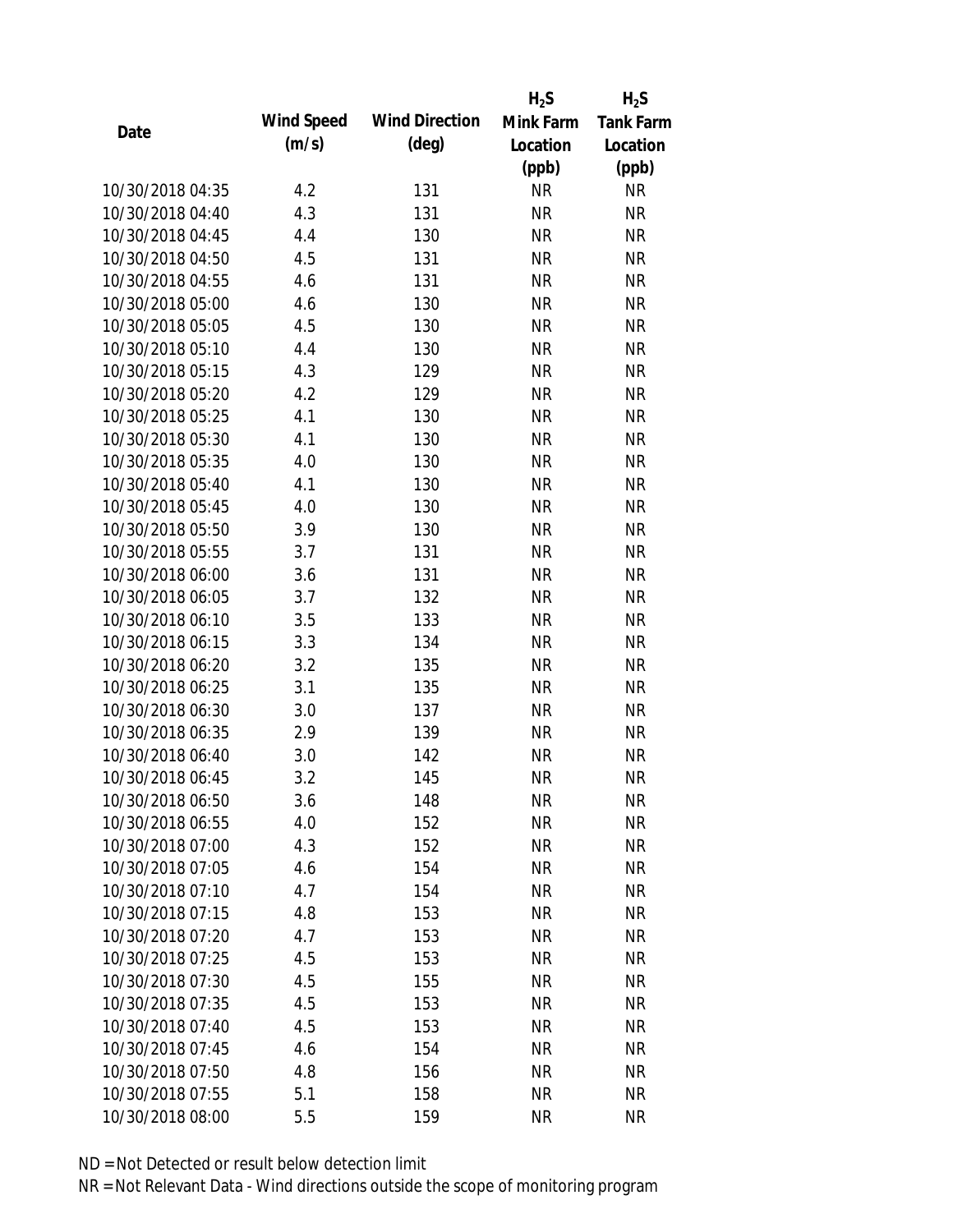| Date | Wind Speed (m/s) | Wind Direction (deg) | $H_2S$ Mink Farm Location (ppb) | $H_2S$ Tank Farm Location (ppb) |
|---|---|---|---|---|
| 10/30/2018 04:35 | 4.2 | 131 | NR | NR |
| 10/30/2018 04:40 | 4.3 | 131 | NR | NR |
| 10/30/2018 04:45 | 4.4 | 130 | NR | NR |
| 10/30/2018 04:50 | 4.5 | 131 | NR | NR |
| 10/30/2018 04:55 | 4.6 | 131 | NR | NR |
| 10/30/2018 05:00 | 4.6 | 130 | NR | NR |
| 10/30/2018 05:05 | 4.5 | 130 | NR | NR |
| 10/30/2018 05:10 | 4.4 | 130 | NR | NR |
| 10/30/2018 05:15 | 4.3 | 129 | NR | NR |
| 10/30/2018 05:20 | 4.2 | 129 | NR | NR |
| 10/30/2018 05:25 | 4.1 | 130 | NR | NR |
| 10/30/2018 05:30 | 4.1 | 130 | NR | NR |
| 10/30/2018 05:35 | 4.0 | 130 | NR | NR |
| 10/30/2018 05:40 | 4.1 | 130 | NR | NR |
| 10/30/2018 05:45 | 4.0 | 130 | NR | NR |
| 10/30/2018 05:50 | 3.9 | 130 | NR | NR |
| 10/30/2018 05:55 | 3.7 | 131 | NR | NR |
| 10/30/2018 06:00 | 3.6 | 131 | NR | NR |
| 10/30/2018 06:05 | 3.7 | 132 | NR | NR |
| 10/30/2018 06:10 | 3.5 | 133 | NR | NR |
| 10/30/2018 06:15 | 3.3 | 134 | NR | NR |
| 10/30/2018 06:20 | 3.2 | 135 | NR | NR |
| 10/30/2018 06:25 | 3.1 | 135 | NR | NR |
| 10/30/2018 06:30 | 3.0 | 137 | NR | NR |
| 10/30/2018 06:35 | 2.9 | 139 | NR | NR |
| 10/30/2018 06:40 | 3.0 | 142 | NR | NR |
| 10/30/2018 06:45 | 3.2 | 145 | NR | NR |
| 10/30/2018 06:50 | 3.6 | 148 | NR | NR |
| 10/30/2018 06:55 | 4.0 | 152 | NR | NR |
| 10/30/2018 07:00 | 4.3 | 152 | NR | NR |
| 10/30/2018 07:05 | 4.6 | 154 | NR | NR |
| 10/30/2018 07:10 | 4.7 | 154 | NR | NR |
| 10/30/2018 07:15 | 4.8 | 153 | NR | NR |
| 10/30/2018 07:20 | 4.7 | 153 | NR | NR |
| 10/30/2018 07:25 | 4.5 | 153 | NR | NR |
| 10/30/2018 07:30 | 4.5 | 155 | NR | NR |
| 10/30/2018 07:35 | 4.5 | 153 | NR | NR |
| 10/30/2018 07:40 | 4.5 | 153 | NR | NR |
| 10/30/2018 07:45 | 4.6 | 154 | NR | NR |
| 10/30/2018 07:50 | 4.8 | 156 | NR | NR |
| 10/30/2018 07:55 | 5.1 | 158 | NR | NR |
| 10/30/2018 08:00 | 5.5 | 159 | NR | NR |

ND = Not Detected or result below detection limit

NR = Not Relevant Data - Wind directions outside the scope of monitoring program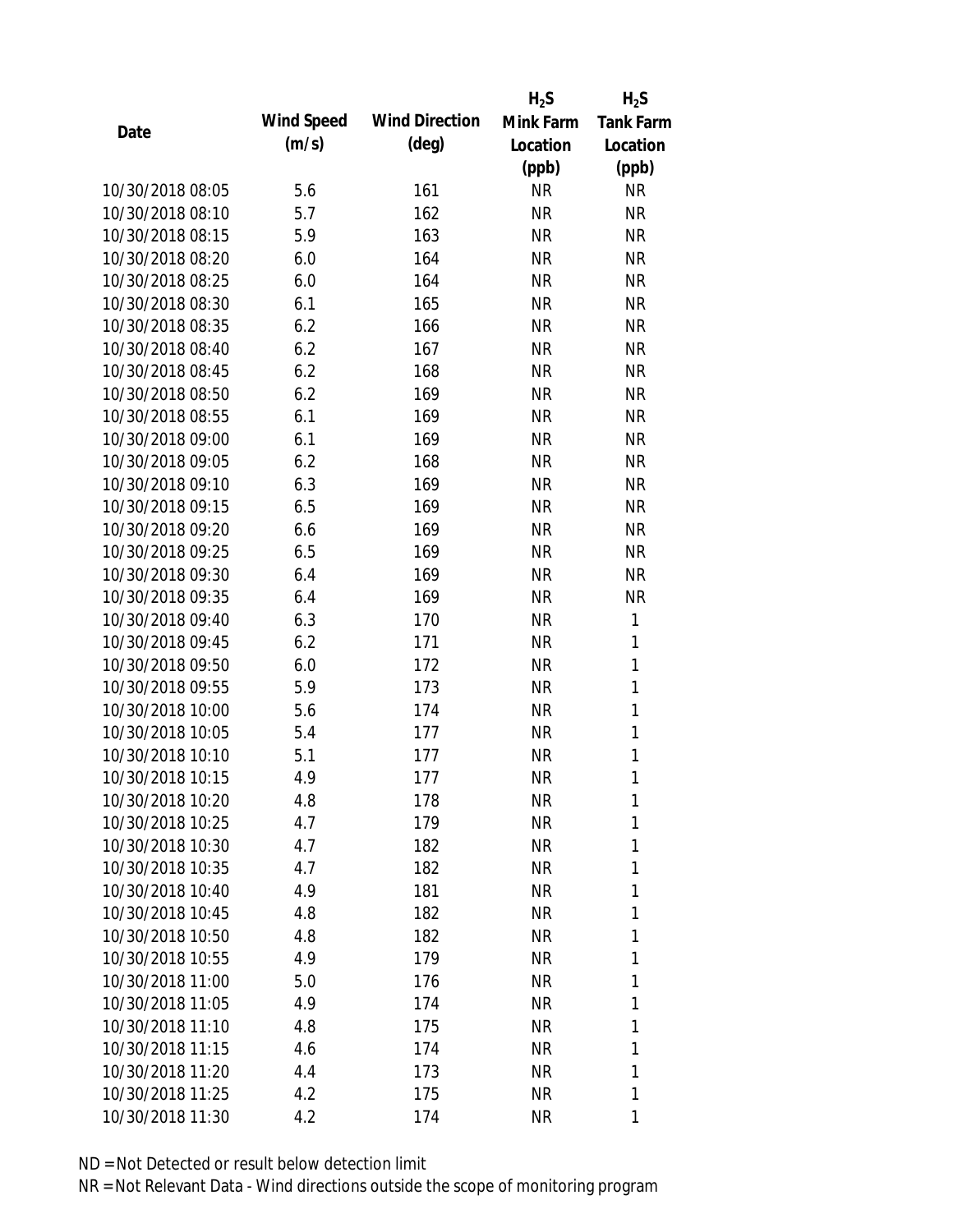| Date | Wind Speed (m/s) | Wind Direction (deg) | $H_2S$ Mink Farm Location (ppb) | $H_2S$ Tank Farm Location (ppb) |
|---|---|---|---|---|
| 10/30/2018 08:05 | 5.6 | 161 | NR | NR |
| 10/30/2018 08:10 | 5.7 | 162 | NR | NR |
| 10/30/2018 08:15 | 5.9 | 163 | NR | NR |
| 10/30/2018 08:20 | 6.0 | 164 | NR | NR |
| 10/30/2018 08:25 | 6.0 | 164 | NR | NR |
| 10/30/2018 08:30 | 6.1 | 165 | NR | NR |
| 10/30/2018 08:35 | 6.2 | 166 | NR | NR |
| 10/30/2018 08:40 | 6.2 | 167 | NR | NR |
| 10/30/2018 08:45 | 6.2 | 168 | NR | NR |
| 10/30/2018 08:50 | 6.2 | 169 | NR | NR |
| 10/30/2018 08:55 | 6.1 | 169 | NR | NR |
| 10/30/2018 09:00 | 6.1 | 169 | NR | NR |
| 10/30/2018 09:05 | 6.2 | 168 | NR | NR |
| 10/30/2018 09:10 | 6.3 | 169 | NR | NR |
| 10/30/2018 09:15 | 6.5 | 169 | NR | NR |
| 10/30/2018 09:20 | 6.6 | 169 | NR | NR |
| 10/30/2018 09:25 | 6.5 | 169 | NR | NR |
| 10/30/2018 09:30 | 6.4 | 169 | NR | NR |
| 10/30/2018 09:35 | 6.4 | 169 | NR | NR |
| 10/30/2018 09:40 | 6.3 | 170 | NR | 1 |
| 10/30/2018 09:45 | 6.2 | 171 | NR | 1 |
| 10/30/2018 09:50 | 6.0 | 172 | NR | 1 |
| 10/30/2018 09:55 | 5.9 | 173 | NR | 1 |
| 10/30/2018 10:00 | 5.6 | 174 | NR | 1 |
| 10/30/2018 10:05 | 5.4 | 177 | NR | 1 |
| 10/30/2018 10:10 | 5.1 | 177 | NR | 1 |
| 10/30/2018 10:15 | 4.9 | 177 | NR | 1 |
| 10/30/2018 10:20 | 4.8 | 178 | NR | 1 |
| 10/30/2018 10:25 | 4.7 | 179 | NR | 1 |
| 10/30/2018 10:30 | 4.7 | 182 | NR | 1 |
| 10/30/2018 10:35 | 4.7 | 182 | NR | 1 |
| 10/30/2018 10:40 | 4.9 | 181 | NR | 1 |
| 10/30/2018 10:45 | 4.8 | 182 | NR | 1 |
| 10/30/2018 10:50 | 4.8 | 182 | NR | 1 |
| 10/30/2018 10:55 | 4.9 | 179 | NR | 1 |
| 10/30/2018 11:00 | 5.0 | 176 | NR | 1 |
| 10/30/2018 11:05 | 4.9 | 174 | NR | 1 |
| 10/30/2018 11:10 | 4.8 | 175 | NR | 1 |
| 10/30/2018 11:15 | 4.6 | 174 | NR | 1 |
| 10/30/2018 11:20 | 4.4 | 173 | NR | 1 |
| 10/30/2018 11:25 | 4.2 | 175 | NR | 1 |
| 10/30/2018 11:30 | 4.2 | 174 | NR | 1 |

ND = Not Detected or result below detection limit

NR = Not Relevant Data - Wind directions outside the scope of monitoring program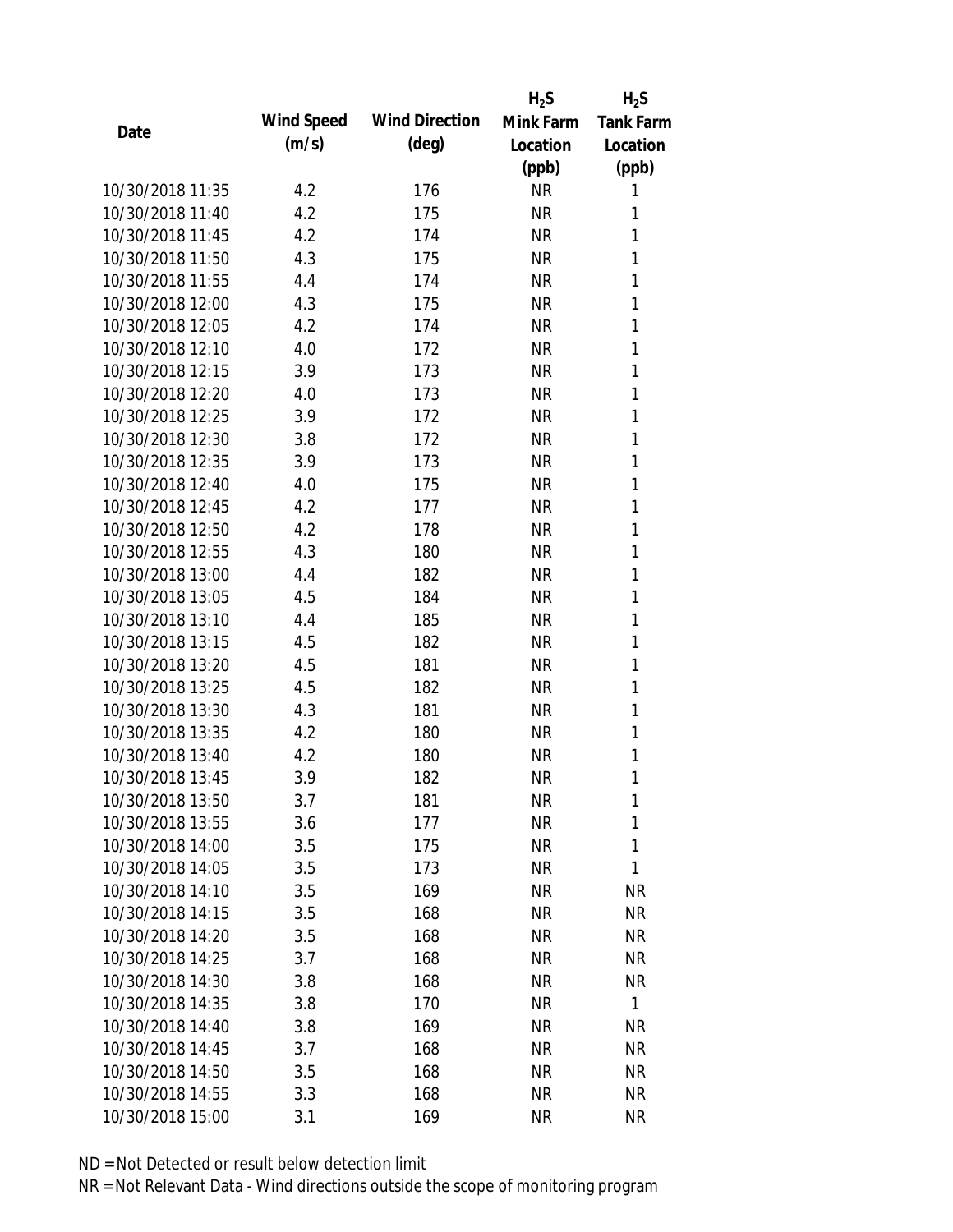| Date | Wind Speed (m/s) | Wind Direction (deg) | $H_2S$ Mink Farm Location (ppb) | $H_2S$ Tank Farm Location (ppb) |
|---|---|---|---|---|
| 10/30/2018 11:35 | 4.2 | 176 | NR | 1 |
| 10/30/2018 11:40 | 4.2 | 175 | NR | 1 |
| 10/30/2018 11:45 | 4.2 | 174 | NR | 1 |
| 10/30/2018 11:50 | 4.3 | 175 | NR | 1 |
| 10/30/2018 11:55 | 4.4 | 174 | NR | 1 |
| 10/30/2018 12:00 | 4.3 | 175 | NR | 1 |
| 10/30/2018 12:05 | 4.2 | 174 | NR | 1 |
| 10/30/2018 12:10 | 4.0 | 172 | NR | 1 |
| 10/30/2018 12:15 | 3.9 | 173 | NR | 1 |
| 10/30/2018 12:20 | 4.0 | 173 | NR | 1 |
| 10/30/2018 12:25 | 3.9 | 172 | NR | 1 |
| 10/30/2018 12:30 | 3.8 | 172 | NR | 1 |
| 10/30/2018 12:35 | 3.9 | 173 | NR | 1 |
| 10/30/2018 12:40 | 4.0 | 175 | NR | 1 |
| 10/30/2018 12:45 | 4.2 | 177 | NR | 1 |
| 10/30/2018 12:50 | 4.2 | 178 | NR | 1 |
| 10/30/2018 12:55 | 4.3 | 180 | NR | 1 |
| 10/30/2018 13:00 | 4.4 | 182 | NR | 1 |
| 10/30/2018 13:05 | 4.5 | 184 | NR | 1 |
| 10/30/2018 13:10 | 4.4 | 185 | NR | 1 |
| 10/30/2018 13:15 | 4.5 | 182 | NR | 1 |
| 10/30/2018 13:20 | 4.5 | 181 | NR | 1 |
| 10/30/2018 13:25 | 4.5 | 182 | NR | 1 |
| 10/30/2018 13:30 | 4.3 | 181 | NR | 1 |
| 10/30/2018 13:35 | 4.2 | 180 | NR | 1 |
| 10/30/2018 13:40 | 4.2 | 180 | NR | 1 |
| 10/30/2018 13:45 | 3.9 | 182 | NR | 1 |
| 10/30/2018 13:50 | 3.7 | 181 | NR | 1 |
| 10/30/2018 13:55 | 3.6 | 177 | NR | 1 |
| 10/30/2018 14:00 | 3.5 | 175 | NR | 1 |
| 10/30/2018 14:05 | 3.5 | 173 | NR | 1 |
| 10/30/2018 14:10 | 3.5 | 169 | NR | NR |
| 10/30/2018 14:15 | 3.5 | 168 | NR | NR |
| 10/30/2018 14:20 | 3.5 | 168 | NR | NR |
| 10/30/2018 14:25 | 3.7 | 168 | NR | NR |
| 10/30/2018 14:30 | 3.8 | 168 | NR | NR |
| 10/30/2018 14:35 | 3.8 | 170 | NR | 1 |
| 10/30/2018 14:40 | 3.8 | 169 | NR | NR |
| 10/30/2018 14:45 | 3.7 | 168 | NR | NR |
| 10/30/2018 14:50 | 3.5 | 168 | NR | NR |
| 10/30/2018 14:55 | 3.3 | 168 | NR | NR |
| 10/30/2018 15:00 | 3.1 | 169 | NR | NR |

ND = Not Detected or result below detection limit

NR = Not Relevant Data - Wind directions outside the scope of monitoring program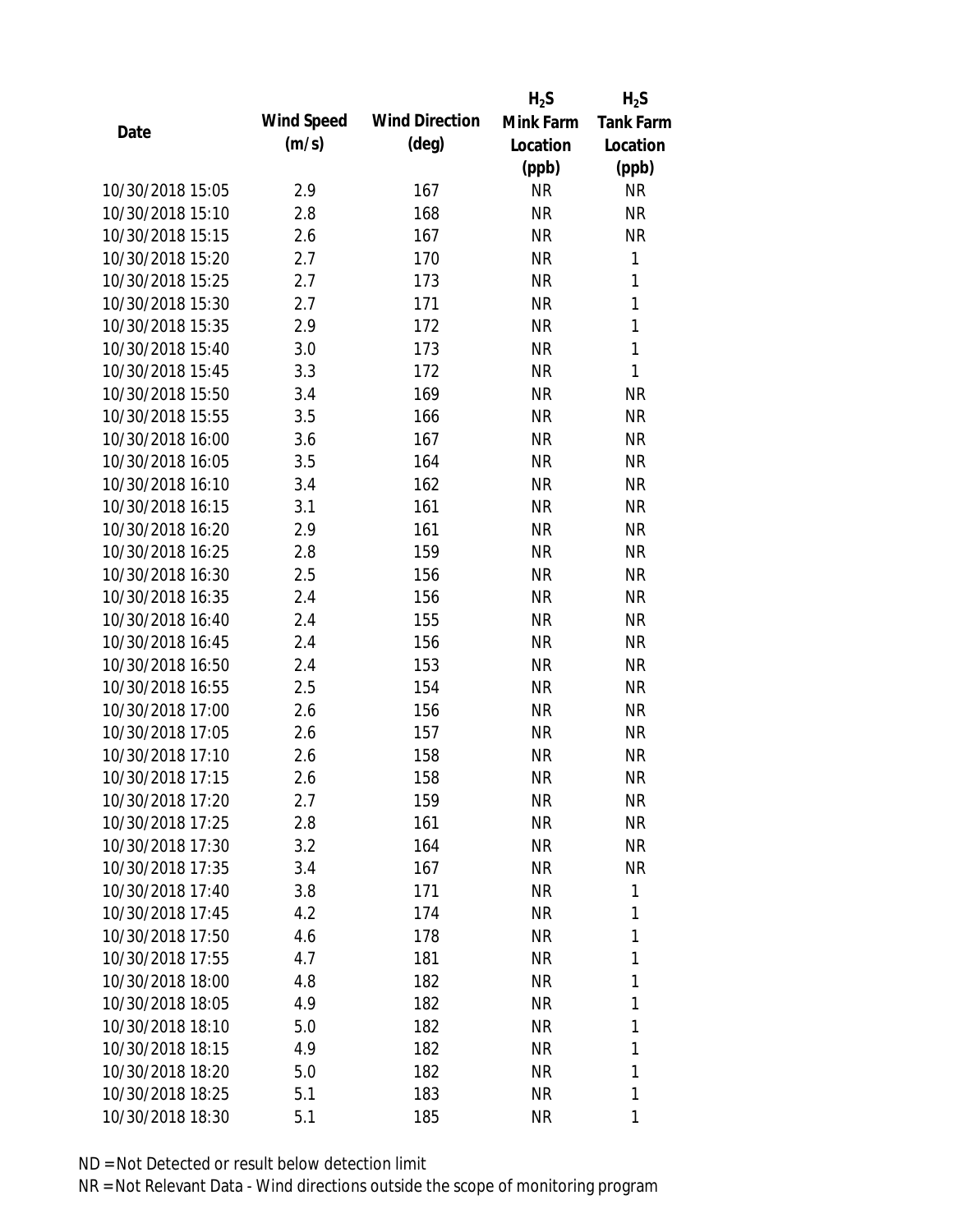| Date | Wind Speed (m/s) | Wind Direction (deg) | $H_2S$ Mink Farm Location (ppb) | $H_2S$ Tank Farm Location (ppb) |
|---|---|---|---|---|
| 10/30/2018 15:05 | 2.9 | 167 | NR | NR |
| 10/30/2018 15:10 | 2.8 | 168 | NR | NR |
| 10/30/2018 15:15 | 2.6 | 167 | NR | NR |
| 10/30/2018 15:20 | 2.7 | 170 | NR | 1 |
| 10/30/2018 15:25 | 2.7 | 173 | NR | 1 |
| 10/30/2018 15:30 | 2.7 | 171 | NR | 1 |
| 10/30/2018 15:35 | 2.9 | 172 | NR | 1 |
| 10/30/2018 15:40 | 3.0 | 173 | NR | 1 |
| 10/30/2018 15:45 | 3.3 | 172 | NR | 1 |
| 10/30/2018 15:50 | 3.4 | 169 | NR | NR |
| 10/30/2018 15:55 | 3.5 | 166 | NR | NR |
| 10/30/2018 16:00 | 3.6 | 167 | NR | NR |
| 10/30/2018 16:05 | 3.5 | 164 | NR | NR |
| 10/30/2018 16:10 | 3.4 | 162 | NR | NR |
| 10/30/2018 16:15 | 3.1 | 161 | NR | NR |
| 10/30/2018 16:20 | 2.9 | 161 | NR | NR |
| 10/30/2018 16:25 | 2.8 | 159 | NR | NR |
| 10/30/2018 16:30 | 2.5 | 156 | NR | NR |
| 10/30/2018 16:35 | 2.4 | 156 | NR | NR |
| 10/30/2018 16:40 | 2.4 | 155 | NR | NR |
| 10/30/2018 16:45 | 2.4 | 156 | NR | NR |
| 10/30/2018 16:50 | 2.4 | 153 | NR | NR |
| 10/30/2018 16:55 | 2.5 | 154 | NR | NR |
| 10/30/2018 17:00 | 2.6 | 156 | NR | NR |
| 10/30/2018 17:05 | 2.6 | 157 | NR | NR |
| 10/30/2018 17:10 | 2.6 | 158 | NR | NR |
| 10/30/2018 17:15 | 2.6 | 158 | NR | NR |
| 10/30/2018 17:20 | 2.7 | 159 | NR | NR |
| 10/30/2018 17:25 | 2.8 | 161 | NR | NR |
| 10/30/2018 17:30 | 3.2 | 164 | NR | NR |
| 10/30/2018 17:35 | 3.4 | 167 | NR | NR |
| 10/30/2018 17:40 | 3.8 | 171 | NR | 1 |
| 10/30/2018 17:45 | 4.2 | 174 | NR | 1 |
| 10/30/2018 17:50 | 4.6 | 178 | NR | 1 |
| 10/30/2018 17:55 | 4.7 | 181 | NR | 1 |
| 10/30/2018 18:00 | 4.8 | 182 | NR | 1 |
| 10/30/2018 18:05 | 4.9 | 182 | NR | 1 |
| 10/30/2018 18:10 | 5.0 | 182 | NR | 1 |
| 10/30/2018 18:15 | 4.9 | 182 | NR | 1 |
| 10/30/2018 18:20 | 5.0 | 182 | NR | 1 |
| 10/30/2018 18:25 | 5.1 | 183 | NR | 1 |
| 10/30/2018 18:30 | 5.1 | 185 | NR | 1 |

ND = Not Detected or result below detection limit

NR = Not Relevant Data - Wind directions outside the scope of monitoring program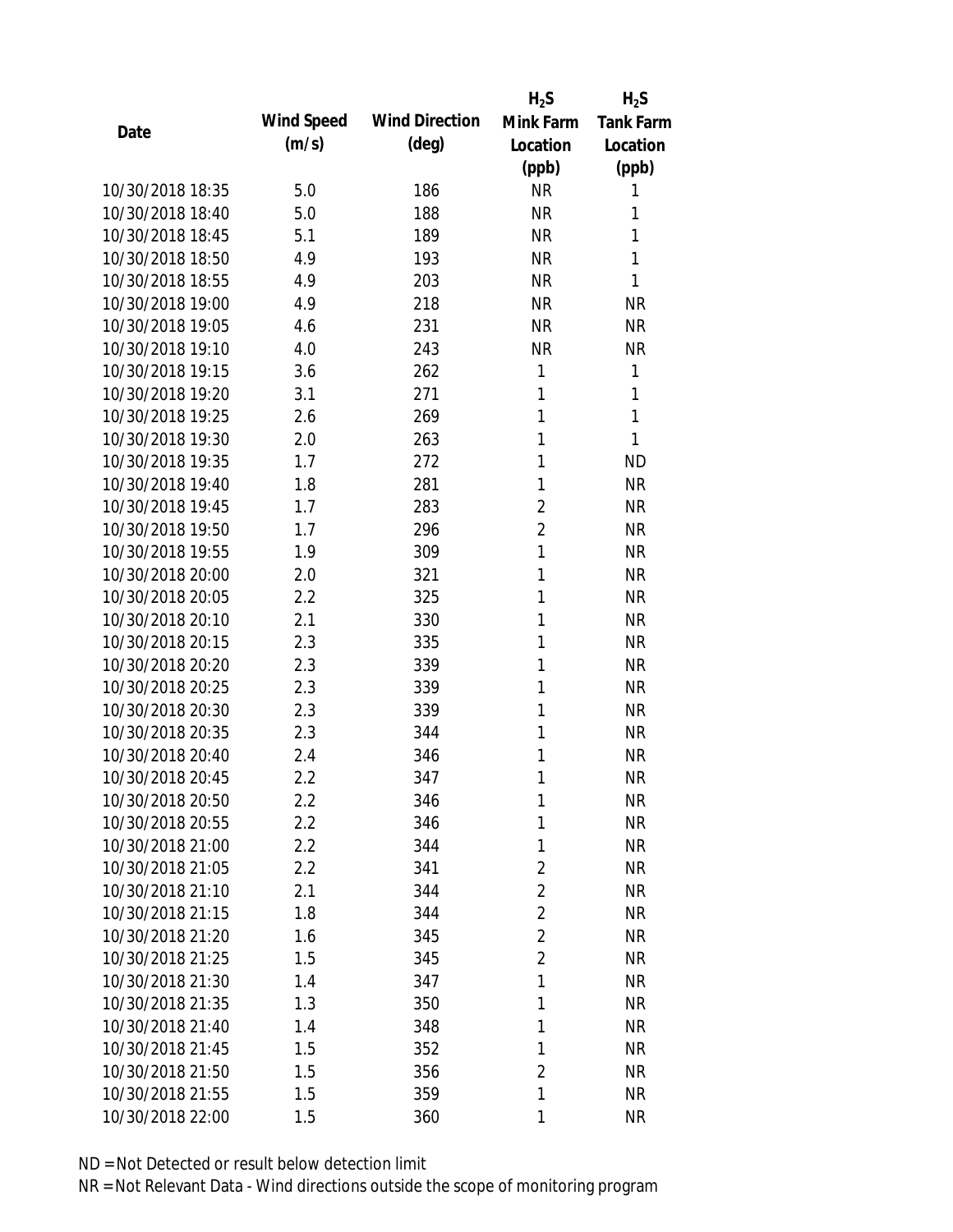| Date | Wind Speed (m/s) | Wind Direction (deg) | $H_2S$ Mink Farm Location (ppb) | $H_2S$ Tank Farm Location (ppb) |
|---|---|---|---|---|
| 10/30/2018 18:35 | 5.0 | 186 | NR | 1 |
| 10/30/2018 18:40 | 5.0 | 188 | NR | 1 |
| 10/30/2018 18:45 | 5.1 | 189 | NR | 1 |
| 10/30/2018 18:50 | 4.9 | 193 | NR | 1 |
| 10/30/2018 18:55 | 4.9 | 203 | NR | 1 |
| 10/30/2018 19:00 | 4.9 | 218 | NR | NR |
| 10/30/2018 19:05 | 4.6 | 231 | NR | NR |
| 10/30/2018 19:10 | 4.0 | 243 | NR | NR |
| 10/30/2018 19:15 | 3.6 | 262 | 1 | 1 |
| 10/30/2018 19:20 | 3.1 | 271 | 1 | 1 |
| 10/30/2018 19:25 | 2.6 | 269 | 1 | 1 |
| 10/30/2018 19:30 | 2.0 | 263 | 1 | 1 |
| 10/30/2018 19:35 | 1.7 | 272 | 1 | ND |
| 10/30/2018 19:40 | 1.8 | 281 | 1 | NR |
| 10/30/2018 19:45 | 1.7 | 283 | 2 | NR |
| 10/30/2018 19:50 | 1.7 | 296 | 2 | NR |
| 10/30/2018 19:55 | 1.9 | 309 | 1 | NR |
| 10/30/2018 20:00 | 2.0 | 321 | 1 | NR |
| 10/30/2018 20:05 | 2.2 | 325 | 1 | NR |
| 10/30/2018 20:10 | 2.1 | 330 | 1 | NR |
| 10/30/2018 20:15 | 2.3 | 335 | 1 | NR |
| 10/30/2018 20:20 | 2.3 | 339 | 1 | NR |
| 10/30/2018 20:25 | 2.3 | 339 | 1 | NR |
| 10/30/2018 20:30 | 2.3 | 339 | 1 | NR |
| 10/30/2018 20:35 | 2.3 | 344 | 1 | NR |
| 10/30/2018 20:40 | 2.4 | 346 | 1 | NR |
| 10/30/2018 20:45 | 2.2 | 347 | 1 | NR |
| 10/30/2018 20:50 | 2.2 | 346 | 1 | NR |
| 10/30/2018 20:55 | 2.2 | 346 | 1 | NR |
| 10/30/2018 21:00 | 2.2 | 344 | 1 | NR |
| 10/30/2018 21:05 | 2.2 | 341 | 2 | NR |
| 10/30/2018 21:10 | 2.1 | 344 | 2 | NR |
| 10/30/2018 21:15 | 1.8 | 344 | 2 | NR |
| 10/30/2018 21:20 | 1.6 | 345 | 2 | NR |
| 10/30/2018 21:25 | 1.5 | 345 | 2 | NR |
| 10/30/2018 21:30 | 1.4 | 347 | 1 | NR |
| 10/30/2018 21:35 | 1.3 | 350 | 1 | NR |
| 10/30/2018 21:40 | 1.4 | 348 | 1 | NR |
| 10/30/2018 21:45 | 1.5 | 352 | 1 | NR |
| 10/30/2018 21:50 | 1.5 | 356 | 2 | NR |
| 10/30/2018 21:55 | 1.5 | 359 | 1 | NR |
| 10/30/2018 22:00 | 1.5 | 360 | 1 | NR |

ND = Not Detected or result below detection limit
NR = Not Relevant Data - Wind directions outside the scope of monitoring program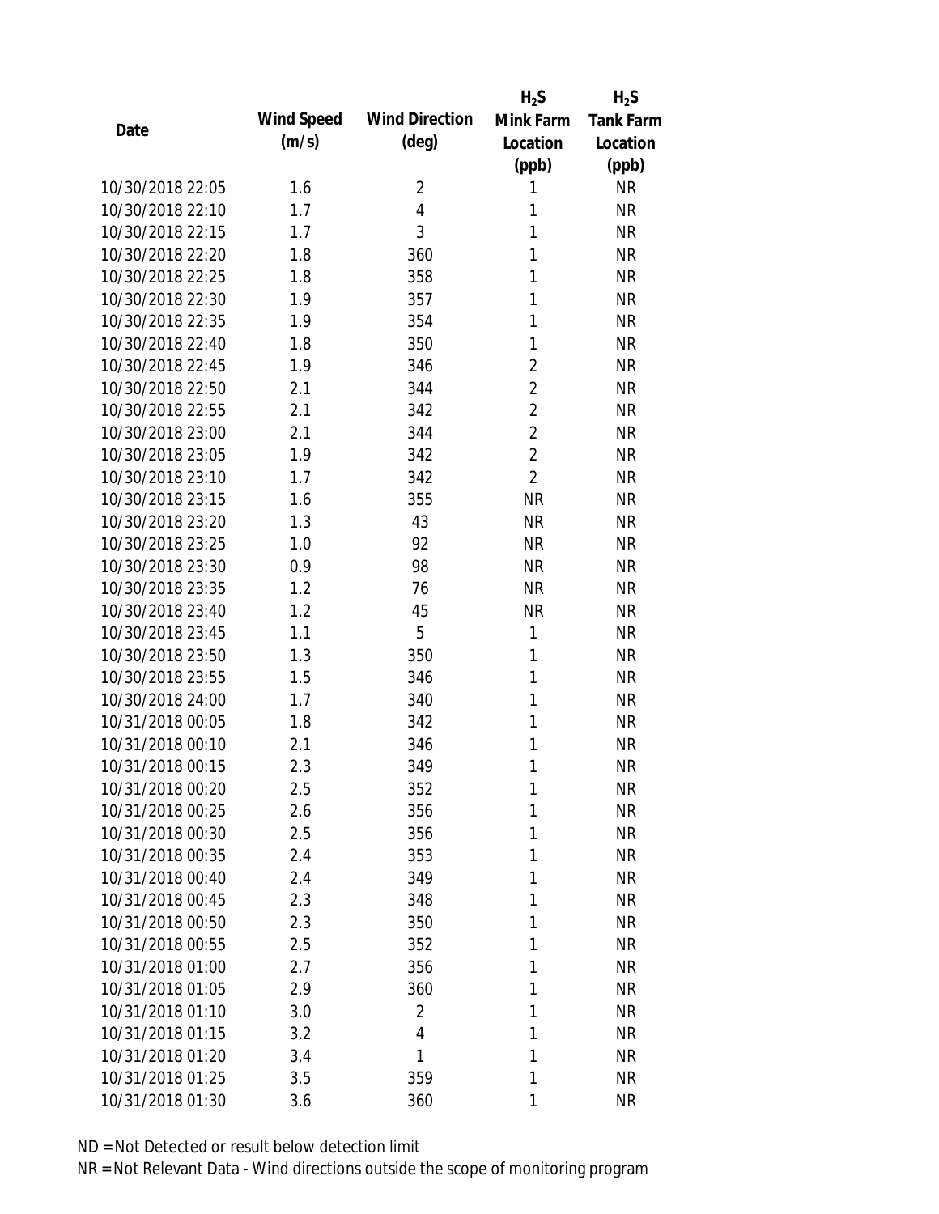| Date | Wind Speed (m/s) | Wind Direction (deg) | $H_2S$ Mink Farm Location (ppb) | $H_2S$ Tank Farm Location (ppb) |
|---|---|---|---|---|
| 10/30/2018 22:05 | 1.6 | 2 | 1 | NR |
| 10/30/2018 22:10 | 1.7 | 4 | 1 | NR |
| 10/30/2018 22:15 | 1.7 | 3 | 1 | NR |
| 10/30/2018 22:20 | 1.8 | 360 | 1 | NR |
| 10/30/2018 22:25 | 1.8 | 358 | 1 | NR |
| 10/30/2018 22:30 | 1.9 | 357 | 1 | NR |
| 10/30/2018 22:35 | 1.9 | 354 | 1 | NR |
| 10/30/2018 22:40 | 1.8 | 350 | 1 | NR |
| 10/30/2018 22:45 | 1.9 | 346 | 2 | NR |
| 10/30/2018 22:50 | 2.1 | 344 | 2 | NR |
| 10/30/2018 22:55 | 2.1 | 342 | 2 | NR |
| 10/30/2018 23:00 | 2.1 | 344 | 2 | NR |
| 10/30/2018 23:05 | 1.9 | 342 | 2 | NR |
| 10/30/2018 23:10 | 1.7 | 342 | 2 | NR |
| 10/30/2018 23:15 | 1.6 | 355 | NR | NR |
| 10/30/2018 23:20 | 1.3 | 43 | NR | NR |
| 10/30/2018 23:25 | 1.0 | 92 | NR | NR |
| 10/30/2018 23:30 | 0.9 | 98 | NR | NR |
| 10/30/2018 23:35 | 1.2 | 76 | NR | NR |
| 10/30/2018 23:40 | 1.2 | 45 | NR | NR |
| 10/30/2018 23:45 | 1.1 | 5 | 1 | NR |
| 10/30/2018 23:50 | 1.3 | 350 | 1 | NR |
| 10/30/2018 23:55 | 1.5 | 346 | 1 | NR |
| 10/30/2018 24:00 | 1.7 | 340 | 1 | NR |
| 10/31/2018 00:05 | 1.8 | 342 | 1 | NR |
| 10/31/2018 00:10 | 2.1 | 346 | 1 | NR |
| 10/31/2018 00:15 | 2.3 | 349 | 1 | NR |
| 10/31/2018 00:20 | 2.5 | 352 | 1 | NR |
| 10/31/2018 00:25 | 2.6 | 356 | 1 | NR |
| 10/31/2018 00:30 | 2.5 | 356 | 1 | NR |
| 10/31/2018 00:35 | 2.4 | 353 | 1 | NR |
| 10/31/2018 00:40 | 2.4 | 349 | 1 | NR |
| 10/31/2018 00:45 | 2.3 | 348 | 1 | NR |
| 10/31/2018 00:50 | 2.3 | 350 | 1 | NR |
| 10/31/2018 00:55 | 2.5 | 352 | 1 | NR |
| 10/31/2018 01:00 | 2.7 | 356 | 1 | NR |
| 10/31/2018 01:05 | 2.9 | 360 | 1 | NR |
| 10/31/2018 01:10 | 3.0 | 2 | 1 | NR |
| 10/31/2018 01:15 | 3.2 | 4 | 1 | NR |
| 10/31/2018 01:20 | 3.4 | 1 | 1 | NR |
| 10/31/2018 01:25 | 3.5 | 359 | 1 | NR |
| 10/31/2018 01:30 | 3.6 | 360 | 1 | NR |

ND = Not Detected or result below detection limit

NR = Not Relevant Data - Wind directions outside the scope of monitoring program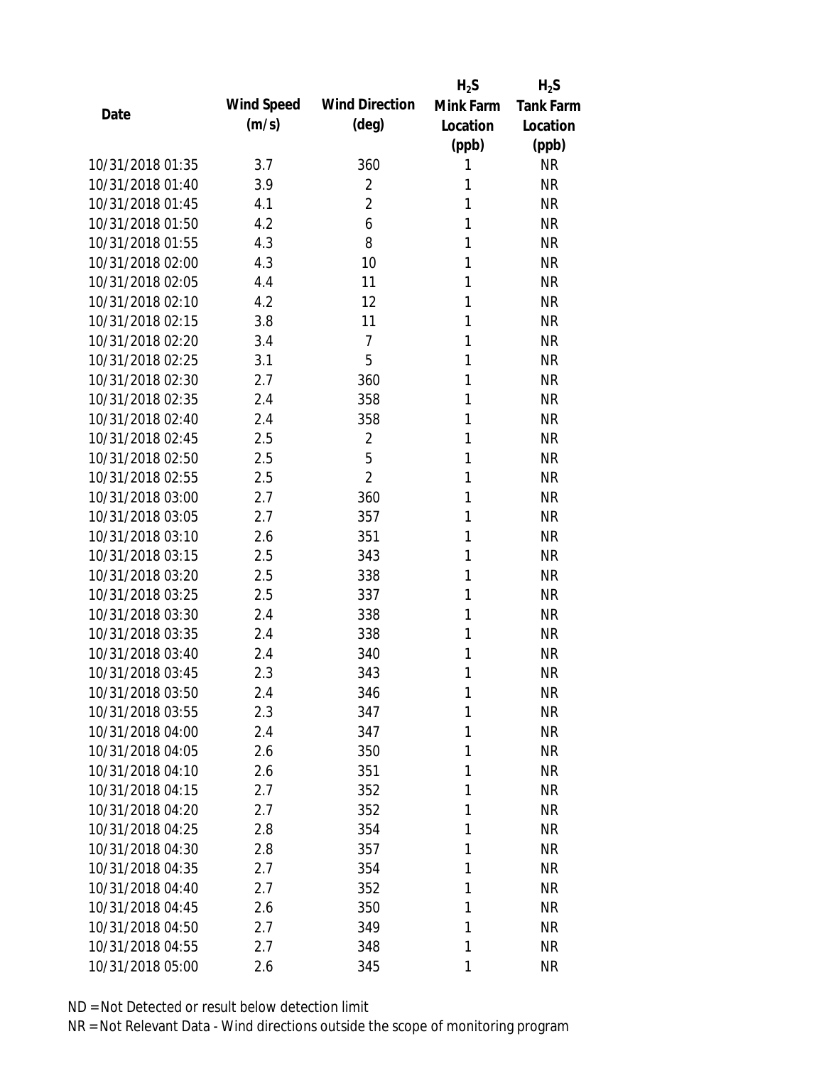| Date | Wind Speed (m/s) | Wind Direction (deg) | $H_2S$ Mink Farm Location (ppb) | $H_2S$ Tank Farm Location (ppb) |
|---|---|---|---|---|
| 10/31/2018 01:35 | 3.7 | 360 | 1 | NR |
| 10/31/2018 01:40 | 3.9 | 2 | 1 | NR |
| 10/31/2018 01:45 | 4.1 | 2 | 1 | NR |
| 10/31/2018 01:50 | 4.2 | 6 | 1 | NR |
| 10/31/2018 01:55 | 4.3 | 8 | 1 | NR |
| 10/31/2018 02:00 | 4.3 | 10 | 1 | NR |
| 10/31/2018 02:05 | 4.4 | 11 | 1 | NR |
| 10/31/2018 02:10 | 4.2 | 12 | 1 | NR |
| 10/31/2018 02:15 | 3.8 | 11 | 1 | NR |
| 10/31/2018 02:20 | 3.4 | 7 | 1 | NR |
| 10/31/2018 02:25 | 3.1 | 5 | 1 | NR |
| 10/31/2018 02:30 | 2.7 | 360 | 1 | NR |
| 10/31/2018 02:35 | 2.4 | 358 | 1 | NR |
| 10/31/2018 02:40 | 2.4 | 358 | 1 | NR |
| 10/31/2018 02:45 | 2.5 | 2 | 1 | NR |
| 10/31/2018 02:50 | 2.5 | 5 | 1 | NR |
| 10/31/2018 02:55 | 2.5 | 2 | 1 | NR |
| 10/31/2018 03:00 | 2.7 | 360 | 1 | NR |
| 10/31/2018 03:05 | 2.7 | 357 | 1 | NR |
| 10/31/2018 03:10 | 2.6 | 351 | 1 | NR |
| 10/31/2018 03:15 | 2.5 | 343 | 1 | NR |
| 10/31/2018 03:20 | 2.5 | 338 | 1 | NR |
| 10/31/2018 03:25 | 2.5 | 337 | 1 | NR |
| 10/31/2018 03:30 | 2.4 | 338 | 1 | NR |
| 10/31/2018 03:35 | 2.4 | 338 | 1 | NR |
| 10/31/2018 03:40 | 2.4 | 340 | 1 | NR |
| 10/31/2018 03:45 | 2.3 | 343 | 1 | NR |
| 10/31/2018 03:50 | 2.4 | 346 | 1 | NR |
| 10/31/2018 03:55 | 2.3 | 347 | 1 | NR |
| 10/31/2018 04:00 | 2.4 | 347 | 1 | NR |
| 10/31/2018 04:05 | 2.6 | 350 | 1 | NR |
| 10/31/2018 04:10 | 2.6 | 351 | 1 | NR |
| 10/31/2018 04:15 | 2.7 | 352 | 1 | NR |
| 10/31/2018 04:20 | 2.7 | 352 | 1 | NR |
| 10/31/2018 04:25 | 2.8 | 354 | 1 | NR |
| 10/31/2018 04:30 | 2.8 | 357 | 1 | NR |
| 10/31/2018 04:35 | 2.7 | 354 | 1 | NR |
| 10/31/2018 04:40 | 2.7 | 352 | 1 | NR |
| 10/31/2018 04:45 | 2.6 | 350 | 1 | NR |
| 10/31/2018 04:50 | 2.7 | 349 | 1 | NR |
| 10/31/2018 04:55 | 2.7 | 348 | 1 | NR |
| 10/31/2018 05:00 | 2.6 | 345 | 1 | NR |

ND = Not Detected or result below detection limit

NR = Not Relevant Data - Wind directions outside the scope of monitoring program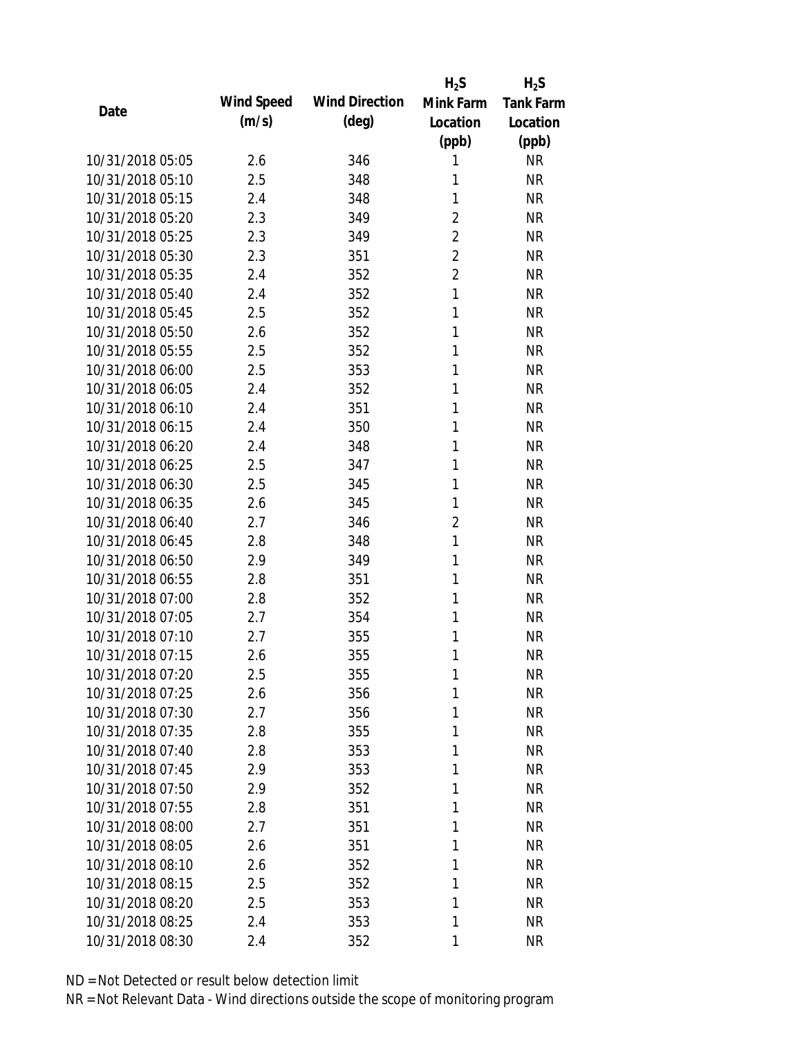| Date | Wind Speed (m/s) | Wind Direction (deg) | $H_2S$ Mink Farm Location (ppb) | $H_2S$ Tank Farm Location (ppb) |
|---|---|---|---|---|
| 10/31/2018 05:05 | 2.6 | 346 | 1 | NR |
| 10/31/2018 05:10 | 2.5 | 348 | 1 | NR |
| 10/31/2018 05:15 | 2.4 | 348 | 1 | NR |
| 10/31/2018 05:20 | 2.3 | 349 | 2 | NR |
| 10/31/2018 05:25 | 2.3 | 349 | 2 | NR |
| 10/31/2018 05:30 | 2.3 | 351 | 2 | NR |
| 10/31/2018 05:35 | 2.4 | 352 | 2 | NR |
| 10/31/2018 05:40 | 2.4 | 352 | 1 | NR |
| 10/31/2018 05:45 | 2.5 | 352 | 1 | NR |
| 10/31/2018 05:50 | 2.6 | 352 | 1 | NR |
| 10/31/2018 05:55 | 2.5 | 352 | 1 | NR |
| 10/31/2018 06:00 | 2.5 | 353 | 1 | NR |
| 10/31/2018 06:05 | 2.4 | 352 | 1 | NR |
| 10/31/2018 06:10 | 2.4 | 351 | 1 | NR |
| 10/31/2018 06:15 | 2.4 | 350 | 1 | NR |
| 10/31/2018 06:20 | 2.4 | 348 | 1 | NR |
| 10/31/2018 06:25 | 2.5 | 347 | 1 | NR |
| 10/31/2018 06:30 | 2.5 | 345 | 1 | NR |
| 10/31/2018 06:35 | 2.6 | 345 | 1 | NR |
| 10/31/2018 06:40 | 2.7 | 346 | 2 | NR |
| 10/31/2018 06:45 | 2.8 | 348 | 1 | NR |
| 10/31/2018 06:50 | 2.9 | 349 | 1 | NR |
| 10/31/2018 06:55 | 2.8 | 351 | 1 | NR |
| 10/31/2018 07:00 | 2.8 | 352 | 1 | NR |
| 10/31/2018 07:05 | 2.7 | 354 | 1 | NR |
| 10/31/2018 07:10 | 2.7 | 355 | 1 | NR |
| 10/31/2018 07:15 | 2.6 | 355 | 1 | NR |
| 10/31/2018 07:20 | 2.5 | 355 | 1 | NR |
| 10/31/2018 07:25 | 2.6 | 356 | 1 | NR |
| 10/31/2018 07:30 | 2.7 | 356 | 1 | NR |
| 10/31/2018 07:35 | 2.8 | 355 | 1 | NR |
| 10/31/2018 07:40 | 2.8 | 353 | 1 | NR |
| 10/31/2018 07:45 | 2.9 | 353 | 1 | NR |
| 10/31/2018 07:50 | 2.9 | 352 | 1 | NR |
| 10/31/2018 07:55 | 2.8 | 351 | 1 | NR |
| 10/31/2018 08:00 | 2.7 | 351 | 1 | NR |
| 10/31/2018 08:05 | 2.6 | 351 | 1 | NR |
| 10/31/2018 08:10 | 2.6 | 352 | 1 | NR |
| 10/31/2018 08:15 | 2.5 | 352 | 1 | NR |
| 10/31/2018 08:20 | 2.5 | 353 | 1 | NR |
| 10/31/2018 08:25 | 2.4 | 353 | 1 | NR |
| 10/31/2018 08:30 | 2.4 | 352 | 1 | NR |

ND = Not Detected or result below detection limit
NR = Not Relevant Data - Wind directions outside the scope of monitoring program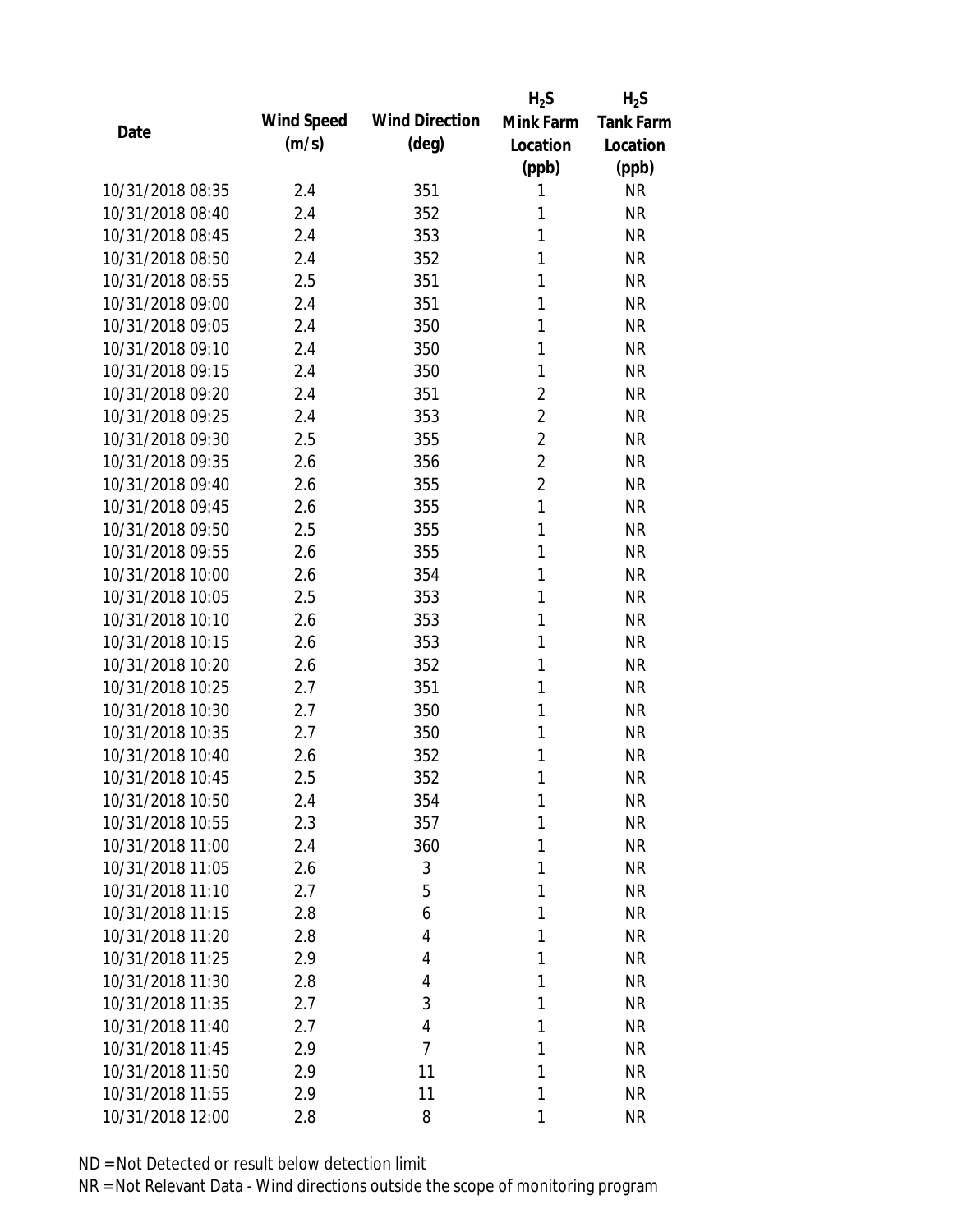| Date | Wind Speed (m/s) | Wind Direction (deg) | $H_2S$ Mink Farm Location (ppb) | $H_2S$ Tank Farm Location (ppb) |
|---|---|---|---|---|
| 10/31/2018 08:35 | 2.4 | 351 | 1 | NR |
| 10/31/2018 08:40 | 2.4 | 352 | 1 | NR |
| 10/31/2018 08:45 | 2.4 | 353 | 1 | NR |
| 10/31/2018 08:50 | 2.4 | 352 | 1 | NR |
| 10/31/2018 08:55 | 2.5 | 351 | 1 | NR |
| 10/31/2018 09:00 | 2.4 | 351 | 1 | NR |
| 10/31/2018 09:05 | 2.4 | 350 | 1 | NR |
| 10/31/2018 09:10 | 2.4 | 350 | 1 | NR |
| 10/31/2018 09:15 | 2.4 | 350 | 1 | NR |
| 10/31/2018 09:20 | 2.4 | 351 | 2 | NR |
| 10/31/2018 09:25 | 2.4 | 353 | 2 | NR |
| 10/31/2018 09:30 | 2.5 | 355 | 2 | NR |
| 10/31/2018 09:35 | 2.6 | 356 | 2 | NR |
| 10/31/2018 09:40 | 2.6 | 355 | 2 | NR |
| 10/31/2018 09:45 | 2.6 | 355 | 1 | NR |
| 10/31/2018 09:50 | 2.5 | 355 | 1 | NR |
| 10/31/2018 09:55 | 2.6 | 355 | 1 | NR |
| 10/31/2018 10:00 | 2.6 | 354 | 1 | NR |
| 10/31/2018 10:05 | 2.5 | 353 | 1 | NR |
| 10/31/2018 10:10 | 2.6 | 353 | 1 | NR |
| 10/31/2018 10:15 | 2.6 | 353 | 1 | NR |
| 10/31/2018 10:20 | 2.6 | 352 | 1 | NR |
| 10/31/2018 10:25 | 2.7 | 351 | 1 | NR |
| 10/31/2018 10:30 | 2.7 | 350 | 1 | NR |
| 10/31/2018 10:35 | 2.7 | 350 | 1 | NR |
| 10/31/2018 10:40 | 2.6 | 352 | 1 | NR |
| 10/31/2018 10:45 | 2.5 | 352 | 1 | NR |
| 10/31/2018 10:50 | 2.4 | 354 | 1 | NR |
| 10/31/2018 10:55 | 2.3 | 357 | 1 | NR |
| 10/31/2018 11:00 | 2.4 | 360 | 1 | NR |
| 10/31/2018 11:05 | 2.6 | 3 | 1 | NR |
| 10/31/2018 11:10 | 2.7 | 5 | 1 | NR |
| 10/31/2018 11:15 | 2.8 | 6 | 1 | NR |
| 10/31/2018 11:20 | 2.8 | 4 | 1 | NR |
| 10/31/2018 11:25 | 2.9 | 4 | 1 | NR |
| 10/31/2018 11:30 | 2.8 | 4 | 1 | NR |
| 10/31/2018 11:35 | 2.7 | 3 | 1 | NR |
| 10/31/2018 11:40 | 2.7 | 4 | 1 | NR |
| 10/31/2018 11:45 | 2.9 | 7 | 1 | NR |
| 10/31/2018 11:50 | 2.9 | 11 | 1 | NR |
| 10/31/2018 11:55 | 2.9 | 11 | 1 | NR |
| 10/31/2018 12:00 | 2.8 | 8 | 1 | NR |

ND = Not Detected or result below detection limit
NR = Not Relevant Data - Wind directions outside the scope of monitoring program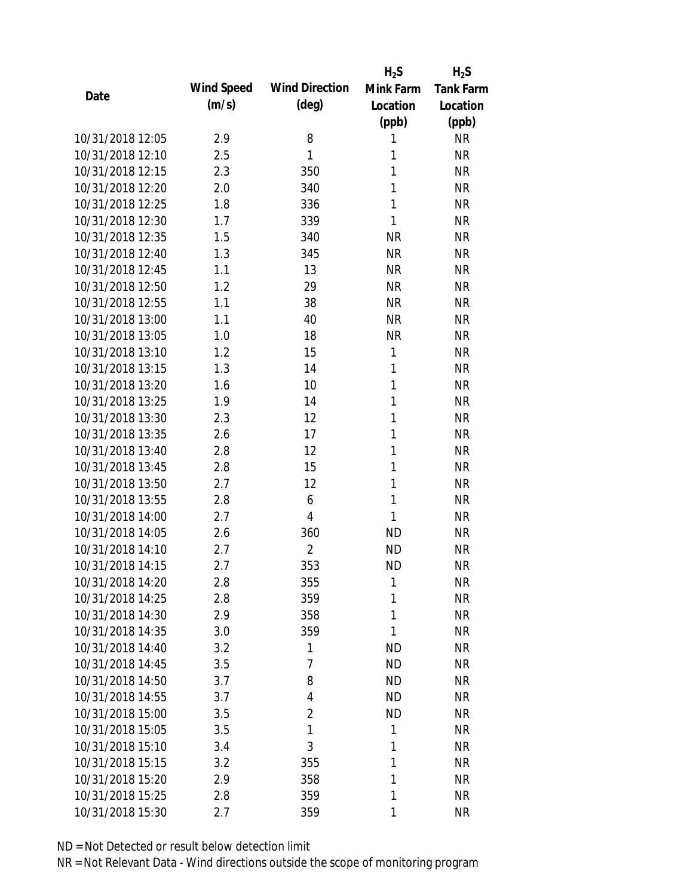| Date | Wind Speed (m/s) | Wind Direction (deg) | $H_2S$ Mink Farm Location (ppb) | $H_2S$ Tank Farm Location (ppb) |
|---|---|---|---|---|
| 10/31/2018 12:05 | 2.9 | 8 | 1 | NR |
| 10/31/2018 12:10 | 2.5 | 1 | 1 | NR |
| 10/31/2018 12:15 | 2.3 | 350 | 1 | NR |
| 10/31/2018 12:20 | 2.0 | 340 | 1 | NR |
| 10/31/2018 12:25 | 1.8 | 336 | 1 | NR |
| 10/31/2018 12:30 | 1.7 | 339 | 1 | NR |
| 10/31/2018 12:35 | 1.5 | 340 | NR | NR |
| 10/31/2018 12:40 | 1.3 | 345 | NR | NR |
| 10/31/2018 12:45 | 1.1 | 13 | NR | NR |
| 10/31/2018 12:50 | 1.2 | 29 | NR | NR |
| 10/31/2018 12:55 | 1.1 | 38 | NR | NR |
| 10/31/2018 13:00 | 1.1 | 40 | NR | NR |
| 10/31/2018 13:05 | 1.0 | 18 | NR | NR |
| 10/31/2018 13:10 | 1.2 | 15 | 1 | NR |
| 10/31/2018 13:15 | 1.3 | 14 | 1 | NR |
| 10/31/2018 13:20 | 1.6 | 10 | 1 | NR |
| 10/31/2018 13:25 | 1.9 | 14 | 1 | NR |
| 10/31/2018 13:30 | 2.3 | 12 | 1 | NR |
| 10/31/2018 13:35 | 2.6 | 17 | 1 | NR |
| 10/31/2018 13:40 | 2.8 | 12 | 1 | NR |
| 10/31/2018 13:45 | 2.8 | 15 | 1 | NR |
| 10/31/2018 13:50 | 2.7 | 12 | 1 | NR |
| 10/31/2018 13:55 | 2.8 | 6 | 1 | NR |
| 10/31/2018 14:00 | 2.7 | 4 | 1 | NR |
| 10/31/2018 14:05 | 2.6 | 360 | ND | NR |
| 10/31/2018 14:10 | 2.7 | 2 | ND | NR |
| 10/31/2018 14:15 | 2.7 | 353 | ND | NR |
| 10/31/2018 14:20 | 2.8 | 355 | 1 | NR |
| 10/31/2018 14:25 | 2.8 | 359 | 1 | NR |
| 10/31/2018 14:30 | 2.9 | 358 | 1 | NR |
| 10/31/2018 14:35 | 3.0 | 359 | 1 | NR |
| 10/31/2018 14:40 | 3.2 | 1 | ND | NR |
| 10/31/2018 14:45 | 3.5 | 7 | ND | NR |
| 10/31/2018 14:50 | 3.7 | 8 | ND | NR |
| 10/31/2018 14:55 | 3.7 | 4 | ND | NR |
| 10/31/2018 15:00 | 3.5 | 2 | ND | NR |
| 10/31/2018 15:05 | 3.5 | 1 | 1 | NR |
| 10/31/2018 15:10 | 3.4 | 3 | 1 | NR |
| 10/31/2018 15:15 | 3.2 | 355 | 1 | NR |
| 10/31/2018 15:20 | 2.9 | 358 | 1 | NR |
| 10/31/2018 15:25 | 2.8 | 359 | 1 | NR |
| 10/31/2018 15:30 | 2.7 | 359 | 1 | NR |

ND = Not Detected or result below detection limit

NR = Not Relevant Data - Wind directions outside the scope of monitoring program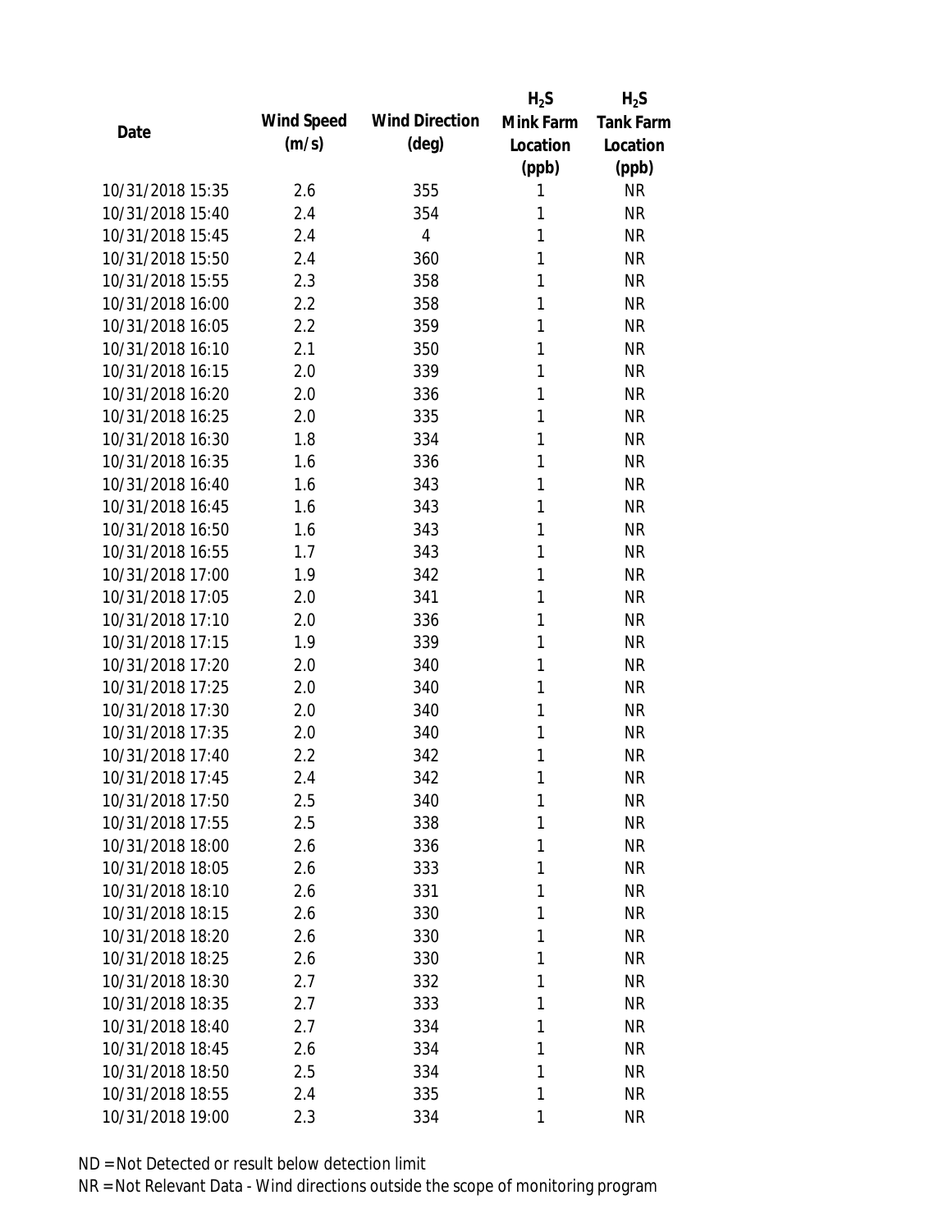| Date | Wind Speed (m/s) | Wind Direction (deg) | $H_2S$ Mink Farm Location (ppb) | $H_2S$ Tank Farm Location (ppb) |
|---|---|---|---|---|
| 10/31/2018 15:35 | 2.6 | 355 | 1 | NR |
| 10/31/2018 15:40 | 2.4 | 354 | 1 | NR |
| 10/31/2018 15:45 | 2.4 | 4 | 1 | NR |
| 10/31/2018 15:50 | 2.4 | 360 | 1 | NR |
| 10/31/2018 15:55 | 2.3 | 358 | 1 | NR |
| 10/31/2018 16:00 | 2.2 | 358 | 1 | NR |
| 10/31/2018 16:05 | 2.2 | 359 | 1 | NR |
| 10/31/2018 16:10 | 2.1 | 350 | 1 | NR |
| 10/31/2018 16:15 | 2.0 | 339 | 1 | NR |
| 10/31/2018 16:20 | 2.0 | 336 | 1 | NR |
| 10/31/2018 16:25 | 2.0 | 335 | 1 | NR |
| 10/31/2018 16:30 | 1.8 | 334 | 1 | NR |
| 10/31/2018 16:35 | 1.6 | 336 | 1 | NR |
| 10/31/2018 16:40 | 1.6 | 343 | 1 | NR |
| 10/31/2018 16:45 | 1.6 | 343 | 1 | NR |
| 10/31/2018 16:50 | 1.6 | 343 | 1 | NR |
| 10/31/2018 16:55 | 1.7 | 343 | 1 | NR |
| 10/31/2018 17:00 | 1.9 | 342 | 1 | NR |
| 10/31/2018 17:05 | 2.0 | 341 | 1 | NR |
| 10/31/2018 17:10 | 2.0 | 336 | 1 | NR |
| 10/31/2018 17:15 | 1.9 | 339 | 1 | NR |
| 10/31/2018 17:20 | 2.0 | 340 | 1 | NR |
| 10/31/2018 17:25 | 2.0 | 340 | 1 | NR |
| 10/31/2018 17:30 | 2.0 | 340 | 1 | NR |
| 10/31/2018 17:35 | 2.0 | 340 | 1 | NR |
| 10/31/2018 17:40 | 2.2 | 342 | 1 | NR |
| 10/31/2018 17:45 | 2.4 | 342 | 1 | NR |
| 10/31/2018 17:50 | 2.5 | 340 | 1 | NR |
| 10/31/2018 17:55 | 2.5 | 338 | 1 | NR |
| 10/31/2018 18:00 | 2.6 | 336 | 1 | NR |
| 10/31/2018 18:05 | 2.6 | 333 | 1 | NR |
| 10/31/2018 18:10 | 2.6 | 331 | 1 | NR |
| 10/31/2018 18:15 | 2.6 | 330 | 1 | NR |
| 10/31/2018 18:20 | 2.6 | 330 | 1 | NR |
| 10/31/2018 18:25 | 2.6 | 330 | 1 | NR |
| 10/31/2018 18:30 | 2.7 | 332 | 1 | NR |
| 10/31/2018 18:35 | 2.7 | 333 | 1 | NR |
| 10/31/2018 18:40 | 2.7 | 334 | 1 | NR |
| 10/31/2018 18:45 | 2.6 | 334 | 1 | NR |
| 10/31/2018 18:50 | 2.5 | 334 | 1 | NR |
| 10/31/2018 18:55 | 2.4 | 335 | 1 | NR |
| 10/31/2018 19:00 | 2.3 | 334 | 1 | NR |

ND = Not Detected or result below detection limit

NR = Not Relevant Data - Wind directions outside the scope of monitoring program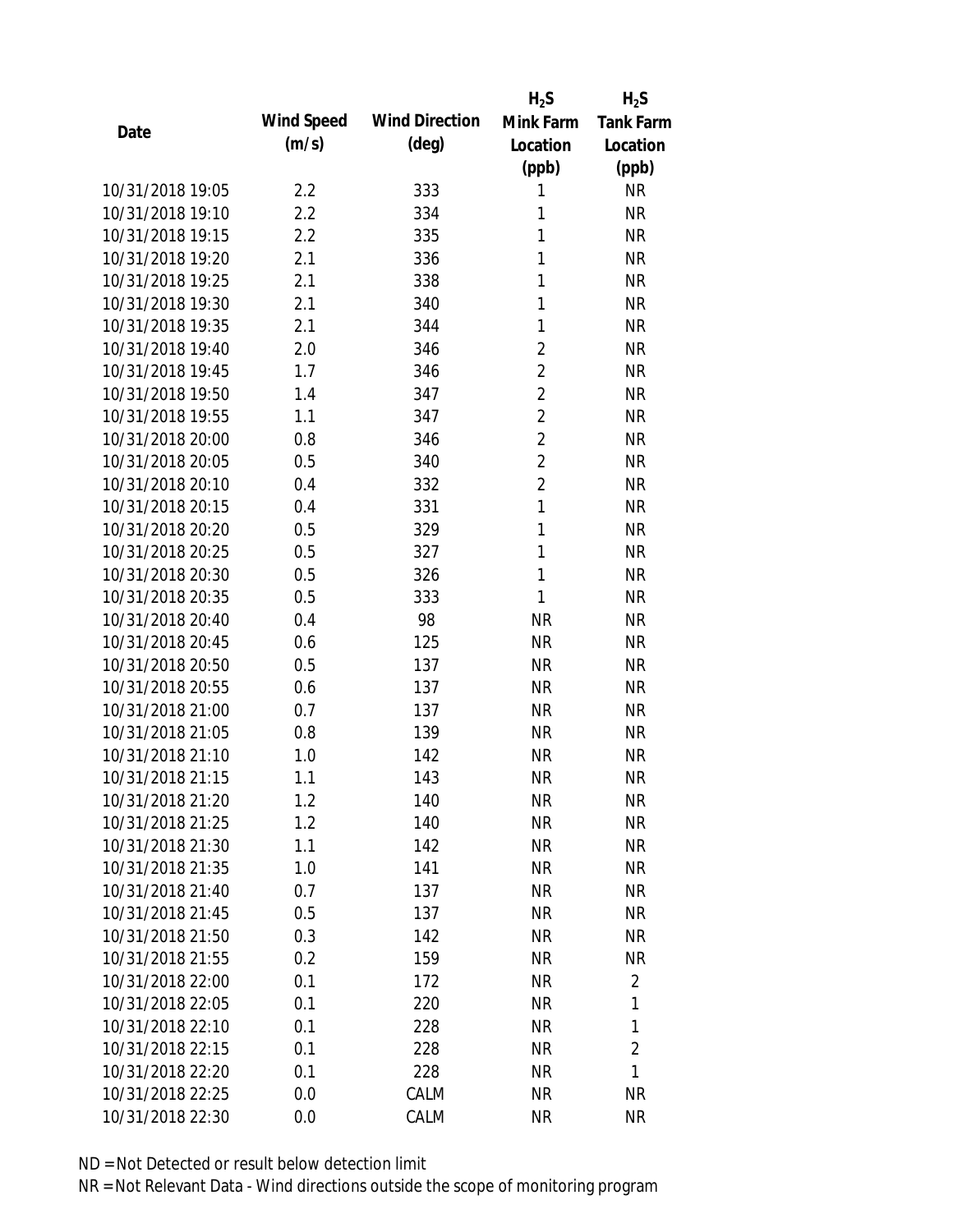| Date | Wind Speed (m/s) | Wind Direction (deg) | $H_2S$ Mink Farm Location (ppb) | $H_2S$ Tank Farm Location (ppb) |
|---|---|---|---|---|
| 10/31/2018 19:05 | 2.2 | 333 | 1 | NR |
| 10/31/2018 19:10 | 2.2 | 334 | 1 | NR |
| 10/31/2018 19:15 | 2.2 | 335 | 1 | NR |
| 10/31/2018 19:20 | 2.1 | 336 | 1 | NR |
| 10/31/2018 19:25 | 2.1 | 338 | 1 | NR |
| 10/31/2018 19:30 | 2.1 | 340 | 1 | NR |
| 10/31/2018 19:35 | 2.1 | 344 | 1 | NR |
| 10/31/2018 19:40 | 2.0 | 346 | 2 | NR |
| 10/31/2018 19:45 | 1.7 | 346 | 2 | NR |
| 10/31/2018 19:50 | 1.4 | 347 | 2 | NR |
| 10/31/2018 19:55 | 1.1 | 347 | 2 | NR |
| 10/31/2018 20:00 | 0.8 | 346 | 2 | NR |
| 10/31/2018 20:05 | 0.5 | 340 | 2 | NR |
| 10/31/2018 20:10 | 0.4 | 332 | 2 | NR |
| 10/31/2018 20:15 | 0.4 | 331 | 1 | NR |
| 10/31/2018 20:20 | 0.5 | 329 | 1 | NR |
| 10/31/2018 20:25 | 0.5 | 327 | 1 | NR |
| 10/31/2018 20:30 | 0.5 | 326 | 1 | NR |
| 10/31/2018 20:35 | 0.5 | 333 | 1 | NR |
| 10/31/2018 20:40 | 0.4 | 98 | NR | NR |
| 10/31/2018 20:45 | 0.6 | 125 | NR | NR |
| 10/31/2018 20:50 | 0.5 | 137 | NR | NR |
| 10/31/2018 20:55 | 0.6 | 137 | NR | NR |
| 10/31/2018 21:00 | 0.7 | 137 | NR | NR |
| 10/31/2018 21:05 | 0.8 | 139 | NR | NR |
| 10/31/2018 21:10 | 1.0 | 142 | NR | NR |
| 10/31/2018 21:15 | 1.1 | 143 | NR | NR |
| 10/31/2018 21:20 | 1.2 | 140 | NR | NR |
| 10/31/2018 21:25 | 1.2 | 140 | NR | NR |
| 10/31/2018 21:30 | 1.1 | 142 | NR | NR |
| 10/31/2018 21:35 | 1.0 | 141 | NR | NR |
| 10/31/2018 21:40 | 0.7 | 137 | NR | NR |
| 10/31/2018 21:45 | 0.5 | 137 | NR | NR |
| 10/31/2018 21:50 | 0.3 | 142 | NR | NR |
| 10/31/2018 21:55 | 0.2 | 159 | NR | NR |
| 10/31/2018 22:00 | 0.1 | 172 | NR | 2 |
| 10/31/2018 22:05 | 0.1 | 220 | NR | 1 |
| 10/31/2018 22:10 | 0.1 | 228 | NR | 1 |
| 10/31/2018 22:15 | 0.1 | 228 | NR | 2 |
| 10/31/2018 22:20 | 0.1 | 228 | NR | 1 |
| 10/31/2018 22:25 | 0.0 | CALM | NR | NR |
| 10/31/2018 22:30 | 0.0 | CALM | NR | NR |

ND = Not Detected or result below detection limit

NR = Not Relevant Data - Wind directions outside the scope of monitoring program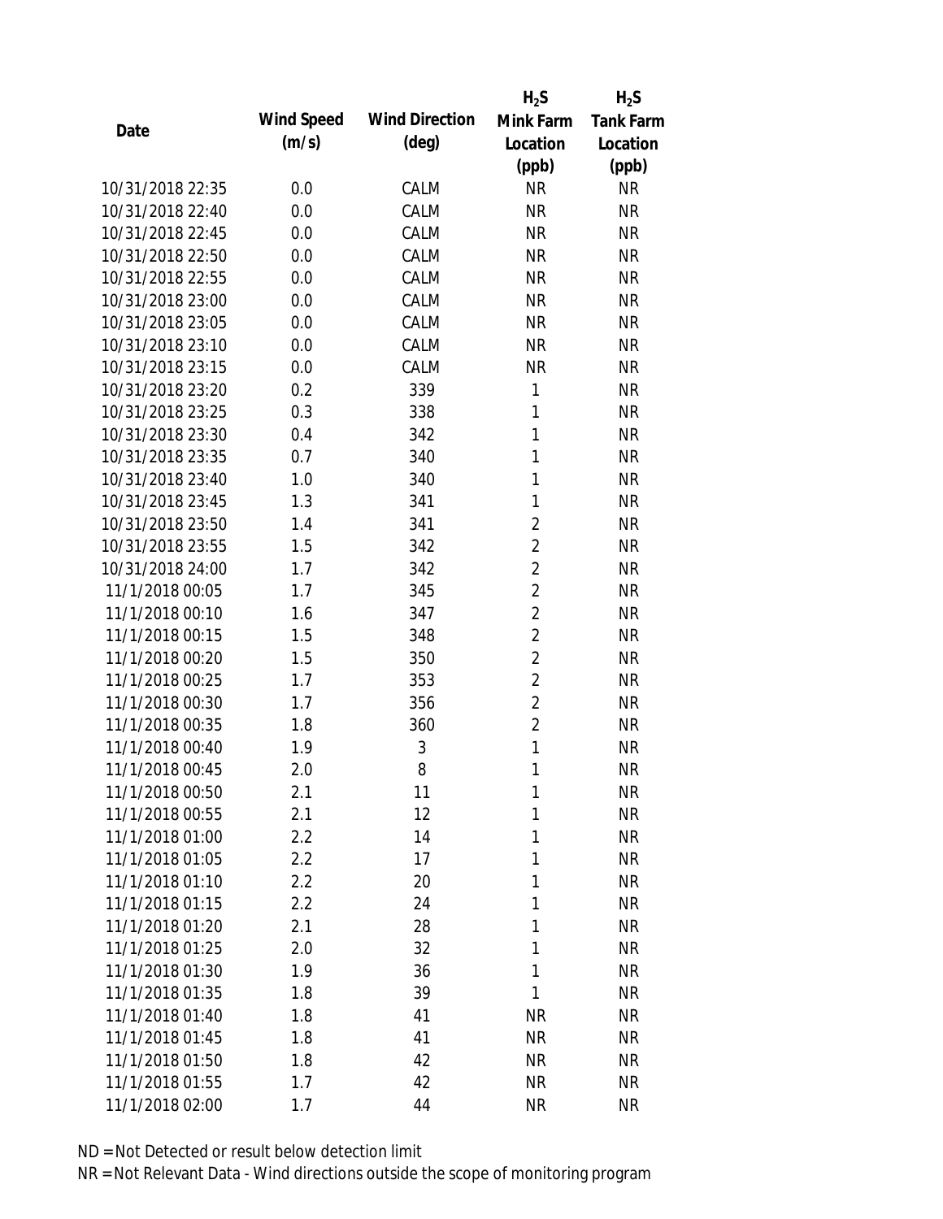| Date | Wind Speed (m/s) | Wind Direction (deg) | $H_2S$ Mink Farm Location (ppb) | $H_2S$ Tank Farm Location (ppb) |
|---|---|---|---|---|
| 10/31/2018 22:35 | 0.0 | CALM | NR | NR |
| 10/31/2018 22:40 | 0.0 | CALM | NR | NR |
| 10/31/2018 22:45 | 0.0 | CALM | NR | NR |
| 10/31/2018 22:50 | 0.0 | CALM | NR | NR |
| 10/31/2018 22:55 | 0.0 | CALM | NR | NR |
| 10/31/2018 23:00 | 0.0 | CALM | NR | NR |
| 10/31/2018 23:05 | 0.0 | CALM | NR | NR |
| 10/31/2018 23:10 | 0.0 | CALM | NR | NR |
| 10/31/2018 23:15 | 0.0 | CALM | NR | NR |
| 10/31/2018 23:20 | 0.2 | 339 | 1 | NR |
| 10/31/2018 23:25 | 0.3 | 338 | 1 | NR |
| 10/31/2018 23:30 | 0.4 | 342 | 1 | NR |
| 10/31/2018 23:35 | 0.7 | 340 | 1 | NR |
| 10/31/2018 23:40 | 1.0 | 340 | 1 | NR |
| 10/31/2018 23:45 | 1.3 | 341 | 1 | NR |
| 10/31/2018 23:50 | 1.4 | 341 | 2 | NR |
| 10/31/2018 23:55 | 1.5 | 342 | 2 | NR |
| 10/31/2018 24:00 | 1.7 | 342 | 2 | NR |
| 11/1/2018 00:05 | 1.7 | 345 | 2 | NR |
| 11/1/2018 00:10 | 1.6 | 347 | 2 | NR |
| 11/1/2018 00:15 | 1.5 | 348 | 2 | NR |
| 11/1/2018 00:20 | 1.5 | 350 | 2 | NR |
| 11/1/2018 00:25 | 1.7 | 353 | 2 | NR |
| 11/1/2018 00:30 | 1.7 | 356 | 2 | NR |
| 11/1/2018 00:35 | 1.8 | 360 | 2 | NR |
| 11/1/2018 00:40 | 1.9 | 3 | 1 | NR |
| 11/1/2018 00:45 | 2.0 | 8 | 1 | NR |
| 11/1/2018 00:50 | 2.1 | 11 | 1 | NR |
| 11/1/2018 00:55 | 2.1 | 12 | 1 | NR |
| 11/1/2018 01:00 | 2.2 | 14 | 1 | NR |
| 11/1/2018 01:05 | 2.2 | 17 | 1 | NR |
| 11/1/2018 01:10 | 2.2 | 20 | 1 | NR |
| 11/1/2018 01:15 | 2.2 | 24 | 1 | NR |
| 11/1/2018 01:20 | 2.1 | 28 | 1 | NR |
| 11/1/2018 01:25 | 2.0 | 32 | 1 | NR |
| 11/1/2018 01:30 | 1.9 | 36 | 1 | NR |
| 11/1/2018 01:35 | 1.8 | 39 | 1 | NR |
| 11/1/2018 01:40 | 1.8 | 41 | NR | NR |
| 11/1/2018 01:45 | 1.8 | 41 | NR | NR |
| 11/1/2018 01:50 | 1.8 | 42 | NR | NR |
| 11/1/2018 01:55 | 1.7 | 42 | NR | NR |
| 11/1/2018 02:00 | 1.7 | 44 | NR | NR |

ND = Not Detected or result below detection limit

NR = Not Relevant Data - Wind directions outside the scope of monitoring program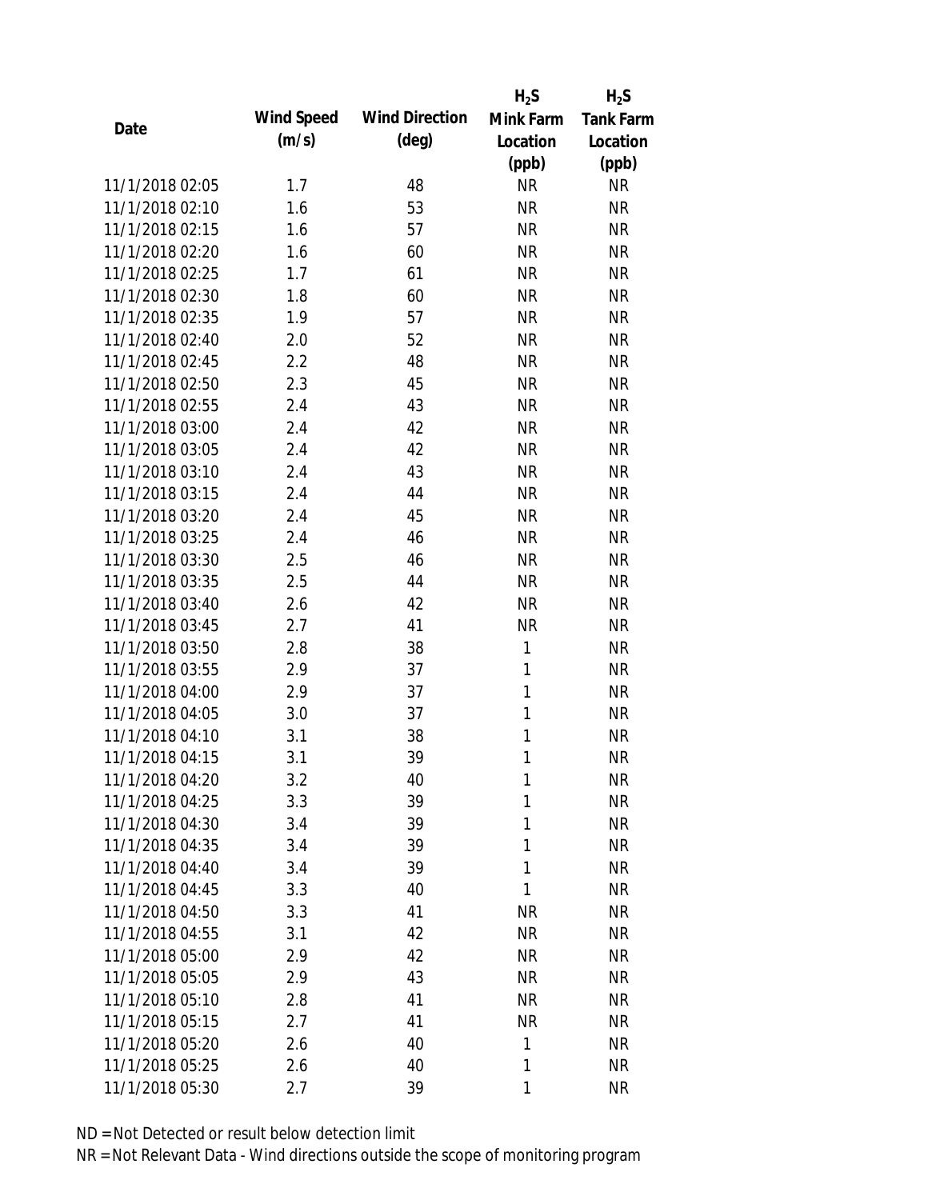| Date | Wind Speed (m/s) | Wind Direction (deg) | $H_2S$ Mink Farm Location (ppb) | $H_2S$ Tank Farm Location (ppb) |
|---|---|---|---|---|
| 11/1/2018 02:05 | 1.7 | 48 | NR | NR |
| 11/1/2018 02:10 | 1.6 | 53 | NR | NR |
| 11/1/2018 02:15 | 1.6 | 57 | NR | NR |
| 11/1/2018 02:20 | 1.6 | 60 | NR | NR |
| 11/1/2018 02:25 | 1.7 | 61 | NR | NR |
| 11/1/2018 02:30 | 1.8 | 60 | NR | NR |
| 11/1/2018 02:35 | 1.9 | 57 | NR | NR |
| 11/1/2018 02:40 | 2.0 | 52 | NR | NR |
| 11/1/2018 02:45 | 2.2 | 48 | NR | NR |
| 11/1/2018 02:50 | 2.3 | 45 | NR | NR |
| 11/1/2018 02:55 | 2.4 | 43 | NR | NR |
| 11/1/2018 03:00 | 2.4 | 42 | NR | NR |
| 11/1/2018 03:05 | 2.4 | 42 | NR | NR |
| 11/1/2018 03:10 | 2.4 | 43 | NR | NR |
| 11/1/2018 03:15 | 2.4 | 44 | NR | NR |
| 11/1/2018 03:20 | 2.4 | 45 | NR | NR |
| 11/1/2018 03:25 | 2.4 | 46 | NR | NR |
| 11/1/2018 03:30 | 2.5 | 46 | NR | NR |
| 11/1/2018 03:35 | 2.5 | 44 | NR | NR |
| 11/1/2018 03:40 | 2.6 | 42 | NR | NR |
| 11/1/2018 03:45 | 2.7 | 41 | NR | NR |
| 11/1/2018 03:50 | 2.8 | 38 | 1 | NR |
| 11/1/2018 03:55 | 2.9 | 37 | 1 | NR |
| 11/1/2018 04:00 | 2.9 | 37 | 1 | NR |
| 11/1/2018 04:05 | 3.0 | 37 | 1 | NR |
| 11/1/2018 04:10 | 3.1 | 38 | 1 | NR |
| 11/1/2018 04:15 | 3.1 | 39 | 1 | NR |
| 11/1/2018 04:20 | 3.2 | 40 | 1 | NR |
| 11/1/2018 04:25 | 3.3 | 39 | 1 | NR |
| 11/1/2018 04:30 | 3.4 | 39 | 1 | NR |
| 11/1/2018 04:35 | 3.4 | 39 | 1 | NR |
| 11/1/2018 04:40 | 3.4 | 39 | 1 | NR |
| 11/1/2018 04:45 | 3.3 | 40 | 1 | NR |
| 11/1/2018 04:50 | 3.3 | 41 | NR | NR |
| 11/1/2018 04:55 | 3.1 | 42 | NR | NR |
| 11/1/2018 05:00 | 2.9 | 42 | NR | NR |
| 11/1/2018 05:05 | 2.9 | 43 | NR | NR |
| 11/1/2018 05:10 | 2.8 | 41 | NR | NR |
| 11/1/2018 05:15 | 2.7 | 41 | NR | NR |
| 11/1/2018 05:20 | 2.6 | 40 | 1 | NR |
| 11/1/2018 05:25 | 2.6 | 40 | 1 | NR |
| 11/1/2018 05:30 | 2.7 | 39 | 1 | NR |

ND = Not Detected or result below detection limit

NR = Not Relevant Data - Wind directions outside the scope of monitoring program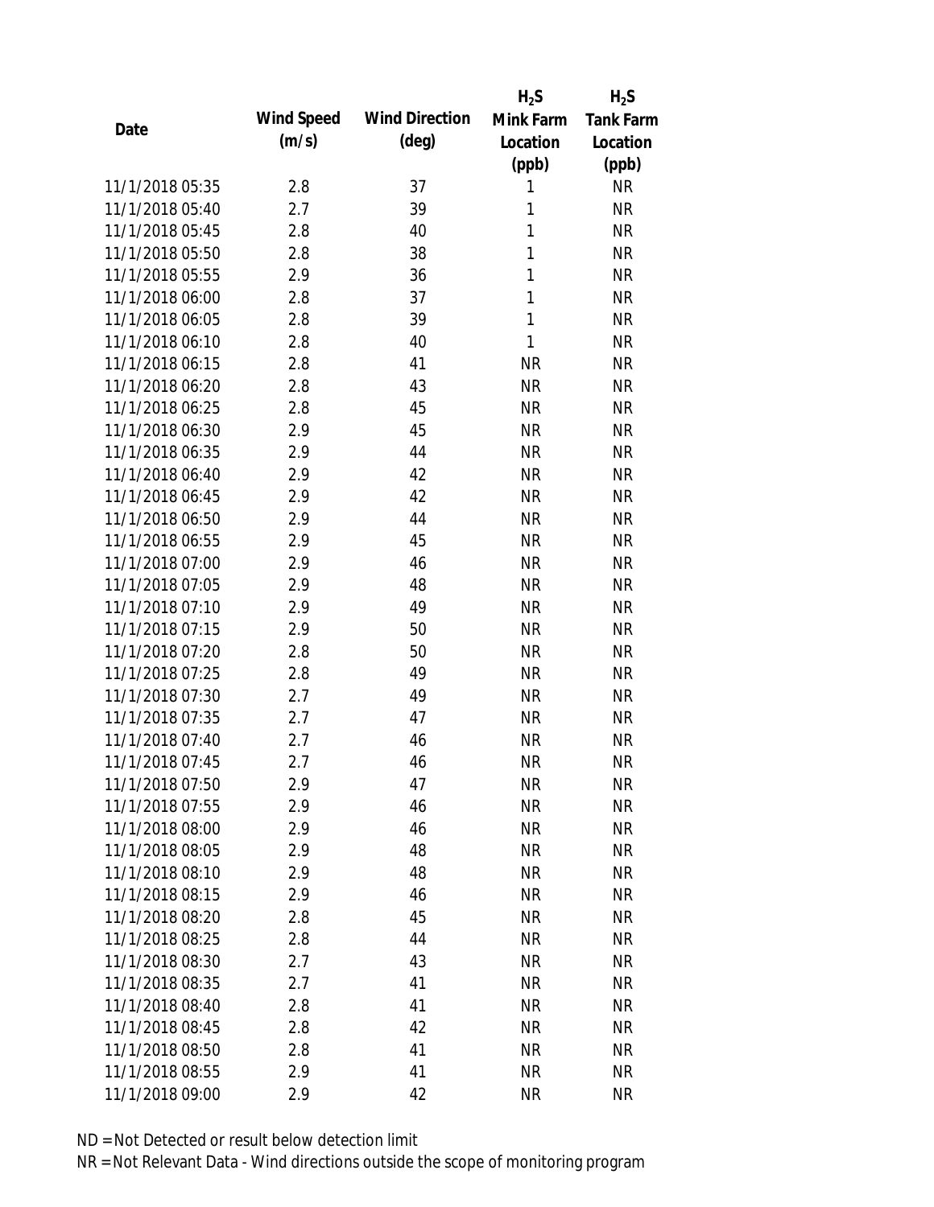| Date | Wind Speed (m/s) | Wind Direction (deg) | $H_2S$ Mink Farm Location (ppb) | $H_2S$ Tank Farm Location (ppb) |
|---|---|---|---|---|
| 11/1/2018 05:35 | 2.8 | 37 | 1 | NR |
| 11/1/2018 05:40 | 2.7 | 39 | 1 | NR |
| 11/1/2018 05:45 | 2.8 | 40 | 1 | NR |
| 11/1/2018 05:50 | 2.8 | 38 | 1 | NR |
| 11/1/2018 05:55 | 2.9 | 36 | 1 | NR |
| 11/1/2018 06:00 | 2.8 | 37 | 1 | NR |
| 11/1/2018 06:05 | 2.8 | 39 | 1 | NR |
| 11/1/2018 06:10 | 2.8 | 40 | 1 | NR |
| 11/1/2018 06:15 | 2.8 | 41 | NR | NR |
| 11/1/2018 06:20 | 2.8 | 43 | NR | NR |
| 11/1/2018 06:25 | 2.8 | 45 | NR | NR |
| 11/1/2018 06:30 | 2.9 | 45 | NR | NR |
| 11/1/2018 06:35 | 2.9 | 44 | NR | NR |
| 11/1/2018 06:40 | 2.9 | 42 | NR | NR |
| 11/1/2018 06:45 | 2.9 | 42 | NR | NR |
| 11/1/2018 06:50 | 2.9 | 44 | NR | NR |
| 11/1/2018 06:55 | 2.9 | 45 | NR | NR |
| 11/1/2018 07:00 | 2.9 | 46 | NR | NR |
| 11/1/2018 07:05 | 2.9 | 48 | NR | NR |
| 11/1/2018 07:10 | 2.9 | 49 | NR | NR |
| 11/1/2018 07:15 | 2.9 | 50 | NR | NR |
| 11/1/2018 07:20 | 2.8 | 50 | NR | NR |
| 11/1/2018 07:25 | 2.8 | 49 | NR | NR |
| 11/1/2018 07:30 | 2.7 | 49 | NR | NR |
| 11/1/2018 07:35 | 2.7 | 47 | NR | NR |
| 11/1/2018 07:40 | 2.7 | 46 | NR | NR |
| 11/1/2018 07:45 | 2.7 | 46 | NR | NR |
| 11/1/2018 07:50 | 2.9 | 47 | NR | NR |
| 11/1/2018 07:55 | 2.9 | 46 | NR | NR |
| 11/1/2018 08:00 | 2.9 | 46 | NR | NR |
| 11/1/2018 08:05 | 2.9 | 48 | NR | NR |
| 11/1/2018 08:10 | 2.9 | 48 | NR | NR |
| 11/1/2018 08:15 | 2.9 | 46 | NR | NR |
| 11/1/2018 08:20 | 2.8 | 45 | NR | NR |
| 11/1/2018 08:25 | 2.8 | 44 | NR | NR |
| 11/1/2018 08:30 | 2.7 | 43 | NR | NR |
| 11/1/2018 08:35 | 2.7 | 41 | NR | NR |
| 11/1/2018 08:40 | 2.8 | 41 | NR | NR |
| 11/1/2018 08:45 | 2.8 | 42 | NR | NR |
| 11/1/2018 08:50 | 2.8 | 41 | NR | NR |
| 11/1/2018 08:55 | 2.9 | 41 | NR | NR |
| 11/1/2018 09:00 | 2.9 | 42 | NR | NR |

ND = Not Detected or result below detection limit

NR = Not Relevant Data - Wind directions outside the scope of monitoring program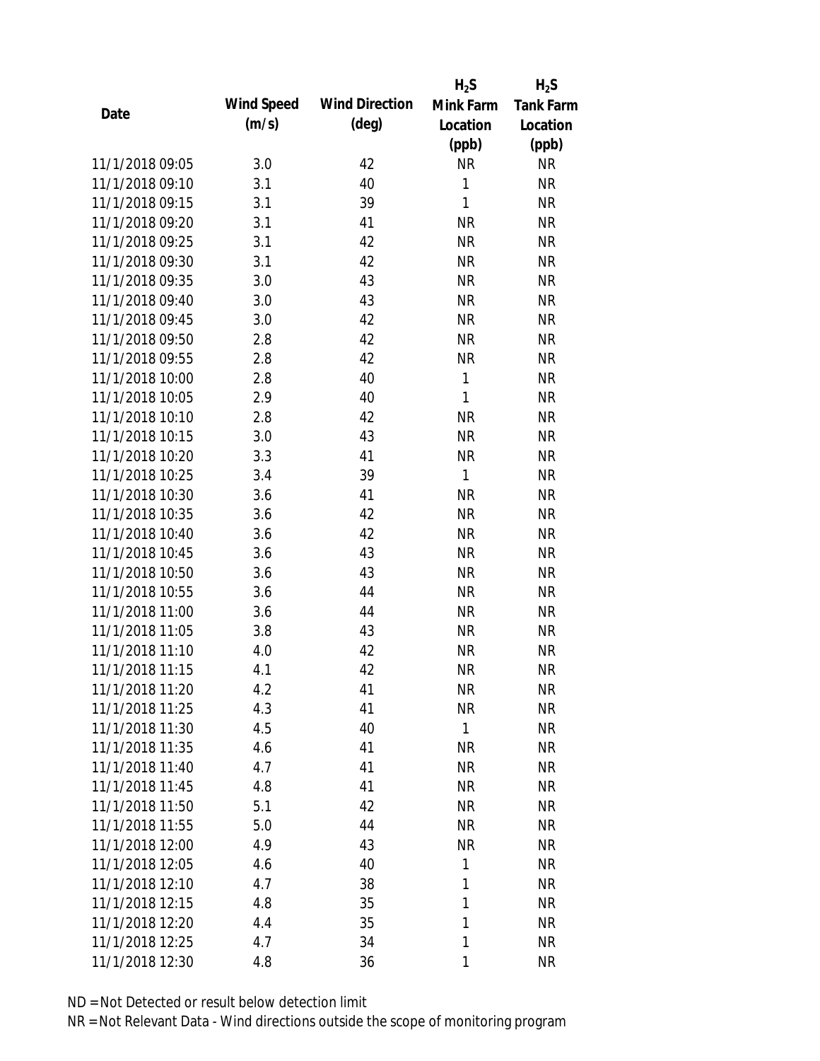| Date | Wind Speed (m/s) | Wind Direction (deg) | $H_2S$ Mink Farm Location (ppb) | $H_2S$ Tank Farm Location (ppb) |
|---|---|---|---|---|
| 11/1/2018 09:05 | 3.0 | 42 | NR | NR |
| 11/1/2018 09:10 | 3.1 | 40 | 1 | NR |
| 11/1/2018 09:15 | 3.1 | 39 | 1 | NR |
| 11/1/2018 09:20 | 3.1 | 41 | NR | NR |
| 11/1/2018 09:25 | 3.1 | 42 | NR | NR |
| 11/1/2018 09:30 | 3.1 | 42 | NR | NR |
| 11/1/2018 09:35 | 3.0 | 43 | NR | NR |
| 11/1/2018 09:40 | 3.0 | 43 | NR | NR |
| 11/1/2018 09:45 | 3.0 | 42 | NR | NR |
| 11/1/2018 09:50 | 2.8 | 42 | NR | NR |
| 11/1/2018 09:55 | 2.8 | 42 | NR | NR |
| 11/1/2018 10:00 | 2.8 | 40 | 1 | NR |
| 11/1/2018 10:05 | 2.9 | 40 | 1 | NR |
| 11/1/2018 10:10 | 2.8 | 42 | NR | NR |
| 11/1/2018 10:15 | 3.0 | 43 | NR | NR |
| 11/1/2018 10:20 | 3.3 | 41 | NR | NR |
| 11/1/2018 10:25 | 3.4 | 39 | 1 | NR |
| 11/1/2018 10:30 | 3.6 | 41 | NR | NR |
| 11/1/2018 10:35 | 3.6 | 42 | NR | NR |
| 11/1/2018 10:40 | 3.6 | 42 | NR | NR |
| 11/1/2018 10:45 | 3.6 | 43 | NR | NR |
| 11/1/2018 10:50 | 3.6 | 43 | NR | NR |
| 11/1/2018 10:55 | 3.6 | 44 | NR | NR |
| 11/1/2018 11:00 | 3.6 | 44 | NR | NR |
| 11/1/2018 11:05 | 3.8 | 43 | NR | NR |
| 11/1/2018 11:10 | 4.0 | 42 | NR | NR |
| 11/1/2018 11:15 | 4.1 | 42 | NR | NR |
| 11/1/2018 11:20 | 4.2 | 41 | NR | NR |
| 11/1/2018 11:25 | 4.3 | 41 | NR | NR |
| 11/1/2018 11:30 | 4.5 | 40 | 1 | NR |
| 11/1/2018 11:35 | 4.6 | 41 | NR | NR |
| 11/1/2018 11:40 | 4.7 | 41 | NR | NR |
| 11/1/2018 11:45 | 4.8 | 41 | NR | NR |
| 11/1/2018 11:50 | 5.1 | 42 | NR | NR |
| 11/1/2018 11:55 | 5.0 | 44 | NR | NR |
| 11/1/2018 12:00 | 4.9 | 43 | NR | NR |
| 11/1/2018 12:05 | 4.6 | 40 | 1 | NR |
| 11/1/2018 12:10 | 4.7 | 38 | 1 | NR |
| 11/1/2018 12:15 | 4.8 | 35 | 1 | NR |
| 11/1/2018 12:20 | 4.4 | 35 | 1 | NR |
| 11/1/2018 12:25 | 4.7 | 34 | 1 | NR |
| 11/1/2018 12:30 | 4.8 | 36 | 1 | NR |

ND = Not Detected or result below detection limit

NR = Not Relevant Data - Wind directions outside the scope of monitoring program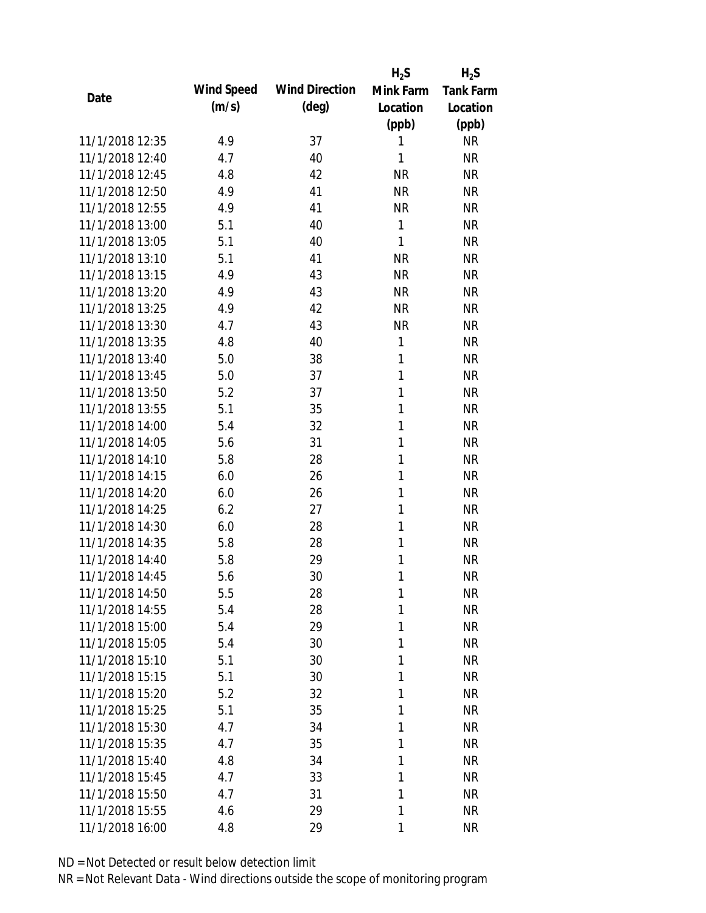| Date | Wind Speed (m/s) | Wind Direction (deg) | $H_2S$ Mink Farm Location (ppb) | $H_2S$ Tank Farm Location (ppb) |
|---|---|---|---|---|
| 11/1/2018 12:35 | 4.9 | 37 | 1 | NR |
| 11/1/2018 12:40 | 4.7 | 40 | 1 | NR |
| 11/1/2018 12:45 | 4.8 | 42 | NR | NR |
| 11/1/2018 12:50 | 4.9 | 41 | NR | NR |
| 11/1/2018 12:55 | 4.9 | 41 | NR | NR |
| 11/1/2018 13:00 | 5.1 | 40 | 1 | NR |
| 11/1/2018 13:05 | 5.1 | 40 | 1 | NR |
| 11/1/2018 13:10 | 5.1 | 41 | NR | NR |
| 11/1/2018 13:15 | 4.9 | 43 | NR | NR |
| 11/1/2018 13:20 | 4.9 | 43 | NR | NR |
| 11/1/2018 13:25 | 4.9 | 42 | NR | NR |
| 11/1/2018 13:30 | 4.7 | 43 | NR | NR |
| 11/1/2018 13:35 | 4.8 | 40 | 1 | NR |
| 11/1/2018 13:40 | 5.0 | 38 | 1 | NR |
| 11/1/2018 13:45 | 5.0 | 37 | 1 | NR |
| 11/1/2018 13:50 | 5.2 | 37 | 1 | NR |
| 11/1/2018 13:55 | 5.1 | 35 | 1 | NR |
| 11/1/2018 14:00 | 5.4 | 32 | 1 | NR |
| 11/1/2018 14:05 | 5.6 | 31 | 1 | NR |
| 11/1/2018 14:10 | 5.8 | 28 | 1 | NR |
| 11/1/2018 14:15 | 6.0 | 26 | 1 | NR |
| 11/1/2018 14:20 | 6.0 | 26 | 1 | NR |
| 11/1/2018 14:25 | 6.2 | 27 | 1 | NR |
| 11/1/2018 14:30 | 6.0 | 28 | 1 | NR |
| 11/1/2018 14:35 | 5.8 | 28 | 1 | NR |
| 11/1/2018 14:40 | 5.8 | 29 | 1 | NR |
| 11/1/2018 14:45 | 5.6 | 30 | 1 | NR |
| 11/1/2018 14:50 | 5.5 | 28 | 1 | NR |
| 11/1/2018 14:55 | 5.4 | 28 | 1 | NR |
| 11/1/2018 15:00 | 5.4 | 29 | 1 | NR |
| 11/1/2018 15:05 | 5.4 | 30 | 1 | NR |
| 11/1/2018 15:10 | 5.1 | 30 | 1 | NR |
| 11/1/2018 15:15 | 5.1 | 30 | 1 | NR |
| 11/1/2018 15:20 | 5.2 | 32 | 1 | NR |
| 11/1/2018 15:25 | 5.1 | 35 | 1 | NR |
| 11/1/2018 15:30 | 4.7 | 34 | 1 | NR |
| 11/1/2018 15:35 | 4.7 | 35 | 1 | NR |
| 11/1/2018 15:40 | 4.8 | 34 | 1 | NR |
| 11/1/2018 15:45 | 4.7 | 33 | 1 | NR |
| 11/1/2018 15:50 | 4.7 | 31 | 1 | NR |
| 11/1/2018 15:55 | 4.6 | 29 | 1 | NR |
| 11/1/2018 16:00 | 4.8 | 29 | 1 | NR |

ND = Not Detected or result below detection limit

NR = Not Relevant Data - Wind directions outside the scope of monitoring program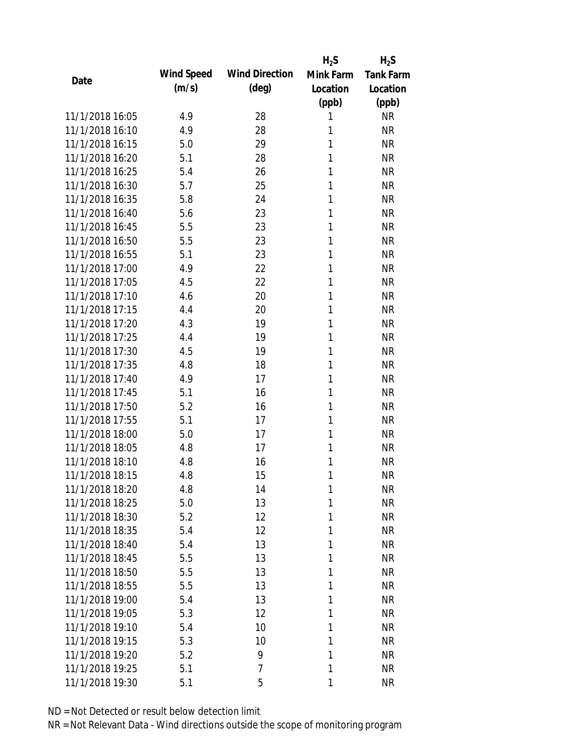| Date | Wind Speed (m/s) | Wind Direction (deg) | $H_2S$ Mink Farm Location (ppb) | $H_2S$ Tank Farm Location (ppb) |
|---|---|---|---|---|
| 11/1/2018 16:05 | 4.9 | 28 | 1 | NR |
| 11/1/2018 16:10 | 4.9 | 28 | 1 | NR |
| 11/1/2018 16:15 | 5.0 | 29 | 1 | NR |
| 11/1/2018 16:20 | 5.1 | 28 | 1 | NR |
| 11/1/2018 16:25 | 5.4 | 26 | 1 | NR |
| 11/1/2018 16:30 | 5.7 | 25 | 1 | NR |
| 11/1/2018 16:35 | 5.8 | 24 | 1 | NR |
| 11/1/2018 16:40 | 5.6 | 23 | 1 | NR |
| 11/1/2018 16:45 | 5.5 | 23 | 1 | NR |
| 11/1/2018 16:50 | 5.5 | 23 | 1 | NR |
| 11/1/2018 16:55 | 5.1 | 23 | 1 | NR |
| 11/1/2018 17:00 | 4.9 | 22 | 1 | NR |
| 11/1/2018 17:05 | 4.5 | 22 | 1 | NR |
| 11/1/2018 17:10 | 4.6 | 20 | 1 | NR |
| 11/1/2018 17:15 | 4.4 | 20 | 1 | NR |
| 11/1/2018 17:20 | 4.3 | 19 | 1 | NR |
| 11/1/2018 17:25 | 4.4 | 19 | 1 | NR |
| 11/1/2018 17:30 | 4.5 | 19 | 1 | NR |
| 11/1/2018 17:35 | 4.8 | 18 | 1 | NR |
| 11/1/2018 17:40 | 4.9 | 17 | 1 | NR |
| 11/1/2018 17:45 | 5.1 | 16 | 1 | NR |
| 11/1/2018 17:50 | 5.2 | 16 | 1 | NR |
| 11/1/2018 17:55 | 5.1 | 17 | 1 | NR |
| 11/1/2018 18:00 | 5.0 | 17 | 1 | NR |
| 11/1/2018 18:05 | 4.8 | 17 | 1 | NR |
| 11/1/2018 18:10 | 4.8 | 16 | 1 | NR |
| 11/1/2018 18:15 | 4.8 | 15 | 1 | NR |
| 11/1/2018 18:20 | 4.8 | 14 | 1 | NR |
| 11/1/2018 18:25 | 5.0 | 13 | 1 | NR |
| 11/1/2018 18:30 | 5.2 | 12 | 1 | NR |
| 11/1/2018 18:35 | 5.4 | 12 | 1 | NR |
| 11/1/2018 18:40 | 5.4 | 13 | 1 | NR |
| 11/1/2018 18:45 | 5.5 | 13 | 1 | NR |
| 11/1/2018 18:50 | 5.5 | 13 | 1 | NR |
| 11/1/2018 18:55 | 5.5 | 13 | 1 | NR |
| 11/1/2018 19:00 | 5.4 | 13 | 1 | NR |
| 11/1/2018 19:05 | 5.3 | 12 | 1 | NR |
| 11/1/2018 19:10 | 5.4 | 10 | 1 | NR |
| 11/1/2018 19:15 | 5.3 | 10 | 1 | NR |
| 11/1/2018 19:20 | 5.2 | 9 | 1 | NR |
| 11/1/2018 19:25 | 5.1 | 7 | 1 | NR |
| 11/1/2018 19:30 | 5.1 | 5 | 1 | NR |

ND = Not Detected or result below detection limit

NR = Not Relevant Data - Wind directions outside the scope of monitoring program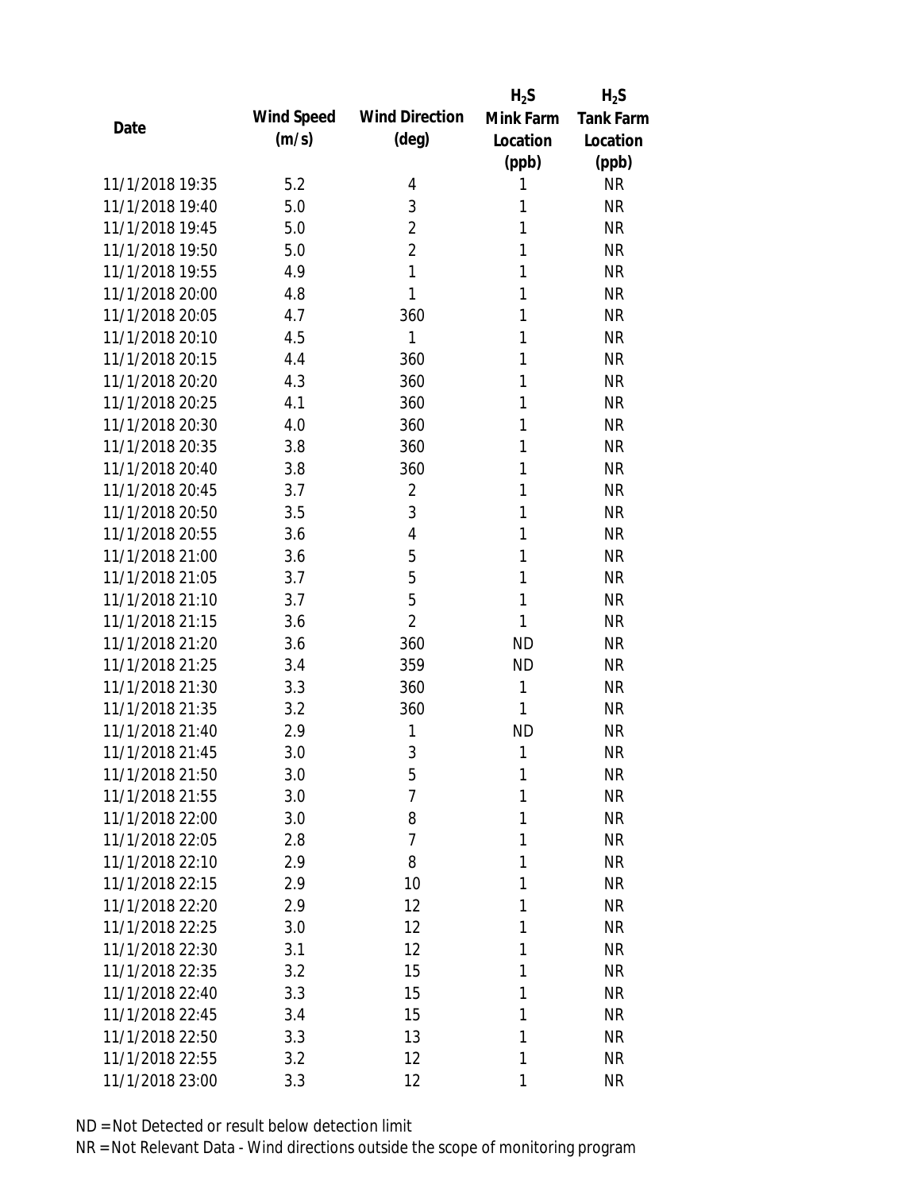| Date | Wind Speed (m/s) | Wind Direction (deg) | $H_2S$ Mink Farm Location (ppb) | $H_2S$ Tank Farm Location (ppb) |
|---|---|---|---|---|
| 11/1/2018 19:35 | 5.2 | 4 | 1 | NR |
| 11/1/2018 19:40 | 5.0 | 3 | 1 | NR |
| 11/1/2018 19:45 | 5.0 | 2 | 1 | NR |
| 11/1/2018 19:50 | 5.0 | 2 | 1 | NR |
| 11/1/2018 19:55 | 4.9 | 1 | 1 | NR |
| 11/1/2018 20:00 | 4.8 | 1 | 1 | NR |
| 11/1/2018 20:05 | 4.7 | 360 | 1 | NR |
| 11/1/2018 20:10 | 4.5 | 1 | 1 | NR |
| 11/1/2018 20:15 | 4.4 | 360 | 1 | NR |
| 11/1/2018 20:20 | 4.3 | 360 | 1 | NR |
| 11/1/2018 20:25 | 4.1 | 360 | 1 | NR |
| 11/1/2018 20:30 | 4.0 | 360 | 1 | NR |
| 11/1/2018 20:35 | 3.8 | 360 | 1 | NR |
| 11/1/2018 20:40 | 3.8 | 360 | 1 | NR |
| 11/1/2018 20:45 | 3.7 | 2 | 1 | NR |
| 11/1/2018 20:50 | 3.5 | 3 | 1 | NR |
| 11/1/2018 20:55 | 3.6 | 4 | 1 | NR |
| 11/1/2018 21:00 | 3.6 | 5 | 1 | NR |
| 11/1/2018 21:05 | 3.7 | 5 | 1 | NR |
| 11/1/2018 21:10 | 3.7 | 5 | 1 | NR |
| 11/1/2018 21:15 | 3.6 | 2 | 1 | NR |
| 11/1/2018 21:20 | 3.6 | 360 | ND | NR |
| 11/1/2018 21:25 | 3.4 | 359 | ND | NR |
| 11/1/2018 21:30 | 3.3 | 360 | 1 | NR |
| 11/1/2018 21:35 | 3.2 | 360 | 1 | NR |
| 11/1/2018 21:40 | 2.9 | 1 | ND | NR |
| 11/1/2018 21:45 | 3.0 | 3 | 1 | NR |
| 11/1/2018 21:50 | 3.0 | 5 | 1 | NR |
| 11/1/2018 21:55 | 3.0 | 7 | 1 | NR |
| 11/1/2018 22:00 | 3.0 | 8 | 1 | NR |
| 11/1/2018 22:05 | 2.8 | 7 | 1 | NR |
| 11/1/2018 22:10 | 2.9 | 8 | 1 | NR |
| 11/1/2018 22:15 | 2.9 | 10 | 1 | NR |
| 11/1/2018 22:20 | 2.9 | 12 | 1 | NR |
| 11/1/2018 22:25 | 3.0 | 12 | 1 | NR |
| 11/1/2018 22:30 | 3.1 | 12 | 1 | NR |
| 11/1/2018 22:35 | 3.2 | 15 | 1 | NR |
| 11/1/2018 22:40 | 3.3 | 15 | 1 | NR |
| 11/1/2018 22:45 | 3.4 | 15 | 1 | NR |
| 11/1/2018 22:50 | 3.3 | 13 | 1 | NR |
| 11/1/2018 22:55 | 3.2 | 12 | 1 | NR |
| 11/1/2018 23:00 | 3.3 | 12 | 1 | NR |

ND = Not Detected or result below detection limit

NR = Not Relevant Data - Wind directions outside the scope of monitoring program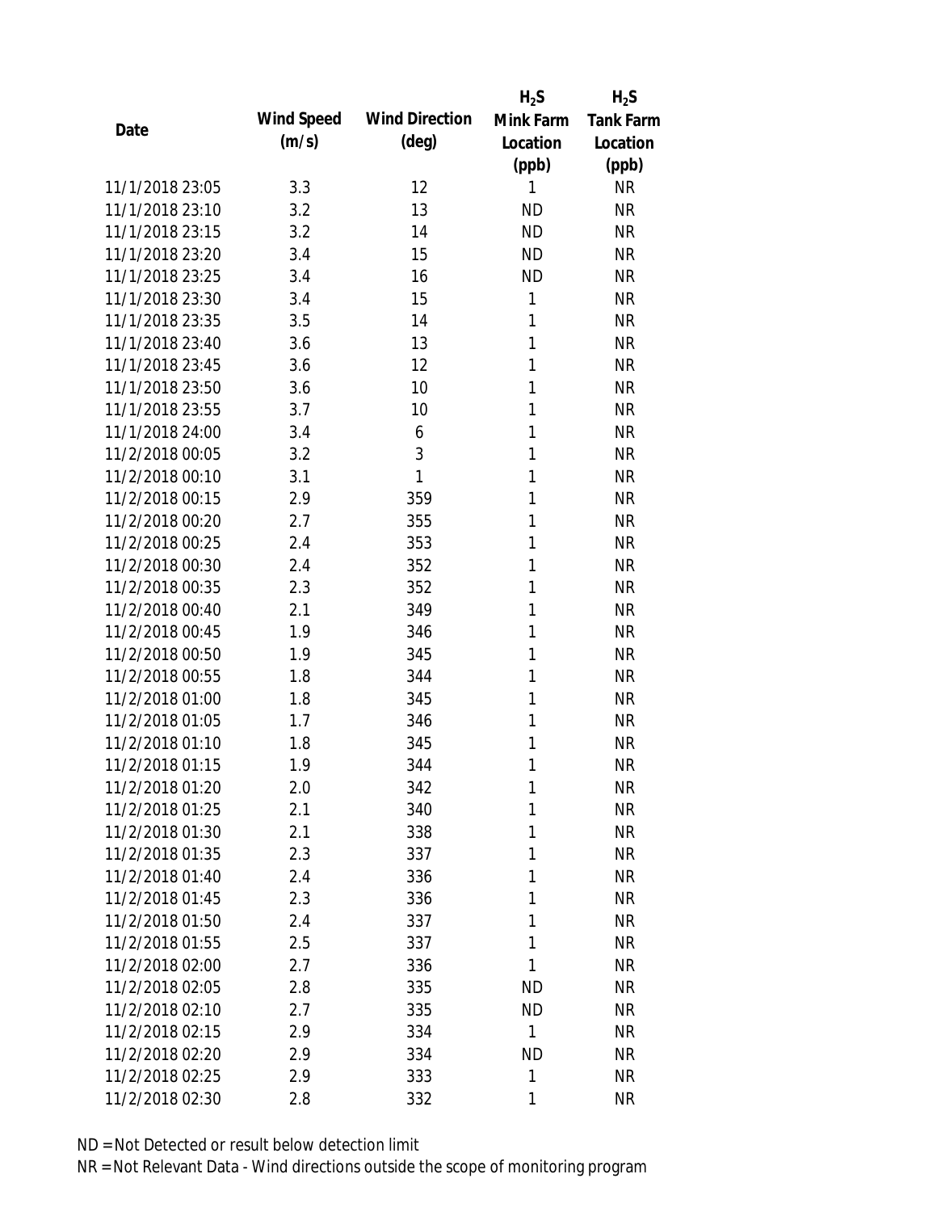| Date | Wind Speed (m/s) | Wind Direction (deg) | $H_2S$ Mink Farm Location (ppb) | $H_2S$ Tank Farm Location (ppb) |
|---|---|---|---|---|
| 11/1/2018 23:05 | 3.3 | 12 | 1 | NR |
| 11/1/2018 23:10 | 3.2 | 13 | ND | NR |
| 11/1/2018 23:15 | 3.2 | 14 | ND | NR |
| 11/1/2018 23:20 | 3.4 | 15 | ND | NR |
| 11/1/2018 23:25 | 3.4 | 16 | ND | NR |
| 11/1/2018 23:30 | 3.4 | 15 | 1 | NR |
| 11/1/2018 23:35 | 3.5 | 14 | 1 | NR |
| 11/1/2018 23:40 | 3.6 | 13 | 1 | NR |
| 11/1/2018 23:45 | 3.6 | 12 | 1 | NR |
| 11/1/2018 23:50 | 3.6 | 10 | 1 | NR |
| 11/1/2018 23:55 | 3.7 | 10 | 1 | NR |
| 11/1/2018 24:00 | 3.4 | 6 | 1 | NR |
| 11/2/2018 00:05 | 3.2 | 3 | 1 | NR |
| 11/2/2018 00:10 | 3.1 | 1 | 1 | NR |
| 11/2/2018 00:15 | 2.9 | 359 | 1 | NR |
| 11/2/2018 00:20 | 2.7 | 355 | 1 | NR |
| 11/2/2018 00:25 | 2.4 | 353 | 1 | NR |
| 11/2/2018 00:30 | 2.4 | 352 | 1 | NR |
| 11/2/2018 00:35 | 2.3 | 352 | 1 | NR |
| 11/2/2018 00:40 | 2.1 | 349 | 1 | NR |
| 11/2/2018 00:45 | 1.9 | 346 | 1 | NR |
| 11/2/2018 00:50 | 1.9 | 345 | 1 | NR |
| 11/2/2018 00:55 | 1.8 | 344 | 1 | NR |
| 11/2/2018 01:00 | 1.8 | 345 | 1 | NR |
| 11/2/2018 01:05 | 1.7 | 346 | 1 | NR |
| 11/2/2018 01:10 | 1.8 | 345 | 1 | NR |
| 11/2/2018 01:15 | 1.9 | 344 | 1 | NR |
| 11/2/2018 01:20 | 2.0 | 342 | 1 | NR |
| 11/2/2018 01:25 | 2.1 | 340 | 1 | NR |
| 11/2/2018 01:30 | 2.1 | 338 | 1 | NR |
| 11/2/2018 01:35 | 2.3 | 337 | 1 | NR |
| 11/2/2018 01:40 | 2.4 | 336 | 1 | NR |
| 11/2/2018 01:45 | 2.3 | 336 | 1 | NR |
| 11/2/2018 01:50 | 2.4 | 337 | 1 | NR |
| 11/2/2018 01:55 | 2.5 | 337 | 1 | NR |
| 11/2/2018 02:00 | 2.7 | 336 | 1 | NR |
| 11/2/2018 02:05 | 2.8 | 335 | ND | NR |
| 11/2/2018 02:10 | 2.7 | 335 | ND | NR |
| 11/2/2018 02:15 | 2.9 | 334 | 1 | NR |
| 11/2/2018 02:20 | 2.9 | 334 | ND | NR |
| 11/2/2018 02:25 | 2.9 | 333 | 1 | NR |
| 11/2/2018 02:30 | 2.8 | 332 | 1 | NR |

ND = Not Detected or result below detection limit

NR = Not Relevant Data - Wind directions outside the scope of monitoring program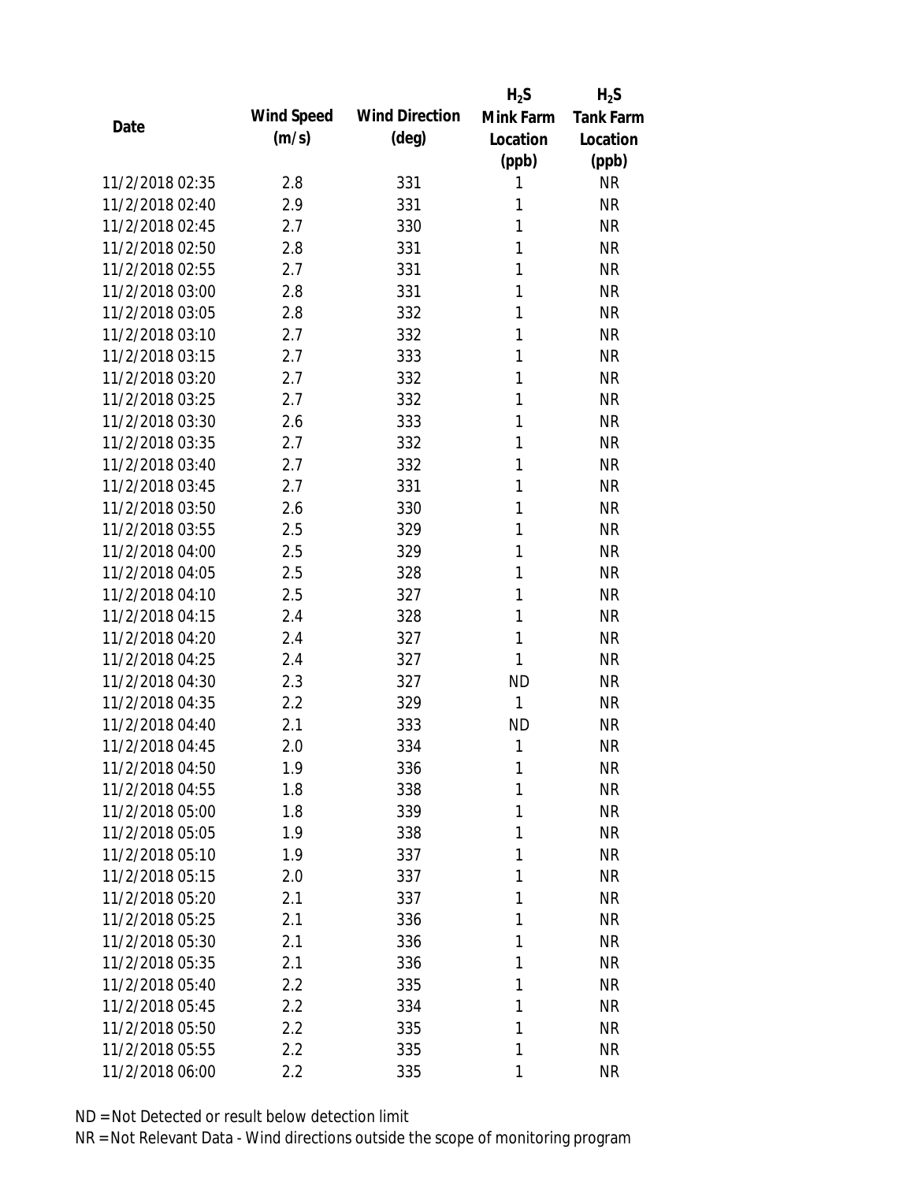| Date | Wind Speed (m/s) | Wind Direction (deg) | $H_2S$ Mink Farm Location (ppb) | $H_2S$ Tank Farm Location (ppb) |
|---|---|---|---|---|
| 11/2/2018 02:35 | 2.8 | 331 | 1 | NR |
| 11/2/2018 02:40 | 2.9 | 331 | 1 | NR |
| 11/2/2018 02:45 | 2.7 | 330 | 1 | NR |
| 11/2/2018 02:50 | 2.8 | 331 | 1 | NR |
| 11/2/2018 02:55 | 2.7 | 331 | 1 | NR |
| 11/2/2018 03:00 | 2.8 | 331 | 1 | NR |
| 11/2/2018 03:05 | 2.8 | 332 | 1 | NR |
| 11/2/2018 03:10 | 2.7 | 332 | 1 | NR |
| 11/2/2018 03:15 | 2.7 | 333 | 1 | NR |
| 11/2/2018 03:20 | 2.7 | 332 | 1 | NR |
| 11/2/2018 03:25 | 2.7 | 332 | 1 | NR |
| 11/2/2018 03:30 | 2.6 | 333 | 1 | NR |
| 11/2/2018 03:35 | 2.7 | 332 | 1 | NR |
| 11/2/2018 03:40 | 2.7 | 332 | 1 | NR |
| 11/2/2018 03:45 | 2.7 | 331 | 1 | NR |
| 11/2/2018 03:50 | 2.6 | 330 | 1 | NR |
| 11/2/2018 03:55 | 2.5 | 329 | 1 | NR |
| 11/2/2018 04:00 | 2.5 | 329 | 1 | NR |
| 11/2/2018 04:05 | 2.5 | 328 | 1 | NR |
| 11/2/2018 04:10 | 2.5 | 327 | 1 | NR |
| 11/2/2018 04:15 | 2.4 | 328 | 1 | NR |
| 11/2/2018 04:20 | 2.4 | 327 | 1 | NR |
| 11/2/2018 04:25 | 2.4 | 327 | 1 | NR |
| 11/2/2018 04:30 | 2.3 | 327 | ND | NR |
| 11/2/2018 04:35 | 2.2 | 329 | 1 | NR |
| 11/2/2018 04:40 | 2.1 | 333 | ND | NR |
| 11/2/2018 04:45 | 2.0 | 334 | 1 | NR |
| 11/2/2018 04:50 | 1.9 | 336 | 1 | NR |
| 11/2/2018 04:55 | 1.8 | 338 | 1 | NR |
| 11/2/2018 05:00 | 1.8 | 339 | 1 | NR |
| 11/2/2018 05:05 | 1.9 | 338 | 1 | NR |
| 11/2/2018 05:10 | 1.9 | 337 | 1 | NR |
| 11/2/2018 05:15 | 2.0 | 337 | 1 | NR |
| 11/2/2018 05:20 | 2.1 | 337 | 1 | NR |
| 11/2/2018 05:25 | 2.1 | 336 | 1 | NR |
| 11/2/2018 05:30 | 2.1 | 336 | 1 | NR |
| 11/2/2018 05:35 | 2.1 | 336 | 1 | NR |
| 11/2/2018 05:40 | 2.2 | 335 | 1 | NR |
| 11/2/2018 05:45 | 2.2 | 334 | 1 | NR |
| 11/2/2018 05:50 | 2.2 | 335 | 1 | NR |
| 11/2/2018 05:55 | 2.2 | 335 | 1 | NR |
| 11/2/2018 06:00 | 2.2 | 335 | 1 | NR |

ND = Not Detected or result below detection limit

NR = Not Relevant Data - Wind directions outside the scope of monitoring program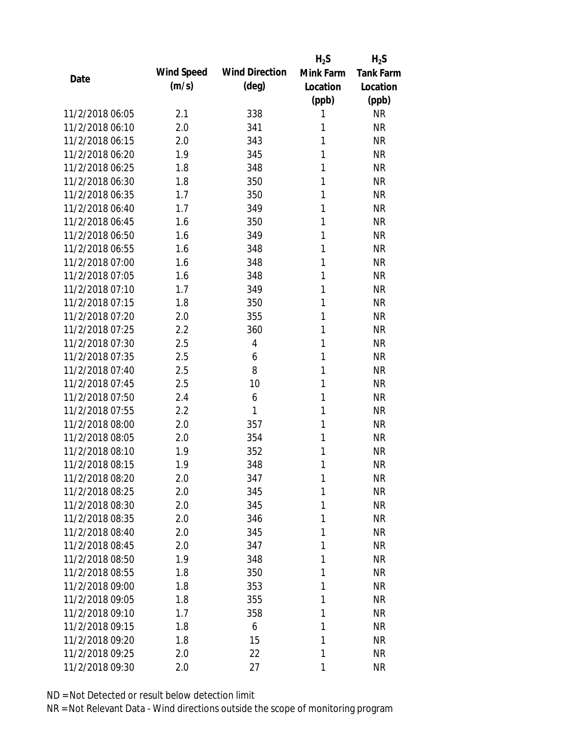| Date | Wind Speed (m/s) | Wind Direction (deg) | $H_2S$ Mink Farm Location (ppb) | $H_2S$ Tank Farm Location (ppb) |
|---|---|---|---|---|
| 11/2/2018 06:05 | 2.1 | 338 | 1 | NR |
| 11/2/2018 06:10 | 2.0 | 341 | 1 | NR |
| 11/2/2018 06:15 | 2.0 | 343 | 1 | NR |
| 11/2/2018 06:20 | 1.9 | 345 | 1 | NR |
| 11/2/2018 06:25 | 1.8 | 348 | 1 | NR |
| 11/2/2018 06:30 | 1.8 | 350 | 1 | NR |
| 11/2/2018 06:35 | 1.7 | 350 | 1 | NR |
| 11/2/2018 06:40 | 1.7 | 349 | 1 | NR |
| 11/2/2018 06:45 | 1.6 | 350 | 1 | NR |
| 11/2/2018 06:50 | 1.6 | 349 | 1 | NR |
| 11/2/2018 06:55 | 1.6 | 348 | 1 | NR |
| 11/2/2018 07:00 | 1.6 | 348 | 1 | NR |
| 11/2/2018 07:05 | 1.6 | 348 | 1 | NR |
| 11/2/2018 07:10 | 1.7 | 349 | 1 | NR |
| 11/2/2018 07:15 | 1.8 | 350 | 1 | NR |
| 11/2/2018 07:20 | 2.0 | 355 | 1 | NR |
| 11/2/2018 07:25 | 2.2 | 360 | 1 | NR |
| 11/2/2018 07:30 | 2.5 | 4 | 1 | NR |
| 11/2/2018 07:35 | 2.5 | 6 | 1 | NR |
| 11/2/2018 07:40 | 2.5 | 8 | 1 | NR |
| 11/2/2018 07:45 | 2.5 | 10 | 1 | NR |
| 11/2/2018 07:50 | 2.4 | 6 | 1 | NR |
| 11/2/2018 07:55 | 2.2 | 1 | 1 | NR |
| 11/2/2018 08:00 | 2.0 | 357 | 1 | NR |
| 11/2/2018 08:05 | 2.0 | 354 | 1 | NR |
| 11/2/2018 08:10 | 1.9 | 352 | 1 | NR |
| 11/2/2018 08:15 | 1.9 | 348 | 1 | NR |
| 11/2/2018 08:20 | 2.0 | 347 | 1 | NR |
| 11/2/2018 08:25 | 2.0 | 345 | 1 | NR |
| 11/2/2018 08:30 | 2.0 | 345 | 1 | NR |
| 11/2/2018 08:35 | 2.0 | 346 | 1 | NR |
| 11/2/2018 08:40 | 2.0 | 345 | 1 | NR |
| 11/2/2018 08:45 | 2.0 | 347 | 1 | NR |
| 11/2/2018 08:50 | 1.9 | 348 | 1 | NR |
| 11/2/2018 08:55 | 1.8 | 350 | 1 | NR |
| 11/2/2018 09:00 | 1.8 | 353 | 1 | NR |
| 11/2/2018 09:05 | 1.8 | 355 | 1 | NR |
| 11/2/2018 09:10 | 1.7 | 358 | 1 | NR |
| 11/2/2018 09:15 | 1.8 | 6 | 1 | NR |
| 11/2/2018 09:20 | 1.8 | 15 | 1 | NR |
| 11/2/2018 09:25 | 2.0 | 22 | 1 | NR |
| 11/2/2018 09:30 | 2.0 | 27 | 1 | NR |

ND = Not Detected or result below detection limit

NR = Not Relevant Data - Wind directions outside the scope of monitoring program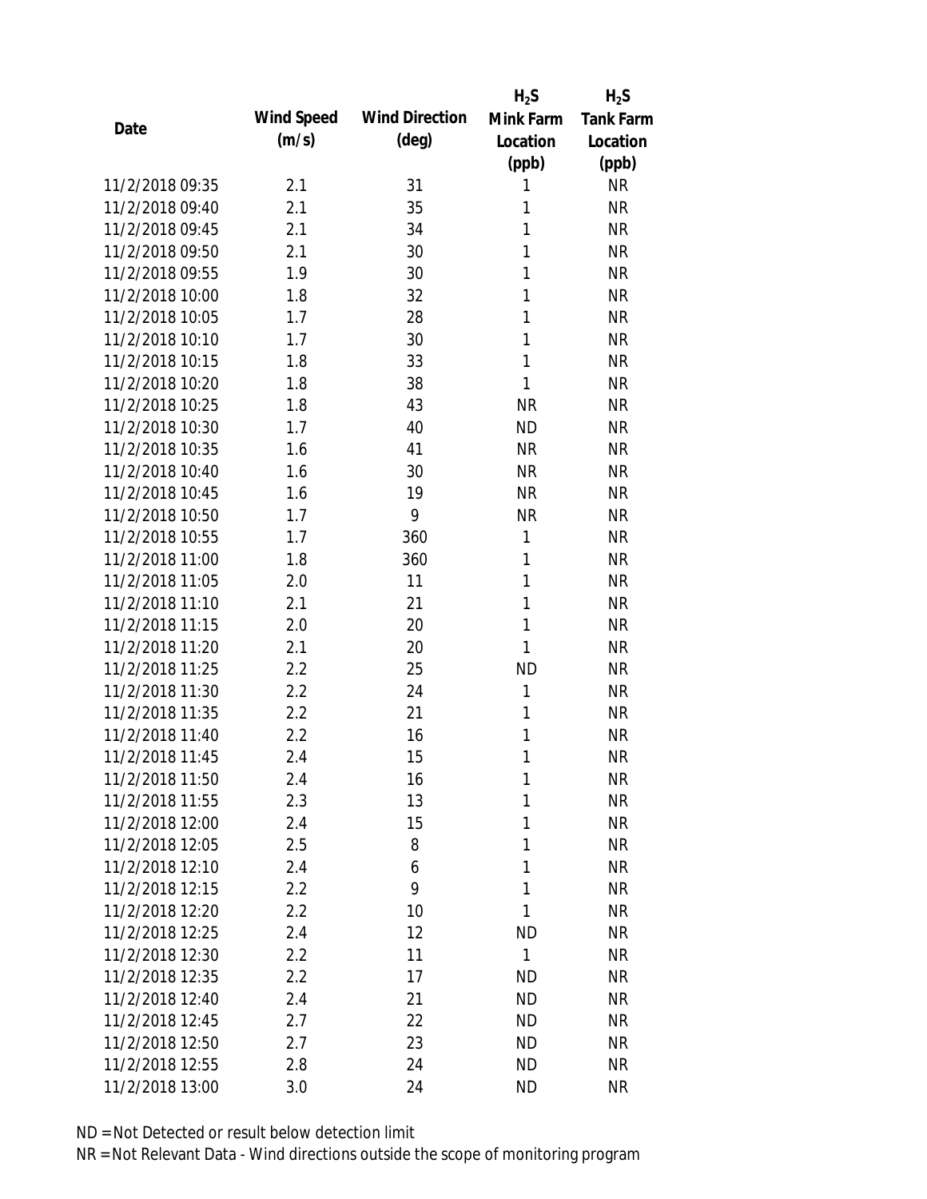| Date | Wind Speed (m/s) | Wind Direction (deg) | $H_2S$ Mink Farm Location (ppb) | $H_2S$ Tank Farm Location (ppb) |
|---|---|---|---|---|
| 11/2/2018 09:35 | 2.1 | 31 | 1 | NR |
| 11/2/2018 09:40 | 2.1 | 35 | 1 | NR |
| 11/2/2018 09:45 | 2.1 | 34 | 1 | NR |
| 11/2/2018 09:50 | 2.1 | 30 | 1 | NR |
| 11/2/2018 09:55 | 1.9 | 30 | 1 | NR |
| 11/2/2018 10:00 | 1.8 | 32 | 1 | NR |
| 11/2/2018 10:05 | 1.7 | 28 | 1 | NR |
| 11/2/2018 10:10 | 1.7 | 30 | 1 | NR |
| 11/2/2018 10:15 | 1.8 | 33 | 1 | NR |
| 11/2/2018 10:20 | 1.8 | 38 | 1 | NR |
| 11/2/2018 10:25 | 1.8 | 43 | NR | NR |
| 11/2/2018 10:30 | 1.7 | 40 | ND | NR |
| 11/2/2018 10:35 | 1.6 | 41 | NR | NR |
| 11/2/2018 10:40 | 1.6 | 30 | NR | NR |
| 11/2/2018 10:45 | 1.6 | 19 | NR | NR |
| 11/2/2018 10:50 | 1.7 | 9 | NR | NR |
| 11/2/2018 10:55 | 1.7 | 360 | 1 | NR |
| 11/2/2018 11:00 | 1.8 | 360 | 1 | NR |
| 11/2/2018 11:05 | 2.0 | 11 | 1 | NR |
| 11/2/2018 11:10 | 2.1 | 21 | 1 | NR |
| 11/2/2018 11:15 | 2.0 | 20 | 1 | NR |
| 11/2/2018 11:20 | 2.1 | 20 | 1 | NR |
| 11/2/2018 11:25 | 2.2 | 25 | ND | NR |
| 11/2/2018 11:30 | 2.2 | 24 | 1 | NR |
| 11/2/2018 11:35 | 2.2 | 21 | 1 | NR |
| 11/2/2018 11:40 | 2.2 | 16 | 1 | NR |
| 11/2/2018 11:45 | 2.4 | 15 | 1 | NR |
| 11/2/2018 11:50 | 2.4 | 16 | 1 | NR |
| 11/2/2018 11:55 | 2.3 | 13 | 1 | NR |
| 11/2/2018 12:00 | 2.4 | 15 | 1 | NR |
| 11/2/2018 12:05 | 2.5 | 8 | 1 | NR |
| 11/2/2018 12:10 | 2.4 | 6 | 1 | NR |
| 11/2/2018 12:15 | 2.2 | 9 | 1 | NR |
| 11/2/2018 12:20 | 2.2 | 10 | 1 | NR |
| 11/2/2018 12:25 | 2.4 | 12 | ND | NR |
| 11/2/2018 12:30 | 2.2 | 11 | 1 | NR |
| 11/2/2018 12:35 | 2.2 | 17 | ND | NR |
| 11/2/2018 12:40 | 2.4 | 21 | ND | NR |
| 11/2/2018 12:45 | 2.7 | 22 | ND | NR |
| 11/2/2018 12:50 | 2.7 | 23 | ND | NR |
| 11/2/2018 12:55 | 2.8 | 24 | ND | NR |
| 11/2/2018 13:00 | 3.0 | 24 | ND | NR |

ND = Not Detected or result below detection limit

NR = Not Relevant Data - Wind directions outside the scope of monitoring program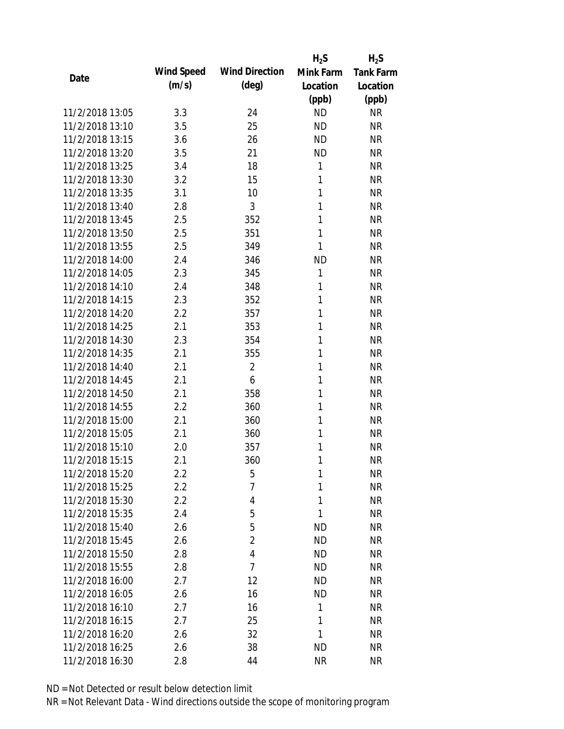| Date | Wind Speed (m/s) | Wind Direction (deg) | $H_2S$ Mink Farm Location (ppb) | $H_2S$ Tank Farm Location (ppb) |
|---|---|---|---|---|
| 11/2/2018 13:05 | 3.3 | 24 | ND | NR |
| 11/2/2018 13:10 | 3.5 | 25 | ND | NR |
| 11/2/2018 13:15 | 3.6 | 26 | ND | NR |
| 11/2/2018 13:20 | 3.5 | 21 | ND | NR |
| 11/2/2018 13:25 | 3.4 | 18 | 1 | NR |
| 11/2/2018 13:30 | 3.2 | 15 | 1 | NR |
| 11/2/2018 13:35 | 3.1 | 10 | 1 | NR |
| 11/2/2018 13:40 | 2.8 | 3 | 1 | NR |
| 11/2/2018 13:45 | 2.5 | 352 | 1 | NR |
| 11/2/2018 13:50 | 2.5 | 351 | 1 | NR |
| 11/2/2018 13:55 | 2.5 | 349 | 1 | NR |
| 11/2/2018 14:00 | 2.4 | 346 | ND | NR |
| 11/2/2018 14:05 | 2.3 | 345 | 1 | NR |
| 11/2/2018 14:10 | 2.4 | 348 | 1 | NR |
| 11/2/2018 14:15 | 2.3 | 352 | 1 | NR |
| 11/2/2018 14:20 | 2.2 | 357 | 1 | NR |
| 11/2/2018 14:25 | 2.1 | 353 | 1 | NR |
| 11/2/2018 14:30 | 2.3 | 354 | 1 | NR |
| 11/2/2018 14:35 | 2.1 | 355 | 1 | NR |
| 11/2/2018 14:40 | 2.1 | 2 | 1 | NR |
| 11/2/2018 14:45 | 2.1 | 6 | 1 | NR |
| 11/2/2018 14:50 | 2.1 | 358 | 1 | NR |
| 11/2/2018 14:55 | 2.2 | 360 | 1 | NR |
| 11/2/2018 15:00 | 2.1 | 360 | 1 | NR |
| 11/2/2018 15:05 | 2.1 | 360 | 1 | NR |
| 11/2/2018 15:10 | 2.0 | 357 | 1 | NR |
| 11/2/2018 15:15 | 2.1 | 360 | 1 | NR |
| 11/2/2018 15:20 | 2.2 | 5 | 1 | NR |
| 11/2/2018 15:25 | 2.2 | 7 | 1 | NR |
| 11/2/2018 15:30 | 2.2 | 4 | 1 | NR |
| 11/2/2018 15:35 | 2.4 | 5 | 1 | NR |
| 11/2/2018 15:40 | 2.6 | 5 | ND | NR |
| 11/2/2018 15:45 | 2.6 | 2 | ND | NR |
| 11/2/2018 15:50 | 2.8 | 4 | ND | NR |
| 11/2/2018 15:55 | 2.8 | 7 | ND | NR |
| 11/2/2018 16:00 | 2.7 | 12 | ND | NR |
| 11/2/2018 16:05 | 2.6 | 16 | ND | NR |
| 11/2/2018 16:10 | 2.7 | 16 | 1 | NR |
| 11/2/2018 16:15 | 2.7 | 25 | 1 | NR |
| 11/2/2018 16:20 | 2.6 | 32 | 1 | NR |
| 11/2/2018 16:25 | 2.6 | 38 | ND | NR |
| 11/2/2018 16:30 | 2.8 | 44 | NR | NR |

ND = Not Detected or result below detection limit

NR = Not Relevant Data - Wind directions outside the scope of monitoring program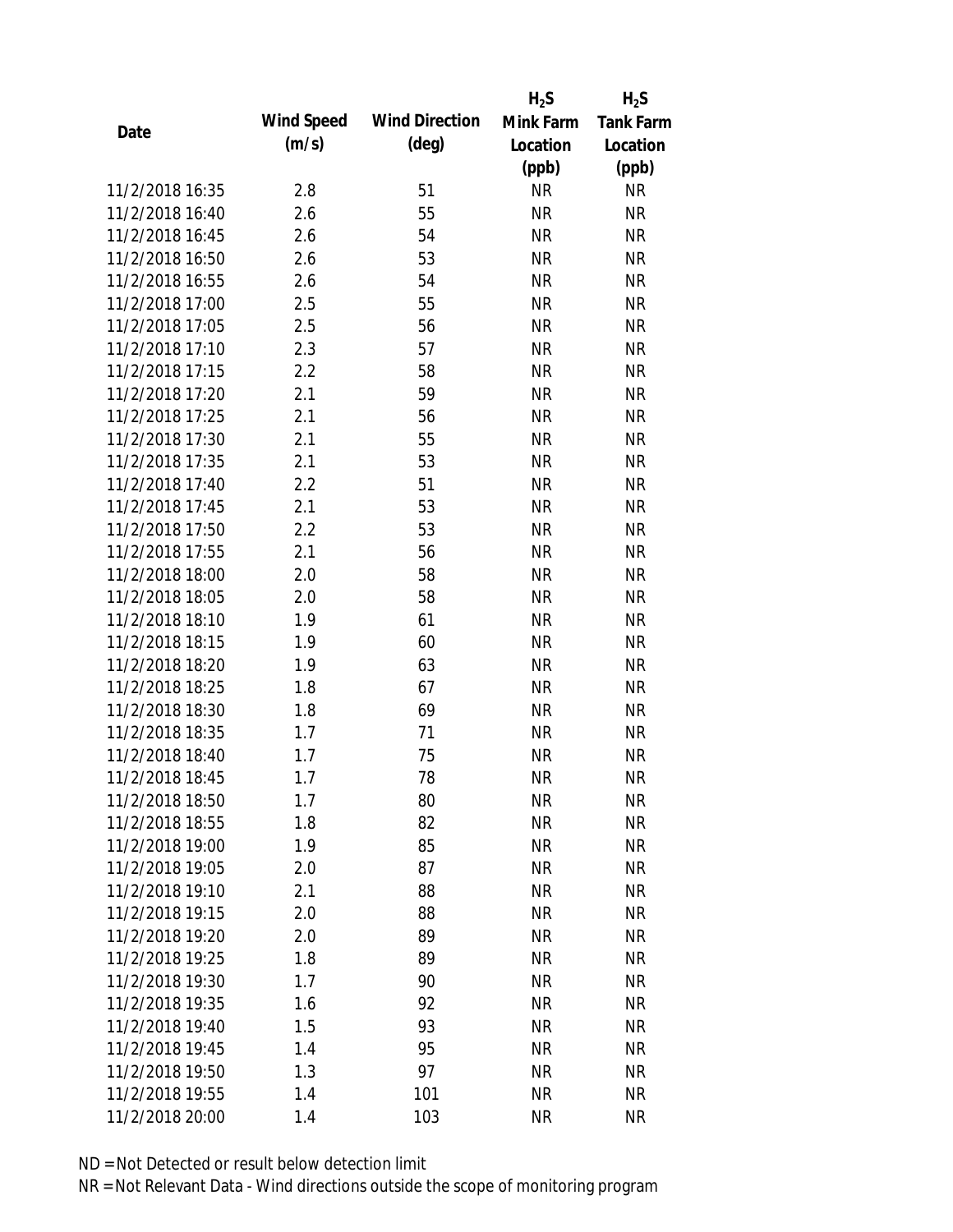| Date | Wind Speed (m/s) | Wind Direction (deg) | $H_2S$ Mink Farm Location (ppb) | $H_2S$ Tank Farm Location (ppb) |
|---|---|---|---|---|
| 11/2/2018 16:35 | 2.8 | 51 | NR | NR |
| 11/2/2018 16:40 | 2.6 | 55 | NR | NR |
| 11/2/2018 16:45 | 2.6 | 54 | NR | NR |
| 11/2/2018 16:50 | 2.6 | 53 | NR | NR |
| 11/2/2018 16:55 | 2.6 | 54 | NR | NR |
| 11/2/2018 17:00 | 2.5 | 55 | NR | NR |
| 11/2/2018 17:05 | 2.5 | 56 | NR | NR |
| 11/2/2018 17:10 | 2.3 | 57 | NR | NR |
| 11/2/2018 17:15 | 2.2 | 58 | NR | NR |
| 11/2/2018 17:20 | 2.1 | 59 | NR | NR |
| 11/2/2018 17:25 | 2.1 | 56 | NR | NR |
| 11/2/2018 17:30 | 2.1 | 55 | NR | NR |
| 11/2/2018 17:35 | 2.1 | 53 | NR | NR |
| 11/2/2018 17:40 | 2.2 | 51 | NR | NR |
| 11/2/2018 17:45 | 2.1 | 53 | NR | NR |
| 11/2/2018 17:50 | 2.2 | 53 | NR | NR |
| 11/2/2018 17:55 | 2.1 | 56 | NR | NR |
| 11/2/2018 18:00 | 2.0 | 58 | NR | NR |
| 11/2/2018 18:05 | 2.0 | 58 | NR | NR |
| 11/2/2018 18:10 | 1.9 | 61 | NR | NR |
| 11/2/2018 18:15 | 1.9 | 60 | NR | NR |
| 11/2/2018 18:20 | 1.9 | 63 | NR | NR |
| 11/2/2018 18:25 | 1.8 | 67 | NR | NR |
| 11/2/2018 18:30 | 1.8 | 69 | NR | NR |
| 11/2/2018 18:35 | 1.7 | 71 | NR | NR |
| 11/2/2018 18:40 | 1.7 | 75 | NR | NR |
| 11/2/2018 18:45 | 1.7 | 78 | NR | NR |
| 11/2/2018 18:50 | 1.7 | 80 | NR | NR |
| 11/2/2018 18:55 | 1.8 | 82 | NR | NR |
| 11/2/2018 19:00 | 1.9 | 85 | NR | NR |
| 11/2/2018 19:05 | 2.0 | 87 | NR | NR |
| 11/2/2018 19:10 | 2.1 | 88 | NR | NR |
| 11/2/2018 19:15 | 2.0 | 88 | NR | NR |
| 11/2/2018 19:20 | 2.0 | 89 | NR | NR |
| 11/2/2018 19:25 | 1.8 | 89 | NR | NR |
| 11/2/2018 19:30 | 1.7 | 90 | NR | NR |
| 11/2/2018 19:35 | 1.6 | 92 | NR | NR |
| 11/2/2018 19:40 | 1.5 | 93 | NR | NR |
| 11/2/2018 19:45 | 1.4 | 95 | NR | NR |
| 11/2/2018 19:50 | 1.3 | 97 | NR | NR |
| 11/2/2018 19:55 | 1.4 | 101 | NR | NR |
| 11/2/2018 20:00 | 1.4 | 103 | NR | NR |

ND = Not Detected or result below detection limit

NR = Not Relevant Data - Wind directions outside the scope of monitoring program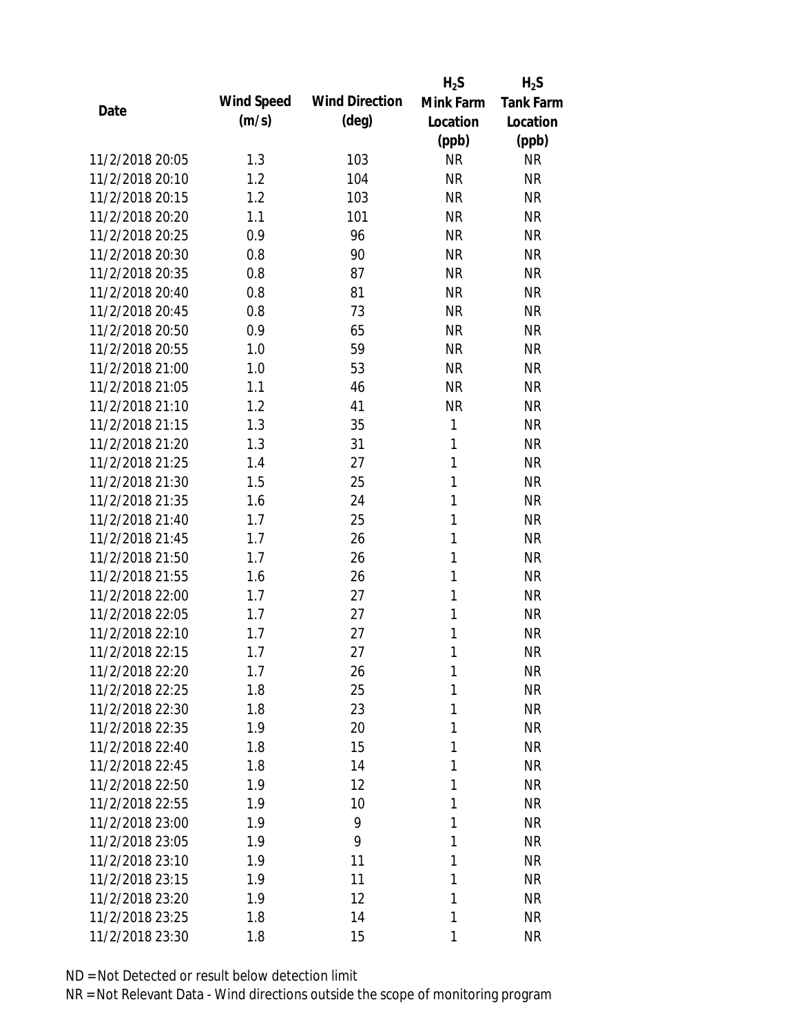| Date | Wind Speed (m/s) | Wind Direction (deg) | $H_2S$ Mink Farm Location (ppb) | $H_2S$ Tank Farm Location (ppb) |
|---|---|---|---|---|
| 11/2/2018 20:05 | 1.3 | 103 | NR | NR |
| 11/2/2018 20:10 | 1.2 | 104 | NR | NR |
| 11/2/2018 20:15 | 1.2 | 103 | NR | NR |
| 11/2/2018 20:20 | 1.1 | 101 | NR | NR |
| 11/2/2018 20:25 | 0.9 | 96 | NR | NR |
| 11/2/2018 20:30 | 0.8 | 90 | NR | NR |
| 11/2/2018 20:35 | 0.8 | 87 | NR | NR |
| 11/2/2018 20:40 | 0.8 | 81 | NR | NR |
| 11/2/2018 20:45 | 0.8 | 73 | NR | NR |
| 11/2/2018 20:50 | 0.9 | 65 | NR | NR |
| 11/2/2018 20:55 | 1.0 | 59 | NR | NR |
| 11/2/2018 21:00 | 1.0 | 53 | NR | NR |
| 11/2/2018 21:05 | 1.1 | 46 | NR | NR |
| 11/2/2018 21:10 | 1.2 | 41 | NR | NR |
| 11/2/2018 21:15 | 1.3 | 35 | 1 | NR |
| 11/2/2018 21:20 | 1.3 | 31 | 1 | NR |
| 11/2/2018 21:25 | 1.4 | 27 | 1 | NR |
| 11/2/2018 21:30 | 1.5 | 25 | 1 | NR |
| 11/2/2018 21:35 | 1.6 | 24 | 1 | NR |
| 11/2/2018 21:40 | 1.7 | 25 | 1 | NR |
| 11/2/2018 21:45 | 1.7 | 26 | 1 | NR |
| 11/2/2018 21:50 | 1.7 | 26 | 1 | NR |
| 11/2/2018 21:55 | 1.6 | 26 | 1 | NR |
| 11/2/2018 22:00 | 1.7 | 27 | 1 | NR |
| 11/2/2018 22:05 | 1.7 | 27 | 1 | NR |
| 11/2/2018 22:10 | 1.7 | 27 | 1 | NR |
| 11/2/2018 22:15 | 1.7 | 27 | 1 | NR |
| 11/2/2018 22:20 | 1.7 | 26 | 1 | NR |
| 11/2/2018 22:25 | 1.8 | 25 | 1 | NR |
| 11/2/2018 22:30 | 1.8 | 23 | 1 | NR |
| 11/2/2018 22:35 | 1.9 | 20 | 1 | NR |
| 11/2/2018 22:40 | 1.8 | 15 | 1 | NR |
| 11/2/2018 22:45 | 1.8 | 14 | 1 | NR |
| 11/2/2018 22:50 | 1.9 | 12 | 1 | NR |
| 11/2/2018 22:55 | 1.9 | 10 | 1 | NR |
| 11/2/2018 23:00 | 1.9 | 9 | 1 | NR |
| 11/2/2018 23:05 | 1.9 | 9 | 1 | NR |
| 11/2/2018 23:10 | 1.9 | 11 | 1 | NR |
| 11/2/2018 23:15 | 1.9 | 11 | 1 | NR |
| 11/2/2018 23:20 | 1.9 | 12 | 1 | NR |
| 11/2/2018 23:25 | 1.8 | 14 | 1 | NR |
| 11/2/2018 23:30 | 1.8 | 15 | 1 | NR |

ND = Not Detected or result below detection limit

NR = Not Relevant Data - Wind directions outside the scope of monitoring program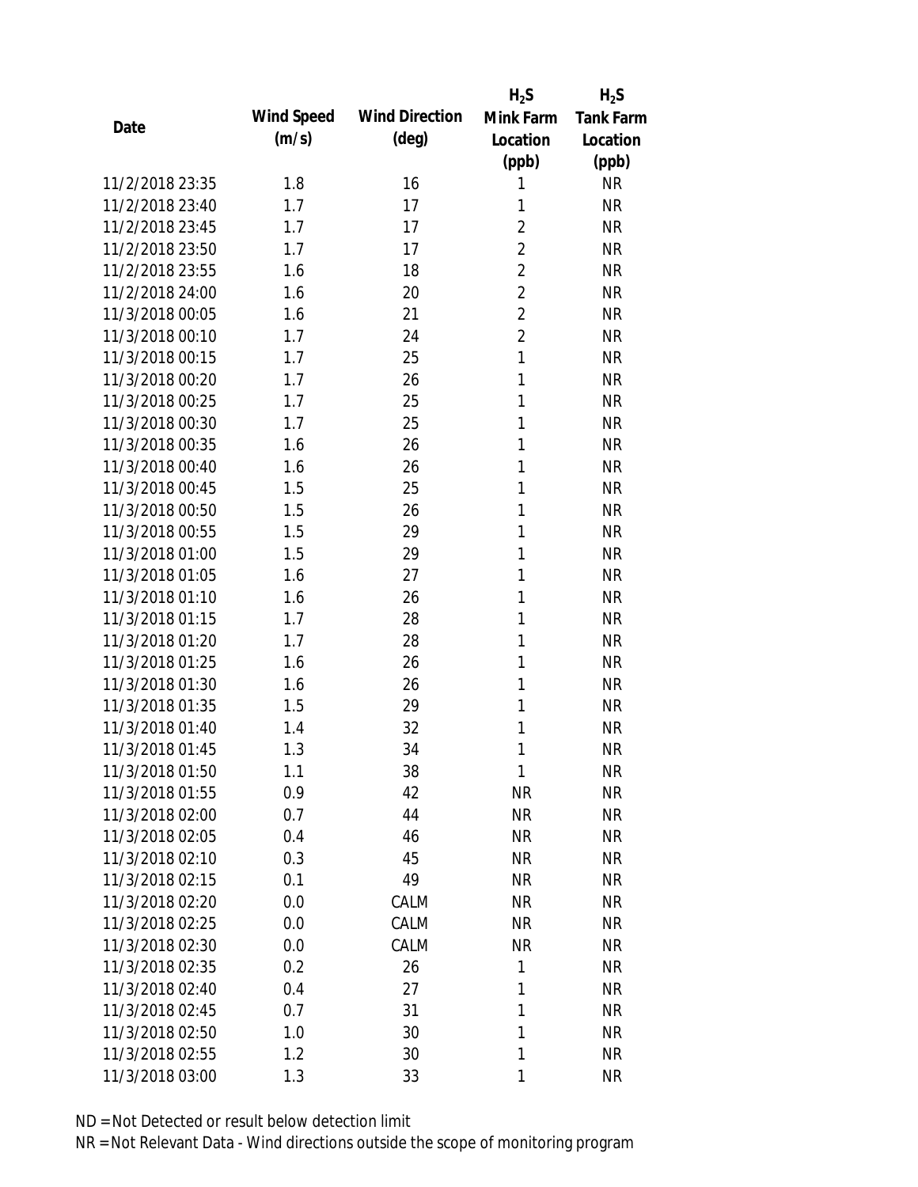| Date | Wind Speed (m/s) | Wind Direction (deg) | $H_2S$ Mink Farm Location (ppb) | $H_2S$ Tank Farm Location (ppb) |
|---|---|---|---|---|
| 11/2/2018 23:35 | 1.8 | 16 | 1 | NR |
| 11/2/2018 23:40 | 1.7 | 17 | 1 | NR |
| 11/2/2018 23:45 | 1.7 | 17 | 2 | NR |
| 11/2/2018 23:50 | 1.7 | 17 | 2 | NR |
| 11/2/2018 23:55 | 1.6 | 18 | 2 | NR |
| 11/2/2018 24:00 | 1.6 | 20 | 2 | NR |
| 11/3/2018 00:05 | 1.6 | 21 | 2 | NR |
| 11/3/2018 00:10 | 1.7 | 24 | 2 | NR |
| 11/3/2018 00:15 | 1.7 | 25 | 1 | NR |
| 11/3/2018 00:20 | 1.7 | 26 | 1 | NR |
| 11/3/2018 00:25 | 1.7 | 25 | 1 | NR |
| 11/3/2018 00:30 | 1.7 | 25 | 1 | NR |
| 11/3/2018 00:35 | 1.6 | 26 | 1 | NR |
| 11/3/2018 00:40 | 1.6 | 26 | 1 | NR |
| 11/3/2018 00:45 | 1.5 | 25 | 1 | NR |
| 11/3/2018 00:50 | 1.5 | 26 | 1 | NR |
| 11/3/2018 00:55 | 1.5 | 29 | 1 | NR |
| 11/3/2018 01:00 | 1.5 | 29 | 1 | NR |
| 11/3/2018 01:05 | 1.6 | 27 | 1 | NR |
| 11/3/2018 01:10 | 1.6 | 26 | 1 | NR |
| 11/3/2018 01:15 | 1.7 | 28 | 1 | NR |
| 11/3/2018 01:20 | 1.7 | 28 | 1 | NR |
| 11/3/2018 01:25 | 1.6 | 26 | 1 | NR |
| 11/3/2018 01:30 | 1.6 | 26 | 1 | NR |
| 11/3/2018 01:35 | 1.5 | 29 | 1 | NR |
| 11/3/2018 01:40 | 1.4 | 32 | 1 | NR |
| 11/3/2018 01:45 | 1.3 | 34 | 1 | NR |
| 11/3/2018 01:50 | 1.1 | 38 | 1 | NR |
| 11/3/2018 01:55 | 0.9 | 42 | NR | NR |
| 11/3/2018 02:00 | 0.7 | 44 | NR | NR |
| 11/3/2018 02:05 | 0.4 | 46 | NR | NR |
| 11/3/2018 02:10 | 0.3 | 45 | NR | NR |
| 11/3/2018 02:15 | 0.1 | 49 | NR | NR |
| 11/3/2018 02:20 | 0.0 | CALM | NR | NR |
| 11/3/2018 02:25 | 0.0 | CALM | NR | NR |
| 11/3/2018 02:30 | 0.0 | CALM | NR | NR |
| 11/3/2018 02:35 | 0.2 | 26 | 1 | NR |
| 11/3/2018 02:40 | 0.4 | 27 | 1 | NR |
| 11/3/2018 02:45 | 0.7 | 31 | 1 | NR |
| 11/3/2018 02:50 | 1.0 | 30 | 1 | NR |
| 11/3/2018 02:55 | 1.2 | 30 | 1 | NR |
| 11/3/2018 03:00 | 1.3 | 33 | 1 | NR |

ND = Not Detected or result below detection limit

NR = Not Relevant Data - Wind directions outside the scope of monitoring program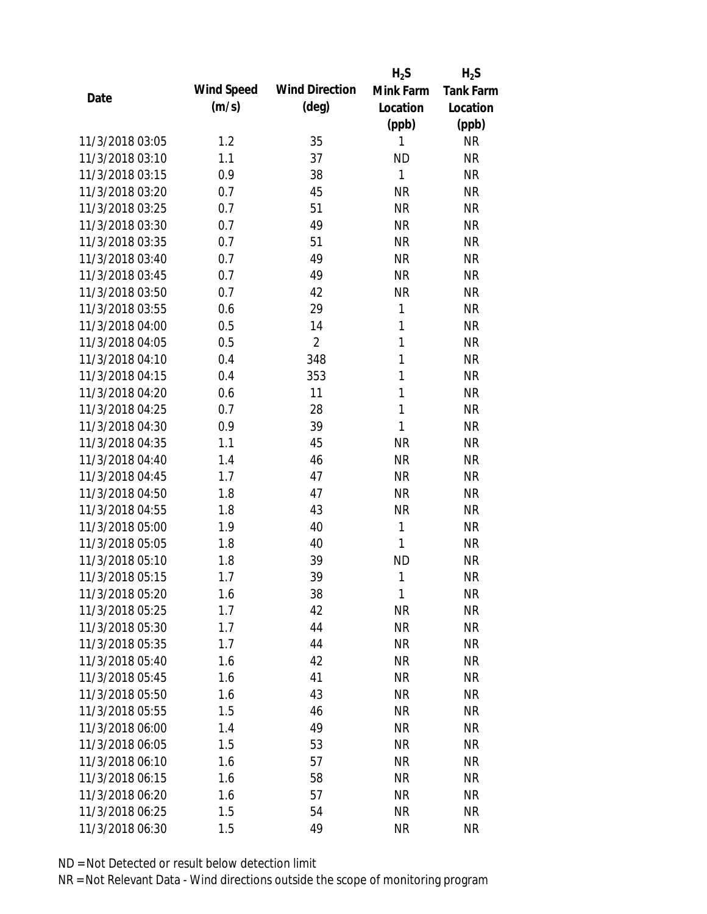| Date | Wind Speed (m/s) | Wind Direction (deg) | $H_2S$ Mink Farm Location (ppb) | $H_2S$ Tank Farm Location (ppb) |
|---|---|---|---|---|
| 11/3/2018 03:05 | 1.2 | 35 | 1 | NR |
| 11/3/2018 03:10 | 1.1 | 37 | ND | NR |
| 11/3/2018 03:15 | 0.9 | 38 | 1 | NR |
| 11/3/2018 03:20 | 0.7 | 45 | NR | NR |
| 11/3/2018 03:25 | 0.7 | 51 | NR | NR |
| 11/3/2018 03:30 | 0.7 | 49 | NR | NR |
| 11/3/2018 03:35 | 0.7 | 51 | NR | NR |
| 11/3/2018 03:40 | 0.7 | 49 | NR | NR |
| 11/3/2018 03:45 | 0.7 | 49 | NR | NR |
| 11/3/2018 03:50 | 0.7 | 42 | NR | NR |
| 11/3/2018 03:55 | 0.6 | 29 | 1 | NR |
| 11/3/2018 04:00 | 0.5 | 14 | 1 | NR |
| 11/3/2018 04:05 | 0.5 | 2 | 1 | NR |
| 11/3/2018 04:10 | 0.4 | 348 | 1 | NR |
| 11/3/2018 04:15 | 0.4 | 353 | 1 | NR |
| 11/3/2018 04:20 | 0.6 | 11 | 1 | NR |
| 11/3/2018 04:25 | 0.7 | 28 | 1 | NR |
| 11/3/2018 04:30 | 0.9 | 39 | 1 | NR |
| 11/3/2018 04:35 | 1.1 | 45 | NR | NR |
| 11/3/2018 04:40 | 1.4 | 46 | NR | NR |
| 11/3/2018 04:45 | 1.7 | 47 | NR | NR |
| 11/3/2018 04:50 | 1.8 | 47 | NR | NR |
| 11/3/2018 04:55 | 1.8 | 43 | NR | NR |
| 11/3/2018 05:00 | 1.9 | 40 | 1 | NR |
| 11/3/2018 05:05 | 1.8 | 40 | 1 | NR |
| 11/3/2018 05:10 | 1.8 | 39 | ND | NR |
| 11/3/2018 05:15 | 1.7 | 39 | 1 | NR |
| 11/3/2018 05:20 | 1.6 | 38 | 1 | NR |
| 11/3/2018 05:25 | 1.7 | 42 | NR | NR |
| 11/3/2018 05:30 | 1.7 | 44 | NR | NR |
| 11/3/2018 05:35 | 1.7 | 44 | NR | NR |
| 11/3/2018 05:40 | 1.6 | 42 | NR | NR |
| 11/3/2018 05:45 | 1.6 | 41 | NR | NR |
| 11/3/2018 05:50 | 1.6 | 43 | NR | NR |
| 11/3/2018 05:55 | 1.5 | 46 | NR | NR |
| 11/3/2018 06:00 | 1.4 | 49 | NR | NR |
| 11/3/2018 06:05 | 1.5 | 53 | NR | NR |
| 11/3/2018 06:10 | 1.6 | 57 | NR | NR |
| 11/3/2018 06:15 | 1.6 | 58 | NR | NR |
| 11/3/2018 06:20 | 1.6 | 57 | NR | NR |
| 11/3/2018 06:25 | 1.5 | 54 | NR | NR |
| 11/3/2018 06:30 | 1.5 | 49 | NR | NR |

ND = Not Detected or result below detection limit

NR = Not Relevant Data - Wind directions outside the scope of monitoring program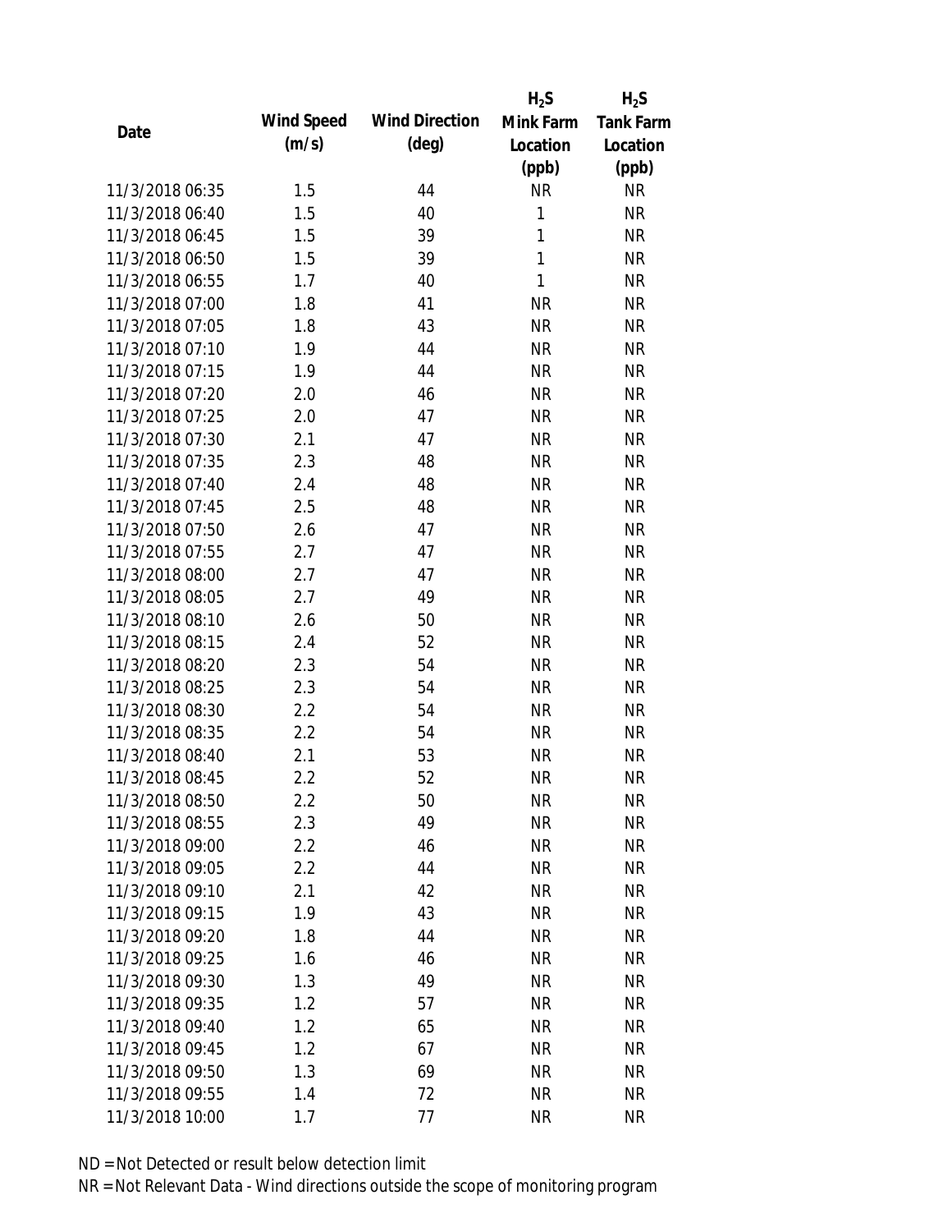| Date | Wind Speed (m/s) | Wind Direction (deg) | $H_2S$ Mink Farm Location (ppb) | $H_2S$ Tank Farm Location (ppb) |
|---|---|---|---|---|
| 11/3/2018 06:35 | 1.5 | 44 | NR | NR |
| 11/3/2018 06:40 | 1.5 | 40 | 1 | NR |
| 11/3/2018 06:45 | 1.5 | 39 | 1 | NR |
| 11/3/2018 06:50 | 1.5 | 39 | 1 | NR |
| 11/3/2018 06:55 | 1.7 | 40 | 1 | NR |
| 11/3/2018 07:00 | 1.8 | 41 | NR | NR |
| 11/3/2018 07:05 | 1.8 | 43 | NR | NR |
| 11/3/2018 07:10 | 1.9 | 44 | NR | NR |
| 11/3/2018 07:15 | 1.9 | 44 | NR | NR |
| 11/3/2018 07:20 | 2.0 | 46 | NR | NR |
| 11/3/2018 07:25 | 2.0 | 47 | NR | NR |
| 11/3/2018 07:30 | 2.1 | 47 | NR | NR |
| 11/3/2018 07:35 | 2.3 | 48 | NR | NR |
| 11/3/2018 07:40 | 2.4 | 48 | NR | NR |
| 11/3/2018 07:45 | 2.5 | 48 | NR | NR |
| 11/3/2018 07:50 | 2.6 | 47 | NR | NR |
| 11/3/2018 07:55 | 2.7 | 47 | NR | NR |
| 11/3/2018 08:00 | 2.7 | 47 | NR | NR |
| 11/3/2018 08:05 | 2.7 | 49 | NR | NR |
| 11/3/2018 08:10 | 2.6 | 50 | NR | NR |
| 11/3/2018 08:15 | 2.4 | 52 | NR | NR |
| 11/3/2018 08:20 | 2.3 | 54 | NR | NR |
| 11/3/2018 08:25 | 2.3 | 54 | NR | NR |
| 11/3/2018 08:30 | 2.2 | 54 | NR | NR |
| 11/3/2018 08:35 | 2.2 | 54 | NR | NR |
| 11/3/2018 08:40 | 2.1 | 53 | NR | NR |
| 11/3/2018 08:45 | 2.2 | 52 | NR | NR |
| 11/3/2018 08:50 | 2.2 | 50 | NR | NR |
| 11/3/2018 08:55 | 2.3 | 49 | NR | NR |
| 11/3/2018 09:00 | 2.2 | 46 | NR | NR |
| 11/3/2018 09:05 | 2.2 | 44 | NR | NR |
| 11/3/2018 09:10 | 2.1 | 42 | NR | NR |
| 11/3/2018 09:15 | 1.9 | 43 | NR | NR |
| 11/3/2018 09:20 | 1.8 | 44 | NR | NR |
| 11/3/2018 09:25 | 1.6 | 46 | NR | NR |
| 11/3/2018 09:30 | 1.3 | 49 | NR | NR |
| 11/3/2018 09:35 | 1.2 | 57 | NR | NR |
| 11/3/2018 09:40 | 1.2 | 65 | NR | NR |
| 11/3/2018 09:45 | 1.2 | 67 | NR | NR |
| 11/3/2018 09:50 | 1.3 | 69 | NR | NR |
| 11/3/2018 09:55 | 1.4 | 72 | NR | NR |
| 11/3/2018 10:00 | 1.7 | 77 | NR | NR |

ND = Not Detected or result below detection limit
NR = Not Relevant Data - Wind directions outside the scope of monitoring program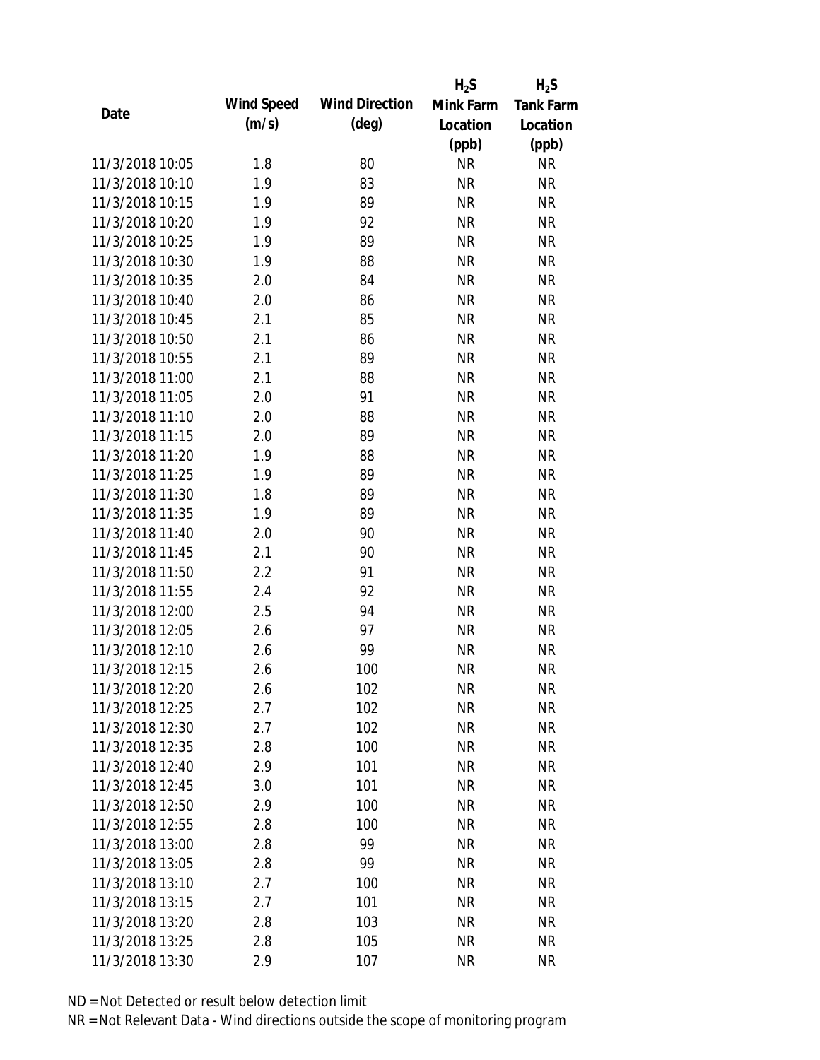| Date | Wind Speed (m/s) | Wind Direction (deg) | $H_2S$ Mink Farm Location (ppb) | $H_2S$ Tank Farm Location (ppb) |
|---|---|---|---|---|
| 11/3/2018 10:05 | 1.8 | 80 | NR | NR |
| 11/3/2018 10:10 | 1.9 | 83 | NR | NR |
| 11/3/2018 10:15 | 1.9 | 89 | NR | NR |
| 11/3/2018 10:20 | 1.9 | 92 | NR | NR |
| 11/3/2018 10:25 | 1.9 | 89 | NR | NR |
| 11/3/2018 10:30 | 1.9 | 88 | NR | NR |
| 11/3/2018 10:35 | 2.0 | 84 | NR | NR |
| 11/3/2018 10:40 | 2.0 | 86 | NR | NR |
| 11/3/2018 10:45 | 2.1 | 85 | NR | NR |
| 11/3/2018 10:50 | 2.1 | 86 | NR | NR |
| 11/3/2018 10:55 | 2.1 | 89 | NR | NR |
| 11/3/2018 11:00 | 2.1 | 88 | NR | NR |
| 11/3/2018 11:05 | 2.0 | 91 | NR | NR |
| 11/3/2018 11:10 | 2.0 | 88 | NR | NR |
| 11/3/2018 11:15 | 2.0 | 89 | NR | NR |
| 11/3/2018 11:20 | 1.9 | 88 | NR | NR |
| 11/3/2018 11:25 | 1.9 | 89 | NR | NR |
| 11/3/2018 11:30 | 1.8 | 89 | NR | NR |
| 11/3/2018 11:35 | 1.9 | 89 | NR | NR |
| 11/3/2018 11:40 | 2.0 | 90 | NR | NR |
| 11/3/2018 11:45 | 2.1 | 90 | NR | NR |
| 11/3/2018 11:50 | 2.2 | 91 | NR | NR |
| 11/3/2018 11:55 | 2.4 | 92 | NR | NR |
| 11/3/2018 12:00 | 2.5 | 94 | NR | NR |
| 11/3/2018 12:05 | 2.6 | 97 | NR | NR |
| 11/3/2018 12:10 | 2.6 | 99 | NR | NR |
| 11/3/2018 12:15 | 2.6 | 100 | NR | NR |
| 11/3/2018 12:20 | 2.6 | 102 | NR | NR |
| 11/3/2018 12:25 | 2.7 | 102 | NR | NR |
| 11/3/2018 12:30 | 2.7 | 102 | NR | NR |
| 11/3/2018 12:35 | 2.8 | 100 | NR | NR |
| 11/3/2018 12:40 | 2.9 | 101 | NR | NR |
| 11/3/2018 12:45 | 3.0 | 101 | NR | NR |
| 11/3/2018 12:50 | 2.9 | 100 | NR | NR |
| 11/3/2018 12:55 | 2.8 | 100 | NR | NR |
| 11/3/2018 13:00 | 2.8 | 99 | NR | NR |
| 11/3/2018 13:05 | 2.8 | 99 | NR | NR |
| 11/3/2018 13:10 | 2.7 | 100 | NR | NR |
| 11/3/2018 13:15 | 2.7 | 101 | NR | NR |
| 11/3/2018 13:20 | 2.8 | 103 | NR | NR |
| 11/3/2018 13:25 | 2.8 | 105 | NR | NR |
| 11/3/2018 13:30 | 2.9 | 107 | NR | NR |

ND = Not Detected or result below detection limit

NR = Not Relevant Data - Wind directions outside the scope of monitoring program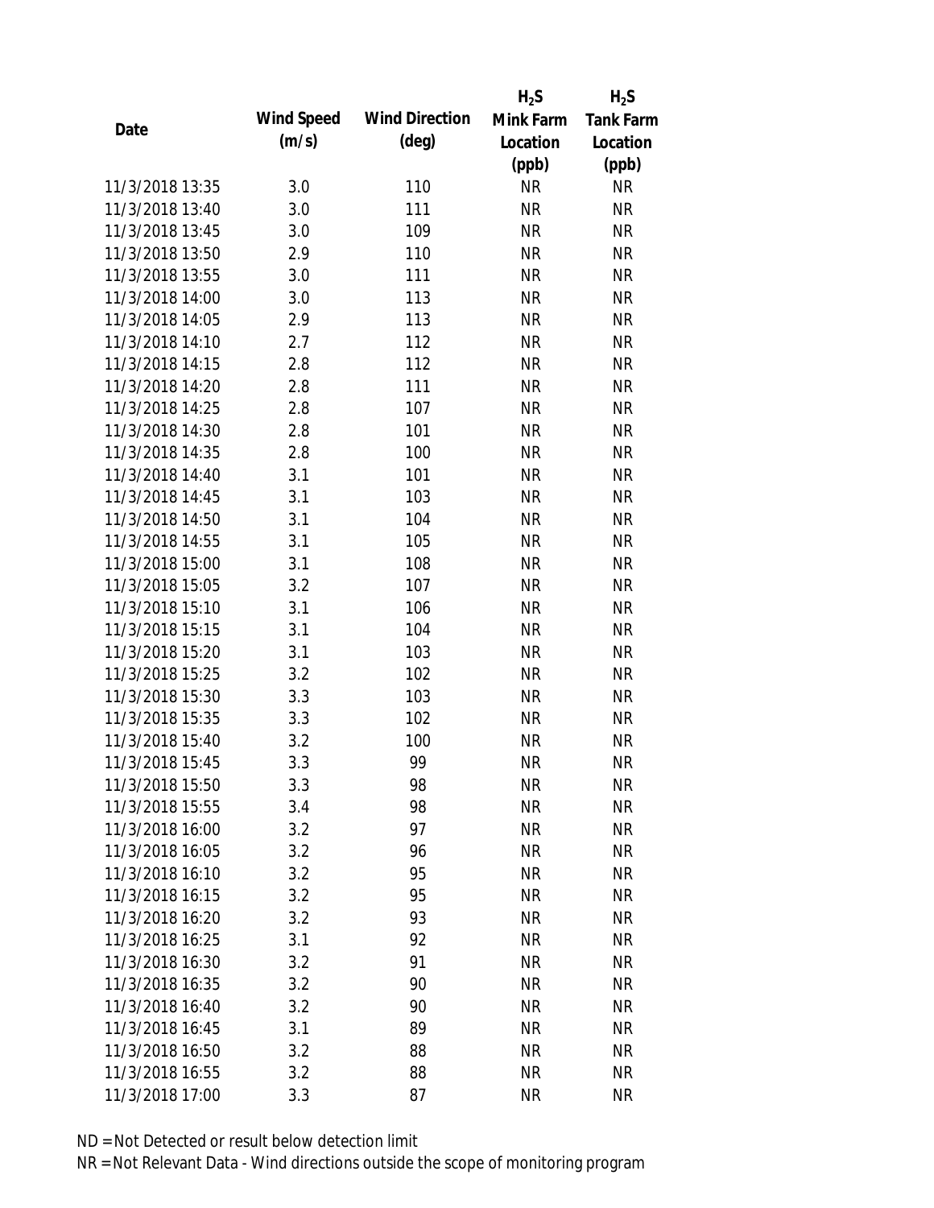| Date | Wind Speed (m/s) | Wind Direction (deg) | $H_2S$ Mink Farm Location (ppb) | $H_2S$ Tank Farm Location (ppb) |
|---|---|---|---|---|
| 11/3/2018 13:35 | 3.0 | 110 | NR | NR |
| 11/3/2018 13:40 | 3.0 | 111 | NR | NR |
| 11/3/2018 13:45 | 3.0 | 109 | NR | NR |
| 11/3/2018 13:50 | 2.9 | 110 | NR | NR |
| 11/3/2018 13:55 | 3.0 | 111 | NR | NR |
| 11/3/2018 14:00 | 3.0 | 113 | NR | NR |
| 11/3/2018 14:05 | 2.9 | 113 | NR | NR |
| 11/3/2018 14:10 | 2.7 | 112 | NR | NR |
| 11/3/2018 14:15 | 2.8 | 112 | NR | NR |
| 11/3/2018 14:20 | 2.8 | 111 | NR | NR |
| 11/3/2018 14:25 | 2.8 | 107 | NR | NR |
| 11/3/2018 14:30 | 2.8 | 101 | NR | NR |
| 11/3/2018 14:35 | 2.8 | 100 | NR | NR |
| 11/3/2018 14:40 | 3.1 | 101 | NR | NR |
| 11/3/2018 14:45 | 3.1 | 103 | NR | NR |
| 11/3/2018 14:50 | 3.1 | 104 | NR | NR |
| 11/3/2018 14:55 | 3.1 | 105 | NR | NR |
| 11/3/2018 15:00 | 3.1 | 108 | NR | NR |
| 11/3/2018 15:05 | 3.2 | 107 | NR | NR |
| 11/3/2018 15:10 | 3.1 | 106 | NR | NR |
| 11/3/2018 15:15 | 3.1 | 104 | NR | NR |
| 11/3/2018 15:20 | 3.1 | 103 | NR | NR |
| 11/3/2018 15:25 | 3.2 | 102 | NR | NR |
| 11/3/2018 15:30 | 3.3 | 103 | NR | NR |
| 11/3/2018 15:35 | 3.3 | 102 | NR | NR |
| 11/3/2018 15:40 | 3.2 | 100 | NR | NR |
| 11/3/2018 15:45 | 3.3 | 99 | NR | NR |
| 11/3/2018 15:50 | 3.3 | 98 | NR | NR |
| 11/3/2018 15:55 | 3.4 | 98 | NR | NR |
| 11/3/2018 16:00 | 3.2 | 97 | NR | NR |
| 11/3/2018 16:05 | 3.2 | 96 | NR | NR |
| 11/3/2018 16:10 | 3.2 | 95 | NR | NR |
| 11/3/2018 16:15 | 3.2 | 95 | NR | NR |
| 11/3/2018 16:20 | 3.2 | 93 | NR | NR |
| 11/3/2018 16:25 | 3.1 | 92 | NR | NR |
| 11/3/2018 16:30 | 3.2 | 91 | NR | NR |
| 11/3/2018 16:35 | 3.2 | 90 | NR | NR |
| 11/3/2018 16:40 | 3.2 | 90 | NR | NR |
| 11/3/2018 16:45 | 3.1 | 89 | NR | NR |
| 11/3/2018 16:50 | 3.2 | 88 | NR | NR |
| 11/3/2018 16:55 | 3.2 | 88 | NR | NR |
| 11/3/2018 17:00 | 3.3 | 87 | NR | NR |

ND = Not Detected or result below detection limit

NR = Not Relevant Data - Wind directions outside the scope of monitoring program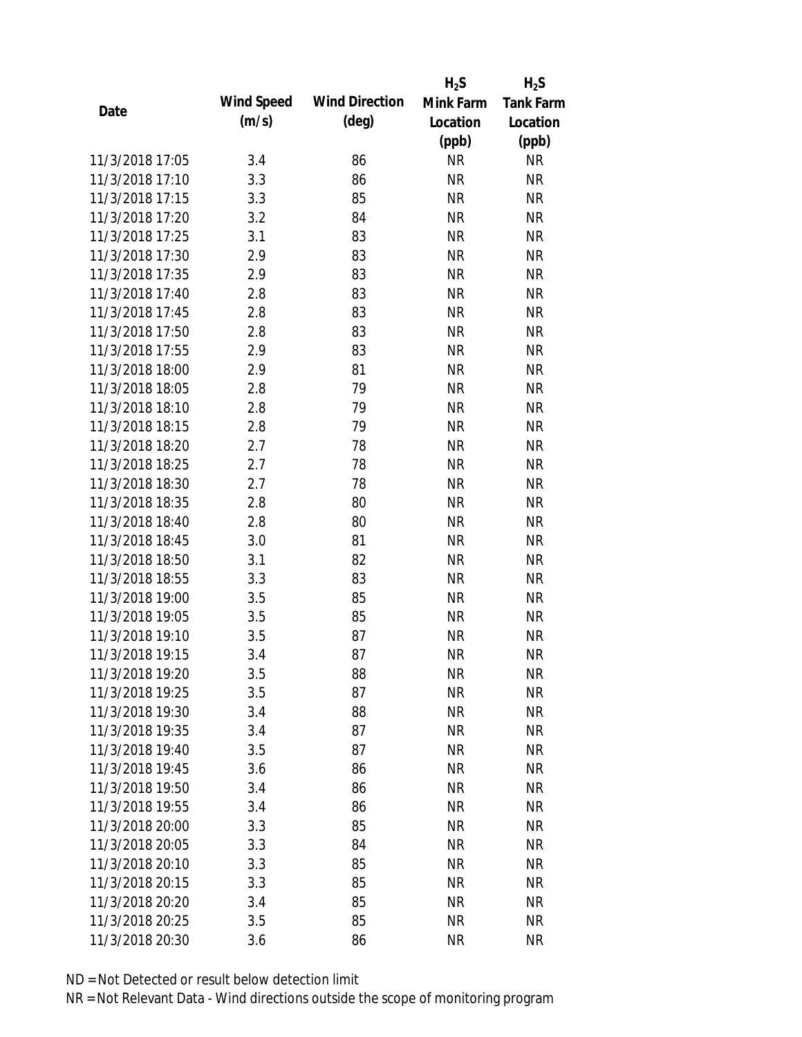| Date | Wind Speed (m/s) | Wind Direction (deg) | $H_2S$ Mink Farm Location (ppb) | $H_2S$ Tank Farm Location (ppb) |
|---|---|---|---|---|
| 11/3/2018 17:05 | 3.4 | 86 | NR | NR |
| 11/3/2018 17:10 | 3.3 | 86 | NR | NR |
| 11/3/2018 17:15 | 3.3 | 85 | NR | NR |
| 11/3/2018 17:20 | 3.2 | 84 | NR | NR |
| 11/3/2018 17:25 | 3.1 | 83 | NR | NR |
| 11/3/2018 17:30 | 2.9 | 83 | NR | NR |
| 11/3/2018 17:35 | 2.9 | 83 | NR | NR |
| 11/3/2018 17:40 | 2.8 | 83 | NR | NR |
| 11/3/2018 17:45 | 2.8 | 83 | NR | NR |
| 11/3/2018 17:50 | 2.8 | 83 | NR | NR |
| 11/3/2018 17:55 | 2.9 | 83 | NR | NR |
| 11/3/2018 18:00 | 2.9 | 81 | NR | NR |
| 11/3/2018 18:05 | 2.8 | 79 | NR | NR |
| 11/3/2018 18:10 | 2.8 | 79 | NR | NR |
| 11/3/2018 18:15 | 2.8 | 79 | NR | NR |
| 11/3/2018 18:20 | 2.7 | 78 | NR | NR |
| 11/3/2018 18:25 | 2.7 | 78 | NR | NR |
| 11/3/2018 18:30 | 2.7 | 78 | NR | NR |
| 11/3/2018 18:35 | 2.8 | 80 | NR | NR |
| 11/3/2018 18:40 | 2.8 | 80 | NR | NR |
| 11/3/2018 18:45 | 3.0 | 81 | NR | NR |
| 11/3/2018 18:50 | 3.1 | 82 | NR | NR |
| 11/3/2018 18:55 | 3.3 | 83 | NR | NR |
| 11/3/2018 19:00 | 3.5 | 85 | NR | NR |
| 11/3/2018 19:05 | 3.5 | 85 | NR | NR |
| 11/3/2018 19:10 | 3.5 | 87 | NR | NR |
| 11/3/2018 19:15 | 3.4 | 87 | NR | NR |
| 11/3/2018 19:20 | 3.5 | 88 | NR | NR |
| 11/3/2018 19:25 | 3.5 | 87 | NR | NR |
| 11/3/2018 19:30 | 3.4 | 88 | NR | NR |
| 11/3/2018 19:35 | 3.4 | 87 | NR | NR |
| 11/3/2018 19:40 | 3.5 | 87 | NR | NR |
| 11/3/2018 19:45 | 3.6 | 86 | NR | NR |
| 11/3/2018 19:50 | 3.4 | 86 | NR | NR |
| 11/3/2018 19:55 | 3.4 | 86 | NR | NR |
| 11/3/2018 20:00 | 3.3 | 85 | NR | NR |
| 11/3/2018 20:05 | 3.3 | 84 | NR | NR |
| 11/3/2018 20:10 | 3.3 | 85 | NR | NR |
| 11/3/2018 20:15 | 3.3 | 85 | NR | NR |
| 11/3/2018 20:20 | 3.4 | 85 | NR | NR |
| 11/3/2018 20:25 | 3.5 | 85 | NR | NR |
| 11/3/2018 20:30 | 3.6 | 86 | NR | NR |

ND = Not Detected or result below detection limit

NR = Not Relevant Data - Wind directions outside the scope of monitoring program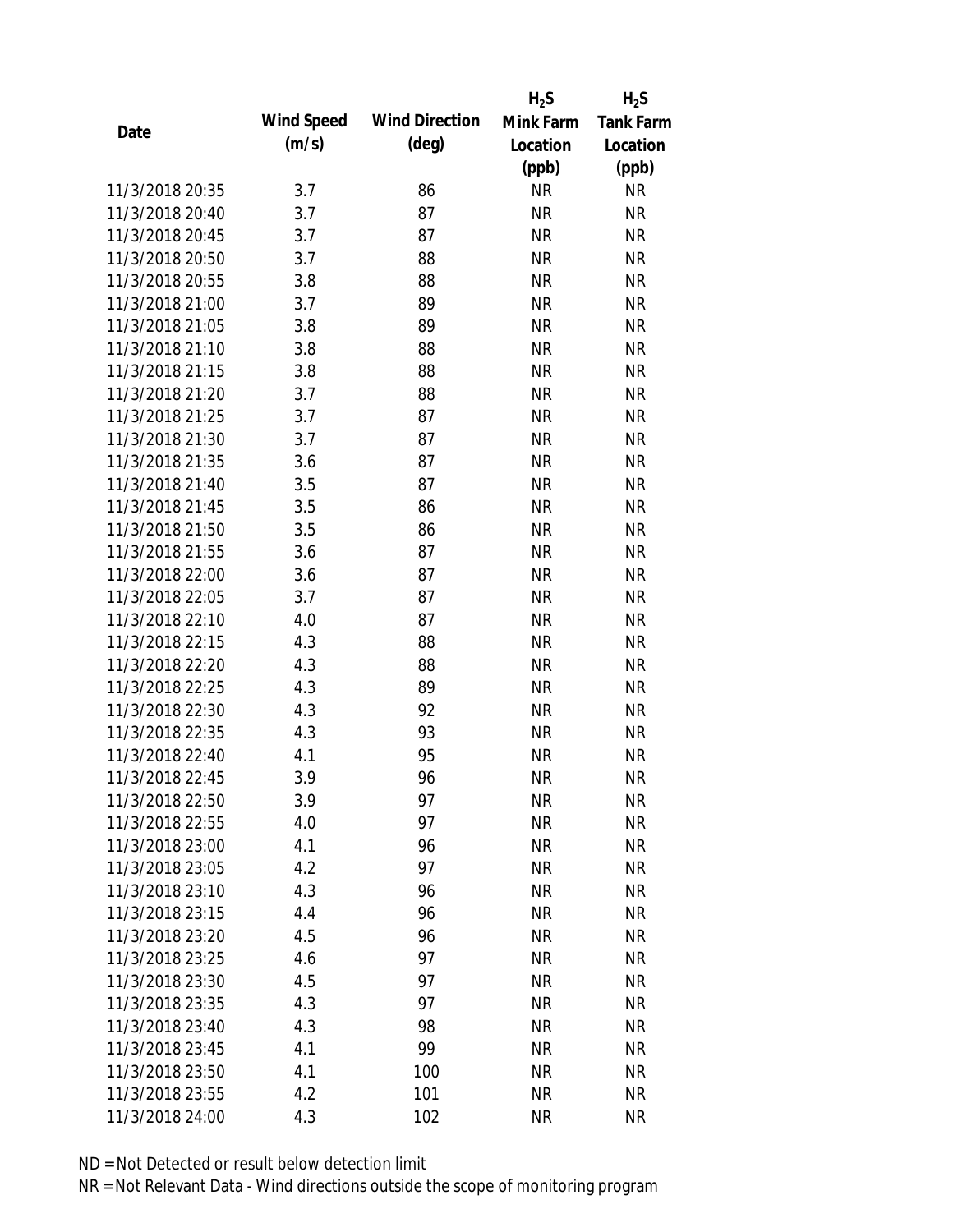| Date | Wind Speed (m/s) | Wind Direction (deg) | $H_2S$ Mink Farm Location (ppb) | $H_2S$ Tank Farm Location (ppb) |
|---|---|---|---|---|
| 11/3/2018 20:35 | 3.7 | 86 | NR | NR |
| 11/3/2018 20:40 | 3.7 | 87 | NR | NR |
| 11/3/2018 20:45 | 3.7 | 87 | NR | NR |
| 11/3/2018 20:50 | 3.7 | 88 | NR | NR |
| 11/3/2018 20:55 | 3.8 | 88 | NR | NR |
| 11/3/2018 21:00 | 3.7 | 89 | NR | NR |
| 11/3/2018 21:05 | 3.8 | 89 | NR | NR |
| 11/3/2018 21:10 | 3.8 | 88 | NR | NR |
| 11/3/2018 21:15 | 3.8 | 88 | NR | NR |
| 11/3/2018 21:20 | 3.7 | 88 | NR | NR |
| 11/3/2018 21:25 | 3.7 | 87 | NR | NR |
| 11/3/2018 21:30 | 3.7 | 87 | NR | NR |
| 11/3/2018 21:35 | 3.6 | 87 | NR | NR |
| 11/3/2018 21:40 | 3.5 | 87 | NR | NR |
| 11/3/2018 21:45 | 3.5 | 86 | NR | NR |
| 11/3/2018 21:50 | 3.5 | 86 | NR | NR |
| 11/3/2018 21:55 | 3.6 | 87 | NR | NR |
| 11/3/2018 22:00 | 3.6 | 87 | NR | NR |
| 11/3/2018 22:05 | 3.7 | 87 | NR | NR |
| 11/3/2018 22:10 | 4.0 | 87 | NR | NR |
| 11/3/2018 22:15 | 4.3 | 88 | NR | NR |
| 11/3/2018 22:20 | 4.3 | 88 | NR | NR |
| 11/3/2018 22:25 | 4.3 | 89 | NR | NR |
| 11/3/2018 22:30 | 4.3 | 92 | NR | NR |
| 11/3/2018 22:35 | 4.3 | 93 | NR | NR |
| 11/3/2018 22:40 | 4.1 | 95 | NR | NR |
| 11/3/2018 22:45 | 3.9 | 96 | NR | NR |
| 11/3/2018 22:50 | 3.9 | 97 | NR | NR |
| 11/3/2018 22:55 | 4.0 | 97 | NR | NR |
| 11/3/2018 23:00 | 4.1 | 96 | NR | NR |
| 11/3/2018 23:05 | 4.2 | 97 | NR | NR |
| 11/3/2018 23:10 | 4.3 | 96 | NR | NR |
| 11/3/2018 23:15 | 4.4 | 96 | NR | NR |
| 11/3/2018 23:20 | 4.5 | 96 | NR | NR |
| 11/3/2018 23:25 | 4.6 | 97 | NR | NR |
| 11/3/2018 23:30 | 4.5 | 97 | NR | NR |
| 11/3/2018 23:35 | 4.3 | 97 | NR | NR |
| 11/3/2018 23:40 | 4.3 | 98 | NR | NR |
| 11/3/2018 23:45 | 4.1 | 99 | NR | NR |
| 11/3/2018 23:50 | 4.1 | 100 | NR | NR |
| 11/3/2018 23:55 | 4.2 | 101 | NR | NR |
| 11/3/2018 24:00 | 4.3 | 102 | NR | NR |

ND = Not Detected or result below detection limit

NR = Not Relevant Data - Wind directions outside the scope of monitoring program